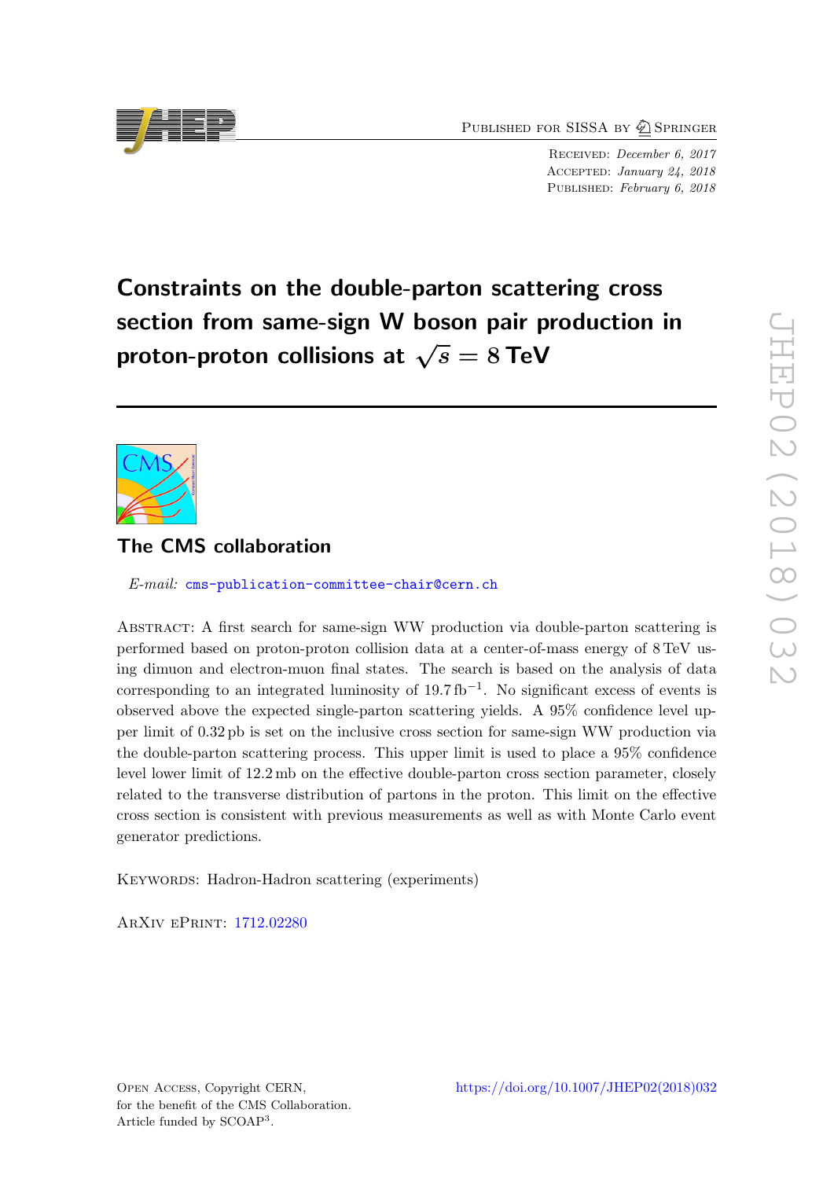Published for SISSA by Springer

Received: *December 6, 2017*
Accepted: *January 24, 2018*
Published: *February 6, 2018*

# Constraints on the double-parton scattering cross section from same-sign W boson pair production in proton-proton collisions at $\sqrt{s} = 8$ TeV

## The CMS collaboration

*E-mail:* cms-publication-committee-chair@cern.ch

Abstract: A first search for same-sign WW production via double-parton scattering is performed based on proton-proton collision data at a center-of-mass energy of 8 TeV using dimuon and electron-muon final states. The search is based on the analysis of data corresponding to an integrated luminosity of $19.7\,\mathrm{fb}^{-1}$. No significant excess of events is observed above the expected single-parton scattering yields. A 95% confidence level upper limit of 0.32 pb is set on the inclusive cross section for same-sign WW production via the double-parton scattering process. This upper limit is used to place a 95% confidence level lower limit of 12.2 mb on the effective double-parton cross section parameter, closely related to the transverse distribution of partons in the proton. This limit on the effective cross section is consistent with previous measurements as well as with Monte Carlo event generator predictions.

Keywords: Hadron-Hadron scattering (experiments)

ArXiv ePrint: 1712.02280

Open Access, Copyright CERN,
for the benefit of the CMS Collaboration.
Article funded by SCOAP$^3$.

https://doi.org/10.1007/JHEP02(2018)032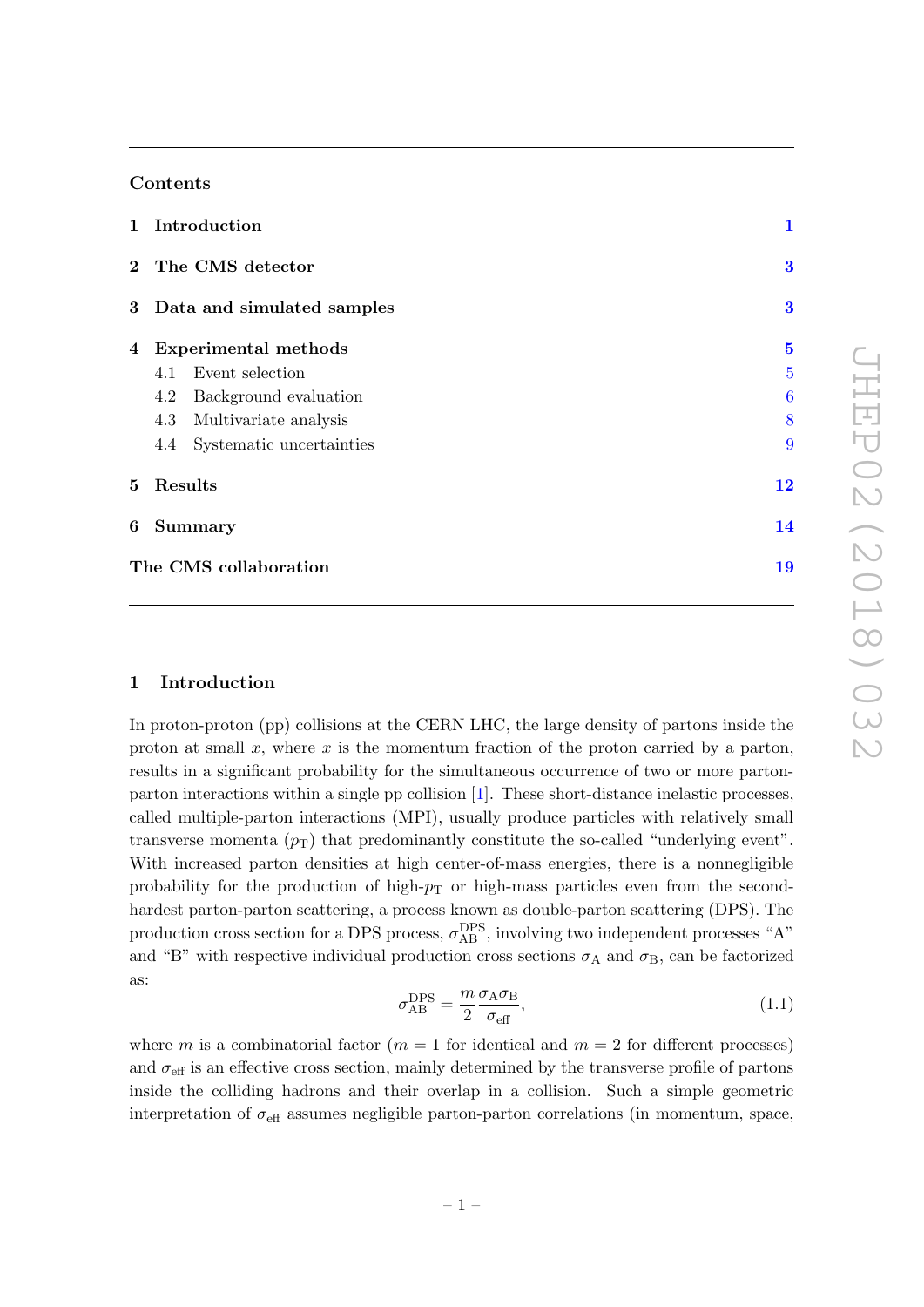## Contents

| | | |
|---|---|---|
| **1** | **Introduction** | **1** |
| **2** | **The CMS detector** | **3** |
| **3** | **Data and simulated samples** | **3** |
| **4** | **Experimental methods** | **5** |
| | 4.1 Event selection | 5 |
| | 4.2 Background evaluation | 6 |
| | 4.3 Multivariate analysis | 8 |
| | 4.4 Systematic uncertainties | 9 |
| **5** | **Results** | **12** |
| **6** | **Summary** | **14** |
| | **The CMS collaboration** | **19** |

## 1 Introduction

In proton-proton (pp) collisions at the CERN LHC, the large density of partons inside the proton at small $x$, where $x$ is the momentum fraction of the proton carried by a parton, results in a significant probability for the simultaneous occurrence of two or more parton-parton interactions within a single pp collision [1]. These short-distance inelastic processes, called multiple-parton interactions (MPI), usually produce particles with relatively small transverse momenta ($p_{\mathrm{T}}$) that predominantly constitute the so-called "underlying event". With increased parton densities at high center-of-mass energies, there is a nonnegligible probability for the production of high-$p_{\mathrm{T}}$ or high-mass particles even from the second-hardest parton-parton scattering, a process known as double-parton scattering (DPS). The production cross section for a DPS process, $\sigma_{\mathrm{AB}}^{\mathrm{DPS}}$, involving two independent processes "A" and "B" with respective individual production cross sections $\sigma_{\mathrm{A}}$ and $\sigma_{\mathrm{B}}$, can be factorized as:

$$\sigma_{\mathrm{AB}}^{\mathrm{DPS}} = \frac{m}{2} \frac{\sigma_{\mathrm{A}} \sigma_{\mathrm{B}}}{\sigma_{\mathrm{eff}}}, \tag{1.1}$$

where $m$ is a combinatorial factor ($m = 1$ for identical and $m = 2$ for different processes) and $\sigma_{\mathrm{eff}}$ is an effective cross section, mainly determined by the transverse profile of partons inside the colliding hadrons and their overlap in a collision. Such a simple geometric interpretation of $\sigma_{\mathrm{eff}}$ assumes negligible parton-parton correlations (in momentum, space,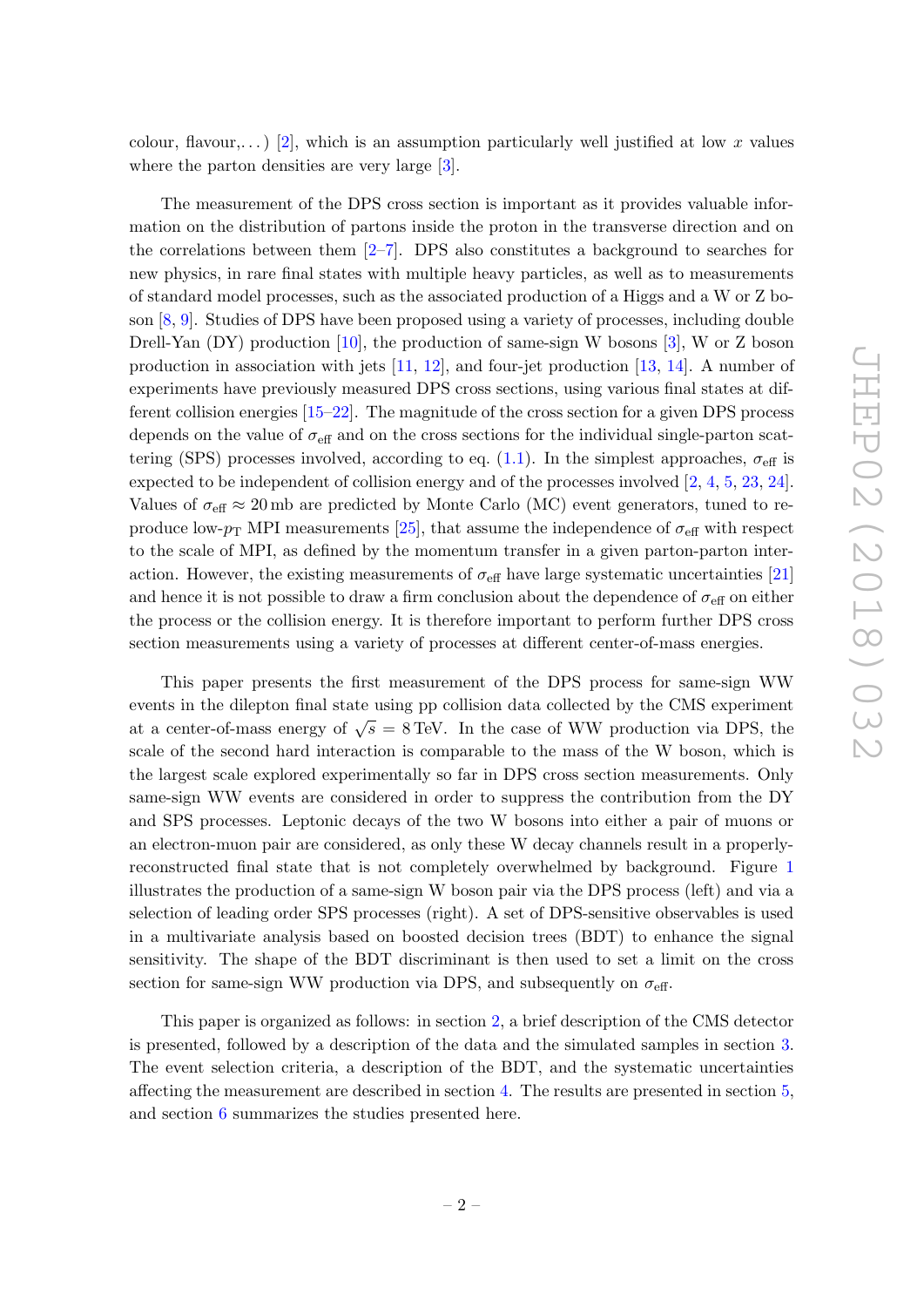colour, flavour,...) [2], which is an assumption particularly well justified at low $x$ values where the parton densities are very large [3].

The measurement of the DPS cross section is important as it provides valuable information on the distribution of partons inside the proton in the transverse direction and on the correlations between them [2–7]. DPS also constitutes a background to searches for new physics, in rare final states with multiple heavy particles, as well as to measurements of standard model processes, such as the associated production of a Higgs and a W or Z boson [8, 9]. Studies of DPS have been proposed using a variety of processes, including double Drell-Yan (DY) production [10], the production of same-sign W bosons [3], W or Z boson production in association with jets [11, 12], and four-jet production [13, 14]. A number of experiments have previously measured DPS cross sections, using various final states at different collision energies [15–22]. The magnitude of the cross section for a given DPS process depends on the value of $\sigma_{\text{eff}}$ and on the cross sections for the individual single-parton scattering (SPS) processes involved, according to eq. (1.1). In the simplest approaches, $\sigma_{\text{eff}}$ is expected to be independent of collision energy and of the processes involved [2, 4, 5, 23, 24]. Values of $\sigma_{\text{eff}} \approx 20\,\text{mb}$ are predicted by Monte Carlo (MC) event generators, tuned to reproduce low-$p_{\text{T}}$ MPI measurements [25], that assume the independence of $\sigma_{\text{eff}}$ with respect to the scale of MPI, as defined by the momentum transfer in a given parton-parton interaction. However, the existing measurements of $\sigma_{\text{eff}}$ have large systematic uncertainties [21] and hence it is not possible to draw a firm conclusion about the dependence of $\sigma_{\text{eff}}$ on either the process or the collision energy. It is therefore important to perform further DPS cross section measurements using a variety of processes at different center-of-mass energies.

This paper presents the first measurement of the DPS process for same-sign WW events in the dilepton final state using pp collision data collected by the CMS experiment at a center-of-mass energy of $\sqrt{s} = 8\,\text{TeV}$. In the case of WW production via DPS, the scale of the second hard interaction is comparable to the mass of the W boson, which is the largest scale explored experimentally so far in DPS cross section measurements. Only same-sign WW events are considered in order to suppress the contribution from the DY and SPS processes. Leptonic decays of the two W bosons into either a pair of muons or an electron-muon pair are considered, as only these W decay channels result in a properly-reconstructed final state that is not completely overwhelmed by background. Figure 1 illustrates the production of a same-sign W boson pair via the DPS process (left) and via a selection of leading order SPS processes (right). A set of DPS-sensitive observables is used in a multivariate analysis based on boosted decision trees (BDT) to enhance the signal sensitivity. The shape of the BDT discriminant is then used to set a limit on the cross section for same-sign WW production via DPS, and subsequently on $\sigma_{\text{eff}}$.

This paper is organized as follows: in section 2, a brief description of the CMS detector is presented, followed by a description of the data and the simulated samples in section 3. The event selection criteria, a description of the BDT, and the systematic uncertainties affecting the measurement are described in section 4. The results are presented in section 5, and section 6 summarizes the studies presented here.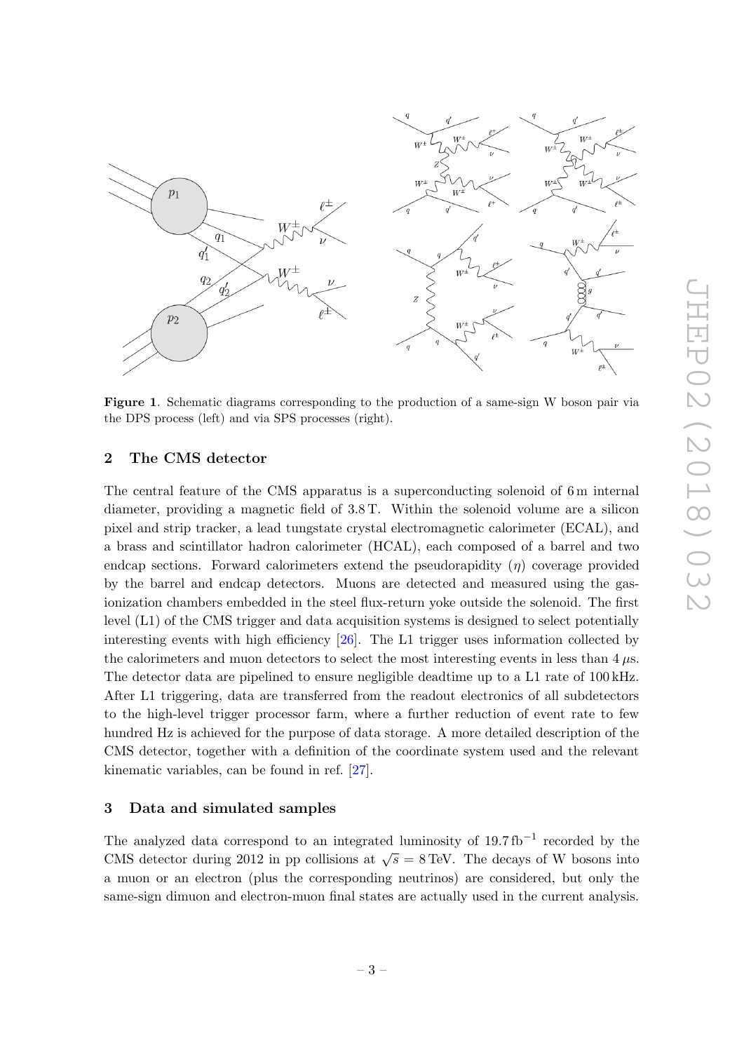**Figure 1**. Schematic diagrams corresponding to the production of a same-sign W boson pair via the DPS process (left) and via SPS processes (right).

## 2 The CMS detector

The central feature of the CMS apparatus is a superconducting solenoid of 6 m internal diameter, providing a magnetic field of 3.8 T. Within the solenoid volume are a silicon pixel and strip tracker, a lead tungstate crystal electromagnetic calorimeter (ECAL), and a brass and scintillator hadron calorimeter (HCAL), each composed of a barrel and two endcap sections. Forward calorimeters extend the pseudorapidity ($\eta$) coverage provided by the barrel and endcap detectors. Muons are detected and measured using the gas-ionization chambers embedded in the steel flux-return yoke outside the solenoid. The first level (L1) of the CMS trigger and data acquisition systems is designed to select potentially interesting events with high efficiency [26]. The L1 trigger uses information collected by the calorimeters and muon detectors to select the most interesting events in less than 4 $\mu$s. The detector data are pipelined to ensure negligible deadtime up to a L1 rate of 100 kHz. After L1 triggering, data are transferred from the readout electronics of all subdetectors to the high-level trigger processor farm, where a further reduction of event rate to few hundred Hz is achieved for the purpose of data storage. A more detailed description of the CMS detector, together with a definition of the coordinate system used and the relevant kinematic variables, can be found in ref. [27].

## 3 Data and simulated samples

The analyzed data correspond to an integrated luminosity of 19.7 $\mathrm{fb}^{-1}$ recorded by the CMS detector during 2012 in pp collisions at $\sqrt{s} = 8$ TeV. The decays of W bosons into a muon or an electron (plus the corresponding neutrinos) are considered, but only the same-sign dimuon and electron-muon final states are actually used in the current analysis.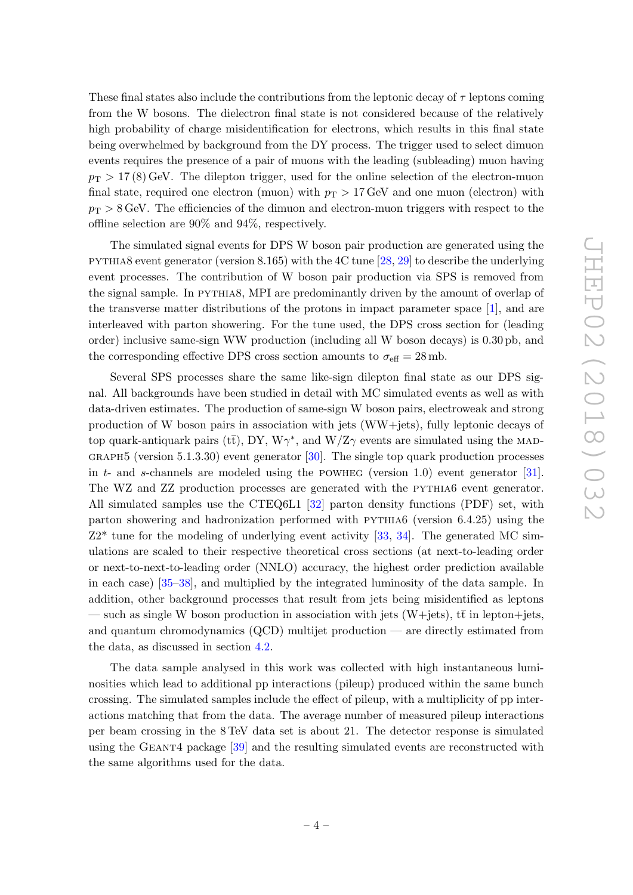These final states also include the contributions from the leptonic decay of $\tau$ leptons coming from the W bosons. The dielectron final state is not considered because of the relatively high probability of charge misidentification for electrons, which results in this final state being overwhelmed by background from the DY process. The trigger used to select dimuon events requires the presence of a pair of muons with the leading (subleading) muon having $p_{\mathrm{T}} > 17\,(8)$ GeV. The dilepton trigger, used for the online selection of the electron-muon final state, required one electron (muon) with $p_{\mathrm{T}} > 17$ GeV and one muon (electron) with $p_{\mathrm{T}} > 8$ GeV. The efficiencies of the dimuon and electron-muon triggers with respect to the offline selection are 90% and 94%, respectively.

The simulated signal events for DPS W boson pair production are generated using the PYTHIA8 event generator (version 8.165) with the 4C tune [28, 29] to describe the underlying event processes. The contribution of W boson pair production via SPS is removed from the signal sample. In PYTHIA8, MPI are predominantly driven by the amount of overlap of the transverse matter distributions of the protons in impact parameter space [1], and are interleaved with parton showering. For the tune used, the DPS cross section for (leading order) inclusive same-sign WW production (including all W boson decays) is 0.30 pb, and the corresponding effective DPS cross section amounts to $\sigma_{\mathrm{eff}} = 28$ mb.

Several SPS processes share the same like-sign dilepton final state as our DPS signal. All backgrounds have been studied in detail with MC simulated events as well as with data-driven estimates. The production of same-sign W boson pairs, electroweak and strong production of W boson pairs in association with jets (WW+jets), fully leptonic decays of top quark-antiquark pairs ($\mathrm{t\bar{t}}$), DY, $\mathrm{W}\gamma^{*}$, and $\mathrm{W/Z}\gamma$ events are simulated using the MADGRAPH5 (version 5.1.3.30) event generator [30]. The single top quark production processes in $t$- and $s$-channels are modeled using the POWHEG (version 1.0) event generator [31]. The WZ and ZZ production processes are generated with the PYTHIA6 event generator. All simulated samples use the CTEQ6L1 [32] parton density functions (PDF) set, with parton showering and hadronization performed with PYTHIA6 (version 6.4.25) using the Z2* tune for the modeling of underlying event activity [33, 34]. The generated MC simulations are scaled to their respective theoretical cross sections (at next-to-leading order or next-to-next-to-leading order (NNLO) accuracy, the highest order prediction available in each case) [35–38], and multiplied by the integrated luminosity of the data sample. In addition, other background processes that result from jets being misidentified as leptons — such as single W boson production in association with jets (W+jets), $\mathrm{t\bar{t}}$ in lepton+jets, and quantum chromodynamics (QCD) multijet production — are directly estimated from the data, as discussed in section 4.2.

The data sample analysed in this work was collected with high instantaneous luminosities which lead to additional pp interactions (pileup) produced within the same bunch crossing. The simulated samples include the effect of pileup, with a multiplicity of pp interactions matching that from the data. The average number of measured pileup interactions per beam crossing in the 8 TeV data set is about 21. The detector response is simulated using the GEANT4 package [39] and the resulting simulated events are reconstructed with the same algorithms used for the data.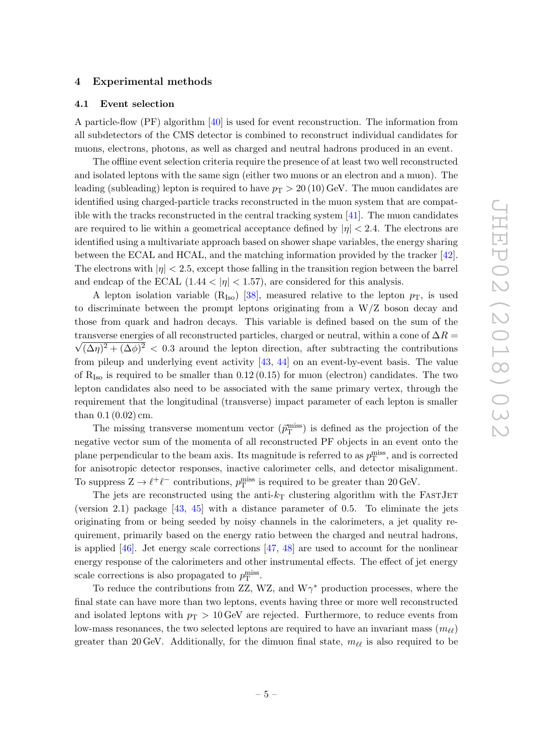## 4 Experimental methods

### 4.1 Event selection

A particle-flow (PF) algorithm [40] is used for event reconstruction. The information from all subdetectors of the CMS detector is combined to reconstruct individual candidates for muons, electrons, photons, as well as charged and neutral hadrons produced in an event.

The offline event selection criteria require the presence of at least two well reconstructed and isolated leptons with the same sign (either two muons or an electron and a muon). The leading (subleading) lepton is required to have $p_{\mathrm{T}} > 20\,(10)$ GeV. The muon candidates are identified using charged-particle tracks reconstructed in the muon system that are compatible with the tracks reconstructed in the central tracking system [41]. The muon candidates are required to lie within a geometrical acceptance defined by $|\eta| < 2.4$. The electrons are identified using a multivariate approach based on shower shape variables, the energy sharing between the ECAL and HCAL, and the matching information provided by the tracker [42]. The electrons with $|\eta| < 2.5$, except those falling in the transition region between the barrel and endcap of the ECAL ($1.44 < |\eta| < 1.57$), are considered for this analysis.

A lepton isolation variable ($\mathrm{R_{Iso}}$) [38], measured relative to the lepton $p_{\mathrm{T}}$, is used to discriminate between the prompt leptons originating from a W/Z boson decay and those from quark and hadron decays. This variable is defined based on the sum of the transverse energies of all reconstructed particles, charged or neutral, within a cone of $\Delta R = \sqrt{(\Delta\eta)^2 + (\Delta\phi)^2} < 0.3$ around the lepton direction, after subtracting the contributions from pileup and underlying event activity [43, 44] on an event-by-event basis. The value of $\mathrm{R_{Iso}}$ is required to be smaller than 0.12 (0.15) for muon (electron) candidates. The two lepton candidates also need to be associated with the same primary vertex, through the requirement that the longitudinal (transverse) impact parameter of each lepton is smaller than 0.1 (0.02) cm.

The missing transverse momentum vector ($\vec{p}_{\mathrm{T}}^{\,\mathrm{miss}}$) is defined as the projection of the negative vector sum of the momenta of all reconstructed PF objects in an event onto the plane perpendicular to the beam axis. Its magnitude is referred to as $p_{\mathrm{T}}^{\mathrm{miss}}$, and is corrected for anisotropic detector responses, inactive calorimeter cells, and detector misalignment. To suppress $\mathrm{Z} \to \ell^+\ell^-$ contributions, $p_{\mathrm{T}}^{\mathrm{miss}}$ is required to be greater than 20 GeV.

The jets are reconstructed using the anti-$k_{\mathrm{T}}$ clustering algorithm with the FastJet (version 2.1) package [43, 45] with a distance parameter of 0.5. To eliminate the jets originating from or being seeded by noisy channels in the calorimeters, a jet quality requirement, primarily based on the energy ratio between the charged and neutral hadrons, is applied [46]. Jet energy scale corrections [47, 48] are used to account for the nonlinear energy response of the calorimeters and other instrumental effects. The effect of jet energy scale corrections is also propagated to $p_{\mathrm{T}}^{\mathrm{miss}}$.

To reduce the contributions from ZZ, WZ, and W$\gamma^*$ production processes, where the final state can have more than two leptons, events having three or more well reconstructed and isolated leptons with $p_{\mathrm{T}} > 10$ GeV are rejected. Furthermore, to reduce events from low-mass resonances, the two selected leptons are required to have an invariant mass ($m_{\ell\ell}$) greater than 20 GeV. Additionally, for the dimuon final state, $m_{\ell\ell}$ is also required to be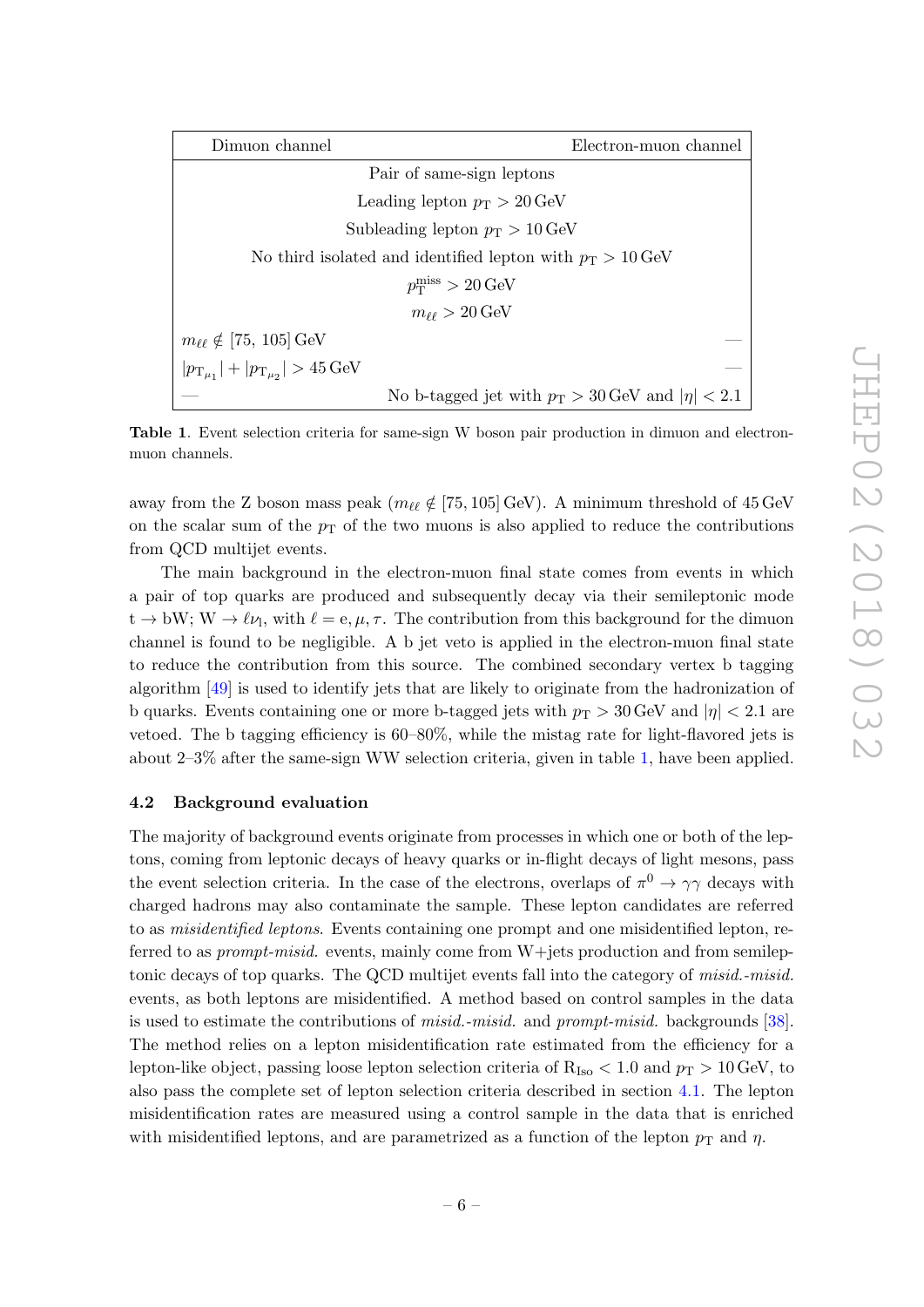| Dimuon channel | Electron-muon channel |
|---|---|
| Pair of same-sign leptons | |
| Leading lepton $p_{\mathrm{T}} > 20\,\mathrm{GeV}$ | |
| Subleading lepton $p_{\mathrm{T}} > 10\,\mathrm{GeV}$ | |
| No third isolated and identified lepton with $p_{\mathrm{T}} > 10\,\mathrm{GeV}$ | |
| $p_{\mathrm{T}}^{\mathrm{miss}} > 20\,\mathrm{GeV}$ | |
| $m_{\ell\ell} > 20\,\mathrm{GeV}$ | |
| $m_{\ell\ell} \notin [75,\, 105]\,\mathrm{GeV}$ | — |
| $\lvert p_{\mathrm{T}_{\mu_1}} \rvert + \lvert p_{\mathrm{T}_{\mu_2}} \rvert > 45\,\mathrm{GeV}$ | — |
| — | No b-tagged jet with $p_{\mathrm{T}} > 30\,\mathrm{GeV}$ and $\lvert\eta\rvert < 2.1$ |

**Table 1**. Event selection criteria for same-sign W boson pair production in dimuon and electron-muon channels.

away from the Z boson mass peak ($m_{\ell\ell} \notin [75, 105]\,\mathrm{GeV}$). A minimum threshold of 45 GeV on the scalar sum of the $p_{\mathrm{T}}$ of the two muons is also applied to reduce the contributions from QCD multijet events.

The main background in the electron-muon final state comes from events in which a pair of top quarks are produced and subsequently decay via their semileptonic mode $\mathrm{t} \to \mathrm{bW};\ \mathrm{W} \to \ell\nu_{\mathrm{l}}$, with $\ell = \mathrm{e}, \mu, \tau$. The contribution from this background for the dimuon channel is found to be negligible. A b jet veto is applied in the electron-muon final state to reduce the contribution from this source. The combined secondary vertex b tagging algorithm [49] is used to identify jets that are likely to originate from the hadronization of b quarks. Events containing one or more b-tagged jets with $p_{\mathrm{T}} > 30\,\mathrm{GeV}$ and $|\eta| < 2.1$ are vetoed. The b tagging efficiency is 60–80%, while the mistag rate for light-flavored jets is about 2–3% after the same-sign WW selection criteria, given in table 1, have been applied.

### 4.2 Background evaluation

The majority of background events originate from processes in which one or both of the leptons, coming from leptonic decays of heavy quarks or in-flight decays of light mesons, pass the event selection criteria. In the case of the electrons, overlaps of $\pi^0 \to \gamma\gamma$ decays with charged hadrons may also contaminate the sample. These lepton candidates are referred to as *misidentified leptons*. Events containing one prompt and one misidentified lepton, referred to as *prompt-misid.* events, mainly come from W+jets production and from semileptonic decays of top quarks. The QCD multijet events fall into the category of *misid.-misid.* events, as both leptons are misidentified. A method based on control samples in the data is used to estimate the contributions of *misid.-misid.* and *prompt-misid.* backgrounds [38]. The method relies on a lepton misidentification rate estimated from the efficiency for a lepton-like object, passing loose lepton selection criteria of $\mathrm{R_{Iso}} < 1.0$ and $p_{\mathrm{T}} > 10\,\mathrm{GeV}$, to also pass the complete set of lepton selection criteria described in section 4.1. The lepton misidentification rates are measured using a control sample in the data that is enriched with misidentified leptons, and are parametrized as a function of the lepton $p_{\mathrm{T}}$ and $\eta$.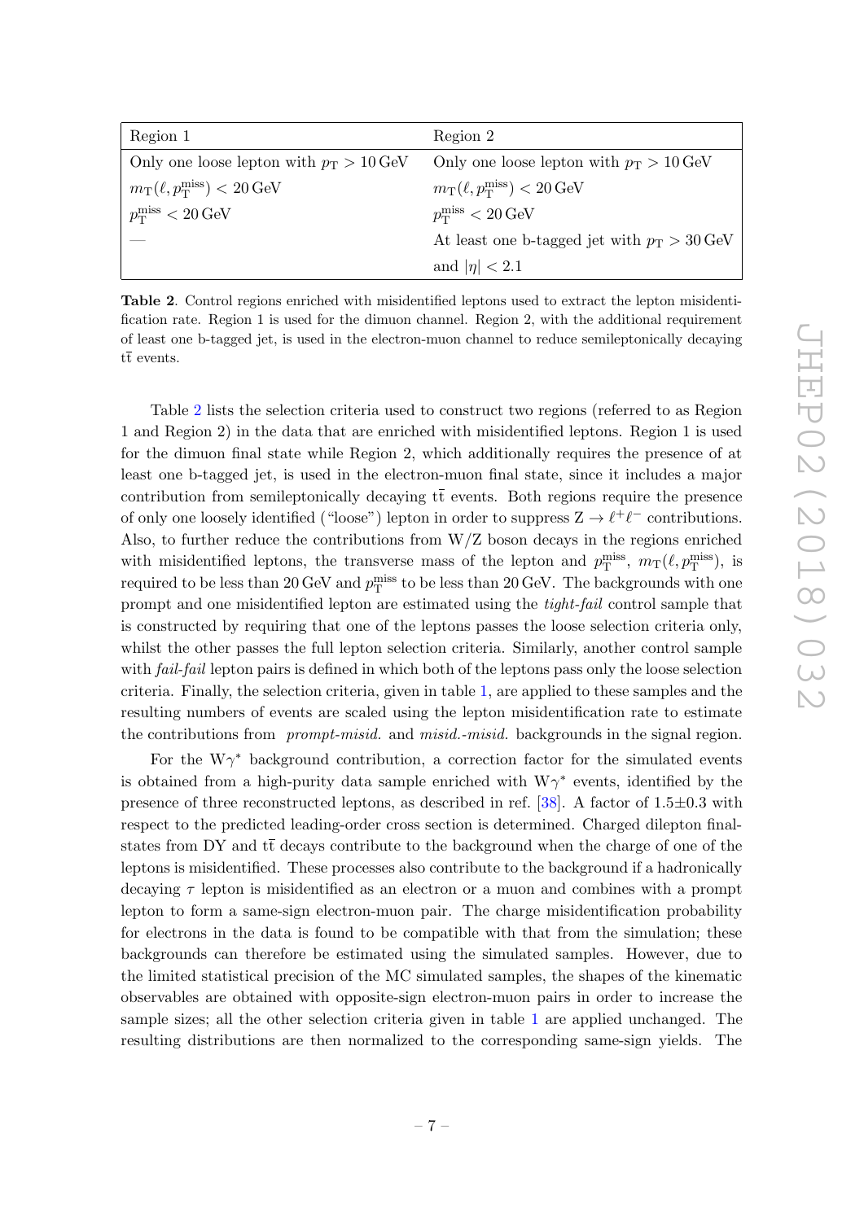| Region 1 | Region 2 |
| --- | --- |
| Only one loose lepton with $p_{\mathrm{T}} > 10\,\mathrm{GeV}$ | Only one loose lepton with $p_{\mathrm{T}} > 10\,\mathrm{GeV}$ |
| $m_{\mathrm{T}}(\ell, p_{\mathrm{T}}^{\mathrm{miss}}) < 20\,\mathrm{GeV}$ | $m_{\mathrm{T}}(\ell, p_{\mathrm{T}}^{\mathrm{miss}}) < 20\,\mathrm{GeV}$ |
| $p_{\mathrm{T}}^{\mathrm{miss}} < 20\,\mathrm{GeV}$ | $p_{\mathrm{T}}^{\mathrm{miss}} < 20\,\mathrm{GeV}$ |
| — | At least one b-tagged jet with $p_{\mathrm{T}} > 30\,\mathrm{GeV}$ |
| | and $\lvert\eta\rvert < 2.1$ |

**Table 2**. Control regions enriched with misidentified leptons used to extract the lepton misidentification rate. Region 1 is used for the dimuon channel. Region 2, with the additional requirement of least one b-tagged jet, is used in the electron-muon channel to reduce semileptonically decaying $\mathrm{t\bar{t}}$ events.

Table 2 lists the selection criteria used to construct two regions (referred to as Region 1 and Region 2) in the data that are enriched with misidentified leptons. Region 1 is used for the dimuon final state while Region 2, which additionally requires the presence of at least one b-tagged jet, is used in the electron-muon final state, since it includes a major contribution from semileptonically decaying $\mathrm{t\bar{t}}$ events. Both regions require the presence of only one loosely identified ("loose") lepton in order to suppress $\mathrm{Z} \to \ell^+\ell^-$ contributions. Also, to further reduce the contributions from W/Z boson decays in the regions enriched with misidentified leptons, the transverse mass of the lepton and $p_{\mathrm{T}}^{\mathrm{miss}}$, $m_{\mathrm{T}}(\ell, p_{\mathrm{T}}^{\mathrm{miss}})$, is required to be less than 20 GeV and $p_{\mathrm{T}}^{\mathrm{miss}}$ to be less than 20 GeV. The backgrounds with one prompt and one misidentified lepton are estimated using the *tight-fail* control sample that is constructed by requiring that one of the leptons passes the loose selection criteria only, whilst the other passes the full lepton selection criteria. Similarly, another control sample with *fail-fail* lepton pairs is defined in which both of the leptons pass only the loose selection criteria. Finally, the selection criteria, given in table 1, are applied to these samples and the resulting numbers of events are scaled using the lepton misidentification rate to estimate the contributions from *prompt-misid.* and *misid.-misid.* backgrounds in the signal region.

For the $\mathrm{W}\gamma^*$ background contribution, a correction factor for the simulated events is obtained from a high-purity data sample enriched with $\mathrm{W}\gamma^*$ events, identified by the presence of three reconstructed leptons, as described in ref. [38]. A factor of $1.5\pm0.3$ with respect to the predicted leading-order cross section is determined. Charged dilepton final-states from DY and $\mathrm{t\bar{t}}$ decays contribute to the background when the charge of one of the leptons is misidentified. These processes also contribute to the background if a hadronically decaying $\tau$ lepton is misidentified as an electron or a muon and combines with a prompt lepton to form a same-sign electron-muon pair. The charge misidentification probability for electrons in the data is found to be compatible with that from the simulation; these backgrounds can therefore be estimated using the simulated samples. However, due to the limited statistical precision of the MC simulated samples, the shapes of the kinematic observables are obtained with opposite-sign electron-muon pairs in order to increase the sample sizes; all the other selection criteria given in table 1 are applied unchanged. The resulting distributions are then normalized to the corresponding same-sign yields. The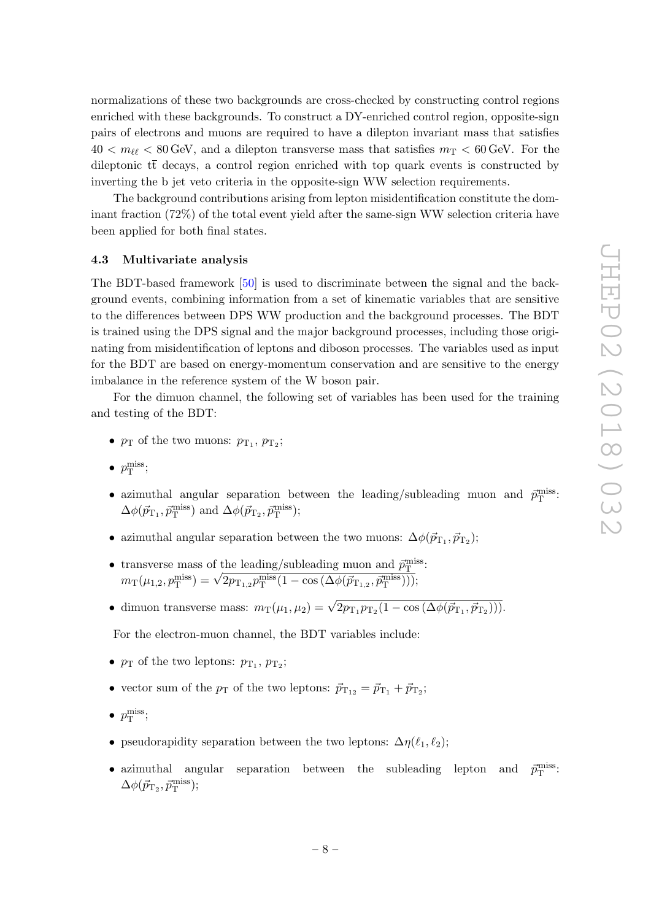normalizations of these two backgrounds are cross-checked by constructing control regions enriched with these backgrounds. To construct a DY-enriched control region, opposite-sign pairs of electrons and muons are required to have a dilepton invariant mass that satisfies $40 < m_{\ell\ell} < 80\,\text{GeV}$, and a dilepton transverse mass that satisfies $m_{\text{T}} < 60\,\text{GeV}$. For the dileptonic $\text{t}\bar{\text{t}}$ decays, a control region enriched with top quark events is constructed by inverting the b jet veto criteria in the opposite-sign WW selection requirements.

The background contributions arising from lepton misidentification constitute the dominant fraction (72%) of the total event yield after the same-sign WW selection criteria have been applied for both final states.

### 4.3 Multivariate analysis

The BDT-based framework [50] is used to discriminate between the signal and the background events, combining information from a set of kinematic variables that are sensitive to the differences between DPS WW production and the background processes. The BDT is trained using the DPS signal and the major background processes, including those originating from misidentification of leptons and diboson processes. The variables used as input for the BDT are based on energy-momentum conservation and are sensitive to the energy imbalance in the reference system of the W boson pair.

For the dimuon channel, the following set of variables has been used for the training and testing of the BDT:

- $p_{\text{T}}$ of the two muons: $p_{\text{T}_1}$, $p_{\text{T}_2}$;
- $p_{\text{T}}^{\text{miss}}$;
- azimuthal angular separation between the leading/subleading muon and $\vec{p}_{\text{T}}^{\text{miss}}$: $\Delta\phi(\vec{p}_{\text{T}_1}, \vec{p}_{\text{T}}^{\text{miss}})$ and $\Delta\phi(\vec{p}_{\text{T}_2}, \vec{p}_{\text{T}}^{\text{miss}})$;
- azimuthal angular separation between the two muons: $\Delta\phi(\vec{p}_{\text{T}_1}, \vec{p}_{\text{T}_2})$;
- transverse mass of the leading/subleading muon and $\vec{p}_{\text{T}}^{\text{miss}}$: $m_{\text{T}}(\mu_{1,2}, p_{\text{T}}^{\text{miss}}) = \sqrt{2 p_{\text{T}_{1,2}} p_{\text{T}}^{\text{miss}} (1 - \cos(\Delta\phi(\vec{p}_{\text{T}_{1,2}}, \vec{p}_{\text{T}}^{\text{miss}})))}$;
- dimuon transverse mass: $m_{\text{T}}(\mu_1, \mu_2) = \sqrt{2 p_{\text{T}_1} p_{\text{T}_2} (1 - \cos(\Delta\phi(\vec{p}_{\text{T}_1}, \vec{p}_{\text{T}_2})))}$.

For the electron-muon channel, the BDT variables include:

- $p_{\text{T}}$ of the two leptons: $p_{\text{T}_1}$, $p_{\text{T}_2}$;
- vector sum of the $p_{\text{T}}$ of the two leptons: $\vec{p}_{\text{T}_{12}} = \vec{p}_{\text{T}_1} + \vec{p}_{\text{T}_2}$;
- $p_{\text{T}}^{\text{miss}}$;
- pseudorapidity separation between the two leptons: $\Delta\eta(\ell_1, \ell_2)$;
- azimuthal angular separation between the subleading lepton and $\vec{p}_{\text{T}}^{\text{miss}}$: $\Delta\phi(\vec{p}_{\text{T}_2}, \vec{p}_{\text{T}}^{\text{miss}})$;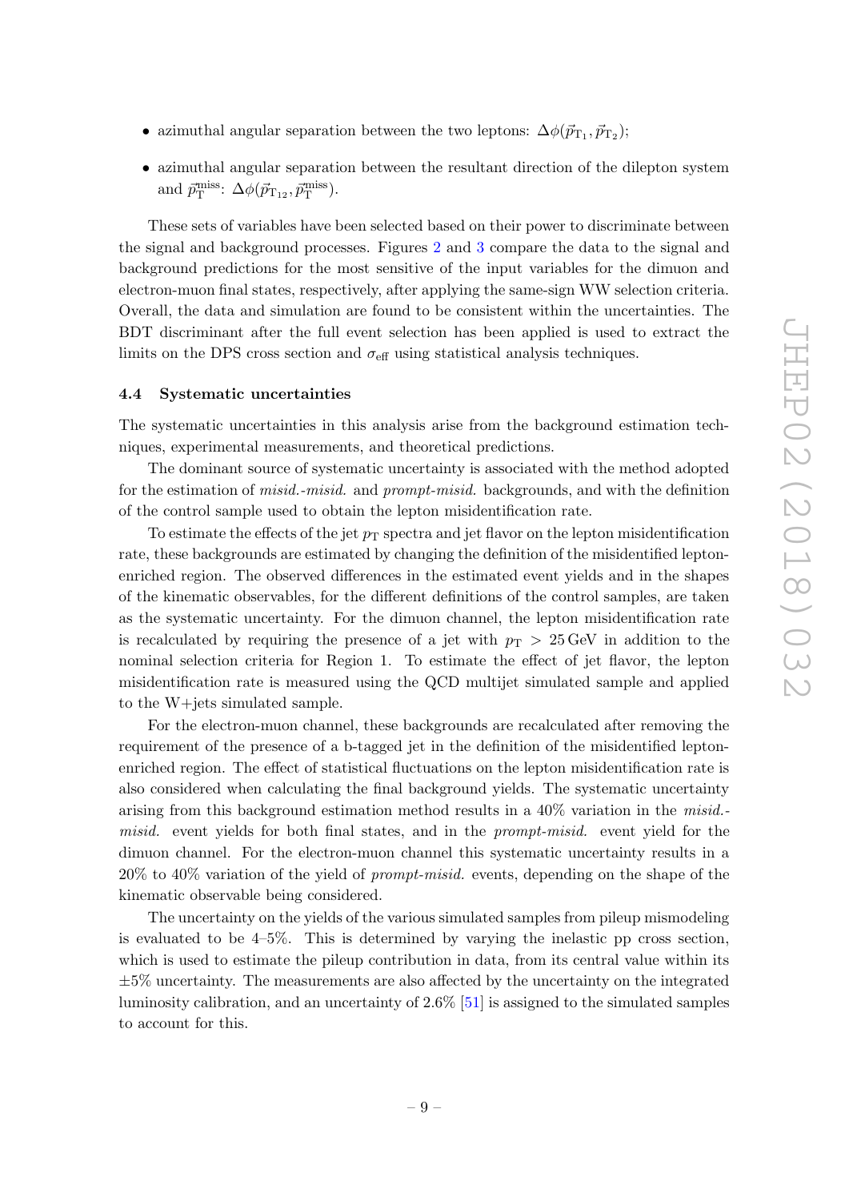- azimuthal angular separation between the two leptons: $\Delta\phi(\vec{p}_{\mathrm{T}_1}, \vec{p}_{\mathrm{T}_2})$;
- azimuthal angular separation between the resultant direction of the dilepton system and $\vec{p}_{\mathrm{T}}^{\,\mathrm{miss}}$: $\Delta\phi(\vec{p}_{\mathrm{T}_{12}}, \vec{p}_{\mathrm{T}}^{\,\mathrm{miss}})$.

These sets of variables have been selected based on their power to discriminate between the signal and background processes. Figures 2 and 3 compare the data to the signal and background predictions for the most sensitive of the input variables for the dimuon and electron-muon final states, respectively, after applying the same-sign WW selection criteria. Overall, the data and simulation are found to be consistent within the uncertainties. The BDT discriminant after the full event selection has been applied is used to extract the limits on the DPS cross section and $\sigma_{\mathrm{eff}}$ using statistical analysis techniques.

### 4.4 Systematic uncertainties

The systematic uncertainties in this analysis arise from the background estimation techniques, experimental measurements, and theoretical predictions.

The dominant source of systematic uncertainty is associated with the method adopted for the estimation of *misid.-misid.* and *prompt-misid.* backgrounds, and with the definition of the control sample used to obtain the lepton misidentification rate.

To estimate the effects of the jet $p_{\mathrm{T}}$ spectra and jet flavor on the lepton misidentification rate, these backgrounds are estimated by changing the definition of the misidentified lepton-enriched region. The observed differences in the estimated event yields and in the shapes of the kinematic observables, for the different definitions of the control samples, are taken as the systematic uncertainty. For the dimuon channel, the lepton misidentification rate is recalculated by requiring the presence of a jet with $p_{\mathrm{T}} > 25\,\mathrm{GeV}$ in addition to the nominal selection criteria for Region 1. To estimate the effect of jet flavor, the lepton misidentification rate is measured using the QCD multijet simulated sample and applied to the W+jets simulated sample.

For the electron-muon channel, these backgrounds are recalculated after removing the requirement of the presence of a b-tagged jet in the definition of the misidentified lepton-enriched region. The effect of statistical fluctuations on the lepton misidentification rate is also considered when calculating the final background yields. The systematic uncertainty arising from this background estimation method results in a 40% variation in the *misid.-misid.* event yields for both final states, and in the *prompt-misid.* event yield for the dimuon channel. For the electron-muon channel this systematic uncertainty results in a 20% to 40% variation of the yield of *prompt-misid.* events, depending on the shape of the kinematic observable being considered.

The uncertainty on the yields of the various simulated samples from pileup mismodeling is evaluated to be 4–5%. This is determined by varying the inelastic pp cross section, which is used to estimate the pileup contribution in data, from its central value within its $\pm 5\%$ uncertainty. The measurements are also affected by the uncertainty on the integrated luminosity calibration, and an uncertainty of 2.6% [51] is assigned to the simulated samples to account for this.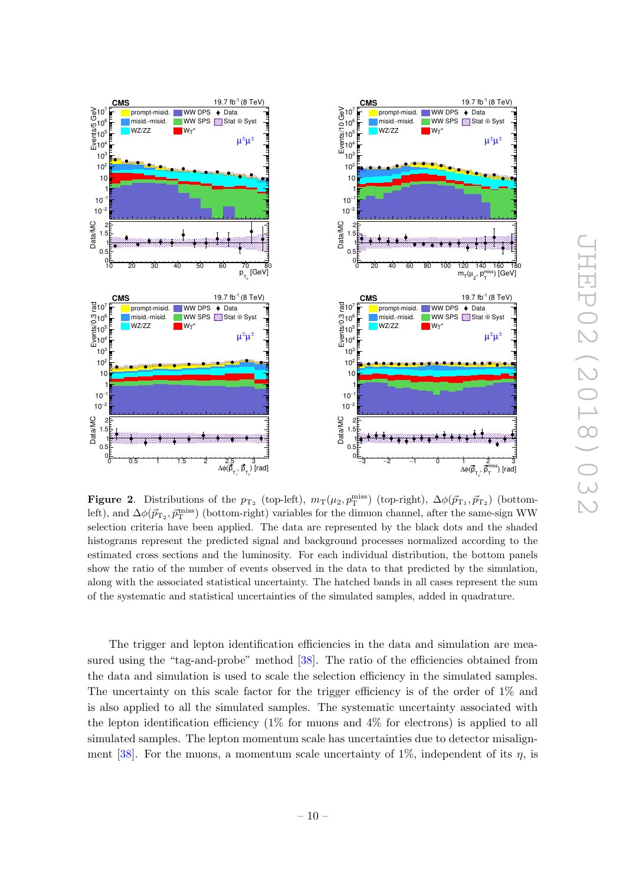**Figure 2**. Distributions of the $p_{T_2}$ (top-left), $m_T(\mu_2, p_T^{miss})$ (top-right), $\Delta\phi(\vec{p}_{T_1}, \vec{p}_{T_2})$ (bottom-left), and $\Delta\phi(\vec{p}_{T_2}, \vec{p}_T^{miss})$ (bottom-right) variables for the dimuon channel, after the same-sign WW selection criteria have been applied. The data are represented by the black dots and the shaded histograms represent the predicted signal and background processes normalized according to the estimated cross sections and the luminosity. For each individual distribution, the bottom panels show the ratio of the number of events observed in the data to that predicted by the simulation, along with the associated statistical uncertainty. The hatched bands in all cases represent the sum of the systematic and statistical uncertainties of the simulated samples, added in quadrature.

The trigger and lepton identification efficiencies in the data and simulation are measured using the "tag-and-probe" method [38]. The ratio of the efficiencies obtained from the data and simulation is used to scale the selection efficiency in the simulated samples. The uncertainty on this scale factor for the trigger efficiency is of the order of 1% and is also applied to all the simulated samples. The systematic uncertainty associated with the lepton identification efficiency (1% for muons and 4% for electrons) is applied to all simulated samples. The lepton momentum scale has uncertainties due to detector misalignment [38]. For the muons, a momentum scale uncertainty of 1%, independent of its $\eta$, is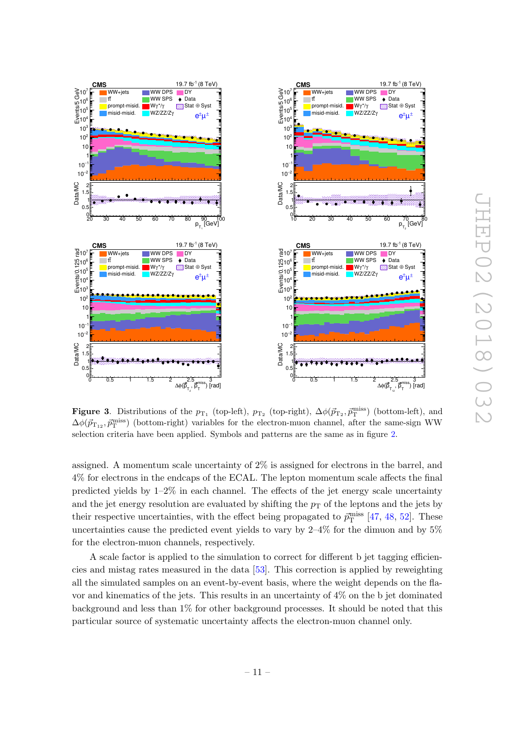**Figure 3**. Distributions of the $p_{\mathrm{T}_1}$ (top-left), $p_{\mathrm{T}_2}$ (top-right), $\Delta\phi(\vec{p}_{\mathrm{T}_2}, \vec{p}_{\mathrm{T}}^{\,\mathrm{miss}})$ (bottom-left), and $\Delta\phi(\vec{p}_{\mathrm{T}_{12}}, \vec{p}_{\mathrm{T}}^{\,\mathrm{miss}})$ (bottom-right) variables for the electron-muon channel, after the same-sign WW selection criteria have been applied. Symbols and patterns are the same as in figure 2.

assigned. A momentum scale uncertainty of 2% is assigned for electrons in the barrel, and 4% for electrons in the endcaps of the ECAL. The lepton momentum scale affects the final predicted yields by 1–2% in each channel. The effects of the jet energy scale uncertainty and the jet energy resolution are evaluated by shifting the $p_{\mathrm{T}}$ of the leptons and the jets by their respective uncertainties, with the effect being propagated to $\vec{p}_{\mathrm{T}}^{\,\mathrm{miss}}$ [47, 48, 52]. These uncertainties cause the predicted event yields to vary by 2–4% for the dimuon and by 5% for the electron-muon channels, respectively.

A scale factor is applied to the simulation to correct for different b jet tagging efficiencies and mistag rates measured in the data [53]. This correction is applied by reweighting all the simulated samples on an event-by-event basis, where the weight depends on the flavor and kinematics of the jets. This results in an uncertainty of 4% on the b jet dominated background and less than 1% for other background processes. It should be noted that this particular source of systematic uncertainty affects the electron-muon channel only.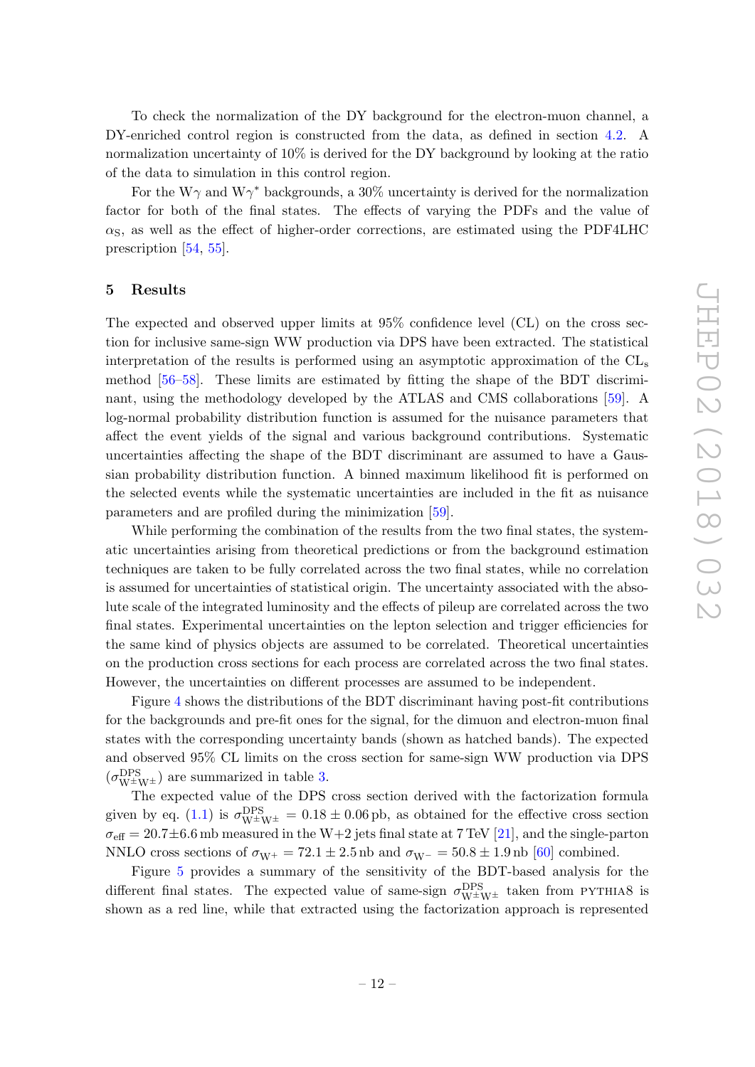To check the normalization of the DY background for the electron-muon channel, a DY-enriched control region is constructed from the data, as defined in section 4.2. A normalization uncertainty of 10% is derived for the DY background by looking at the ratio of the data to simulation in this control region.

For the $W\gamma$ and $W\gamma^*$ backgrounds, a 30% uncertainty is derived for the normalization factor for both of the final states. The effects of varying the PDFs and the value of $\alpha_S$, as well as the effect of higher-order corrections, are estimated using the PDF4LHC prescription [54, 55].

## 5 Results

The expected and observed upper limits at 95% confidence level (CL) on the cross section for inclusive same-sign WW production via DPS have been extracted. The statistical interpretation of the results is performed using an asymptotic approximation of the $CL_s$ method [56–58]. These limits are estimated by fitting the shape of the BDT discriminant, using the methodology developed by the ATLAS and CMS collaborations [59]. A log-normal probability distribution function is assumed for the nuisance parameters that affect the event yields of the signal and various background contributions. Systematic uncertainties affecting the shape of the BDT discriminant are assumed to have a Gaussian probability distribution function. A binned maximum likelihood fit is performed on the selected events while the systematic uncertainties are included in the fit as nuisance parameters and are profiled during the minimization [59].

While performing the combination of the results from the two final states, the systematic uncertainties arising from theoretical predictions or from the background estimation techniques are taken to be fully correlated across the two final states, while no correlation is assumed for uncertainties of statistical origin. The uncertainty associated with the absolute scale of the integrated luminosity and the effects of pileup are correlated across the two final states. Experimental uncertainties on the lepton selection and trigger efficiencies for the same kind of physics objects are assumed to be correlated. Theoretical uncertainties on the production cross sections for each process are correlated across the two final states. However, the uncertainties on different processes are assumed to be independent.

Figure 4 shows the distributions of the BDT discriminant having post-fit contributions for the backgrounds and pre-fit ones for the signal, for the dimuon and electron-muon final states with the corresponding uncertainty bands (shown as hatched bands). The expected and observed 95% CL limits on the cross section for same-sign WW production via DPS ($\sigma^{\mathrm{DPS}}_{\mathrm{W^\pm W^\pm}}$) are summarized in table 3.

The expected value of the DPS cross section derived with the factorization formula given by eq. (1.1) is $\sigma^{\mathrm{DPS}}_{\mathrm{W^\pm W^\pm}} = 0.18 \pm 0.06\,\mathrm{pb}$, as obtained for the effective cross section $\sigma_{\mathrm{eff}} = 20.7 \pm 6.6\,\mathrm{mb}$ measured in the W+2 jets final state at 7 TeV [21], and the single-parton NNLO cross sections of $\sigma_{\mathrm{W^+}} = 72.1 \pm 2.5\,\mathrm{nb}$ and $\sigma_{\mathrm{W^-}} = 50.8 \pm 1.9\,\mathrm{nb}$ [60] combined.

Figure 5 provides a summary of the sensitivity of the BDT-based analysis for the different final states. The expected value of same-sign $\sigma^{\mathrm{DPS}}_{\mathrm{W^\pm W^\pm}}$ taken from PYTHIA8 is shown as a red line, while that extracted using the factorization approach is represented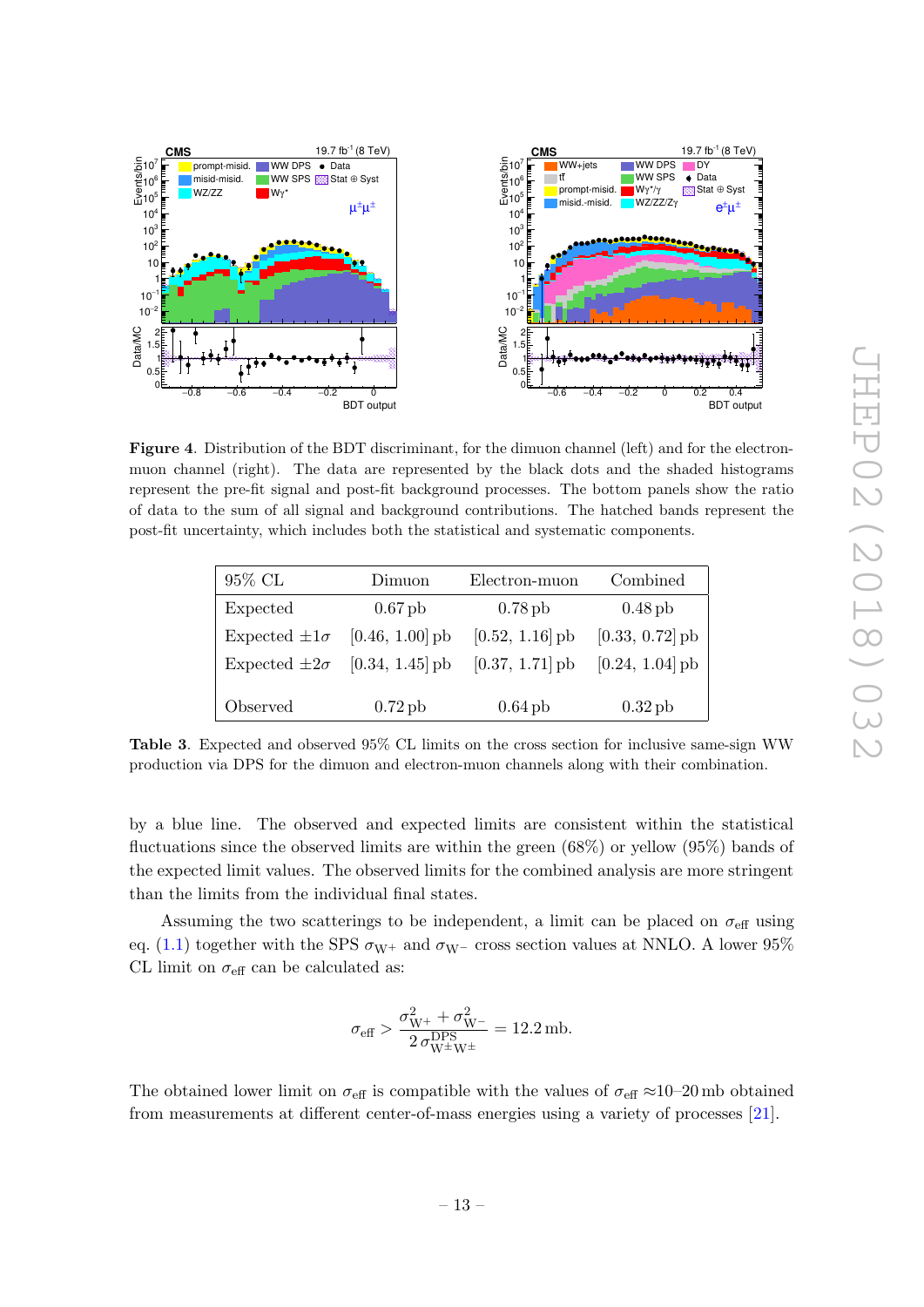**Figure 4**. Distribution of the BDT discriminant, for the dimuon channel (left) and for the electron-muon channel (right). The data are represented by the black dots and the shaded histograms represent the pre-fit signal and post-fit background processes. The bottom panels show the ratio of data to the sum of all signal and background contributions. The hatched bands represent the post-fit uncertainty, which includes both the statistical and systematic components.

| 95% CL | Dimuon | Electron-muon | Combined |
|---|---|---|---|
| Expected | 0.67 pb | 0.78 pb | 0.48 pb |
| Expected $\pm 1\sigma$ | [0.46, 1.00] pb | [0.52, 1.16] pb | [0.33, 0.72] pb |
| Expected $\pm 2\sigma$ | [0.34, 1.45] pb | [0.37, 1.71] pb | [0.24, 1.04] pb |
| Observed | 0.72 pb | 0.64 pb | 0.32 pb |

**Table 3**. Expected and observed 95% CL limits on the cross section for inclusive same-sign WW production via DPS for the dimuon and electron-muon channels along with their combination.

by a blue line. The observed and expected limits are consistent within the statistical fluctuations since the observed limits are within the green (68%) or yellow (95%) bands of the expected limit values. The observed limits for the combined analysis are more stringent than the limits from the individual final states.

Assuming the two scatterings to be independent, a limit can be placed on $\sigma_{\mathrm{eff}}$ using eq. (1.1) together with the SPS $\sigma_{\mathrm{W}^+}$ and $\sigma_{\mathrm{W}^-}$ cross section values at NNLO. A lower 95% CL limit on $\sigma_{\mathrm{eff}}$ can be calculated as:

$$\sigma_{\mathrm{eff}} > \frac{\sigma_{\mathrm{W}^+}^2 + \sigma_{\mathrm{W}^-}^2}{2\,\sigma_{\mathrm{W}^\pm\mathrm{W}^\pm}^{\mathrm{DPS}}} = 12.2\,\mathrm{mb}.$$

The obtained lower limit on $\sigma_{\mathrm{eff}}$ is compatible with the values of $\sigma_{\mathrm{eff}} \approx$10–20 mb obtained from measurements at different center-of-mass energies using a variety of processes [21].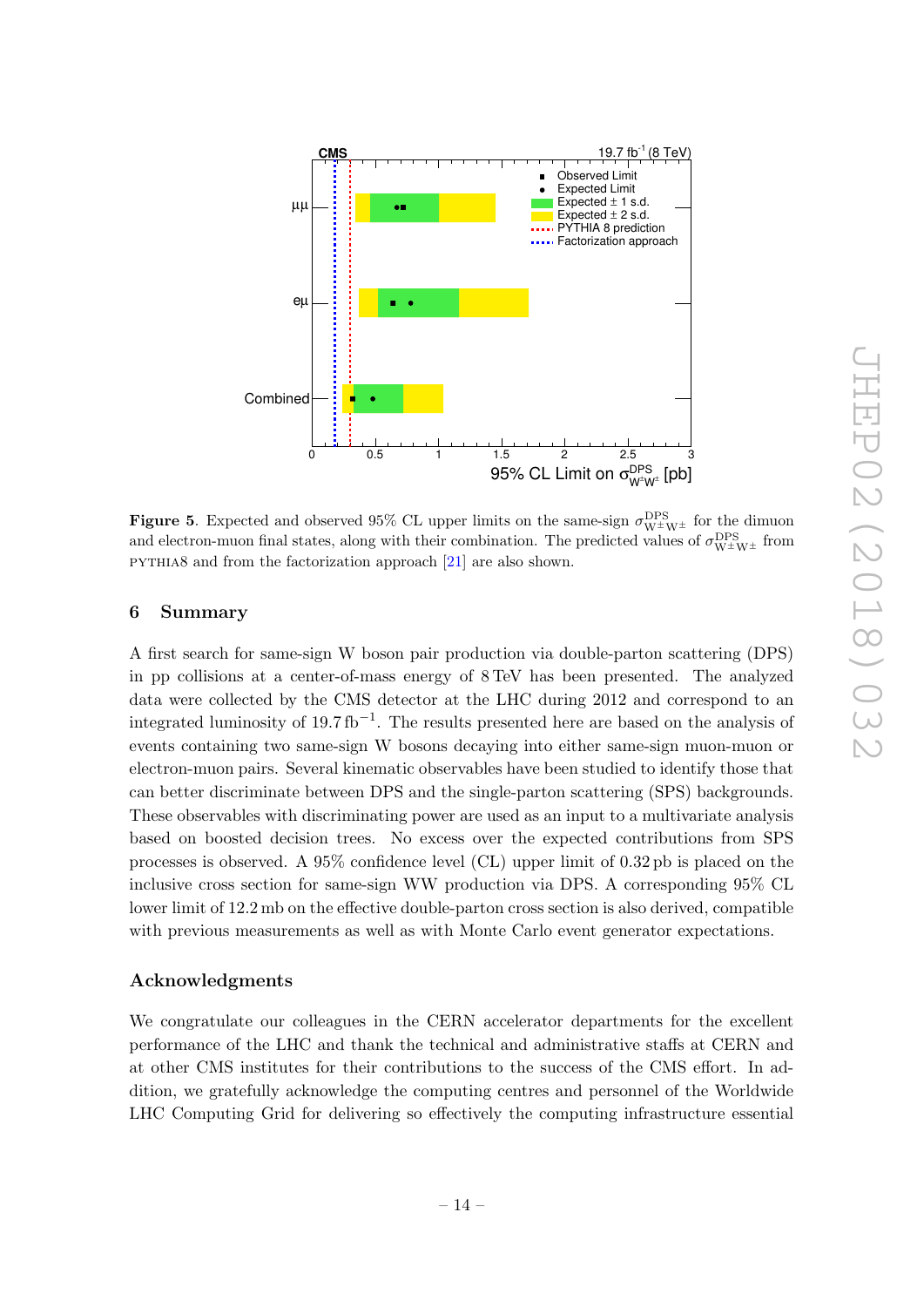**Figure 5**. Expected and observed 95% CL upper limits on the same-sign $\sigma^{\rm DPS}_{\rm W^{\pm}W^{\pm}}$ for the dimuon and electron-muon final states, along with their combination. The predicted values of $\sigma^{\rm DPS}_{\rm W^{\pm}W^{\pm}}$ from PYTHIA8 and from the factorization approach [21] are also shown.

## 6 Summary

A first search for same-sign W boson pair production via double-parton scattering (DPS) in pp collisions at a center-of-mass energy of 8 TeV has been presented. The analyzed data were collected by the CMS detector at the LHC during 2012 and correspond to an integrated luminosity of 19.7 fb$^{-1}$. The results presented here are based on the analysis of events containing two same-sign W bosons decaying into either same-sign muon-muon or electron-muon pairs. Several kinematic observables have been studied to identify those that can better discriminate between DPS and the single-parton scattering (SPS) backgrounds. These observables with discriminating power are used as an input to a multivariate analysis based on boosted decision trees. No excess over the expected contributions from SPS processes is observed. A 95% confidence level (CL) upper limit of 0.32 pb is placed on the inclusive cross section for same-sign WW production via DPS. A corresponding 95% CL lower limit of 12.2 mb on the effective double-parton cross section is also derived, compatible with previous measurements as well as with Monte Carlo event generator expectations.

## Acknowledgments

We congratulate our colleagues in the CERN accelerator departments for the excellent performance of the LHC and thank the technical and administrative staffs at CERN and at other CMS institutes for their contributions to the success of the CMS effort. In addition, we gratefully acknowledge the computing centres and personnel of the Worldwide LHC Computing Grid for delivering so effectively the computing infrastructure essential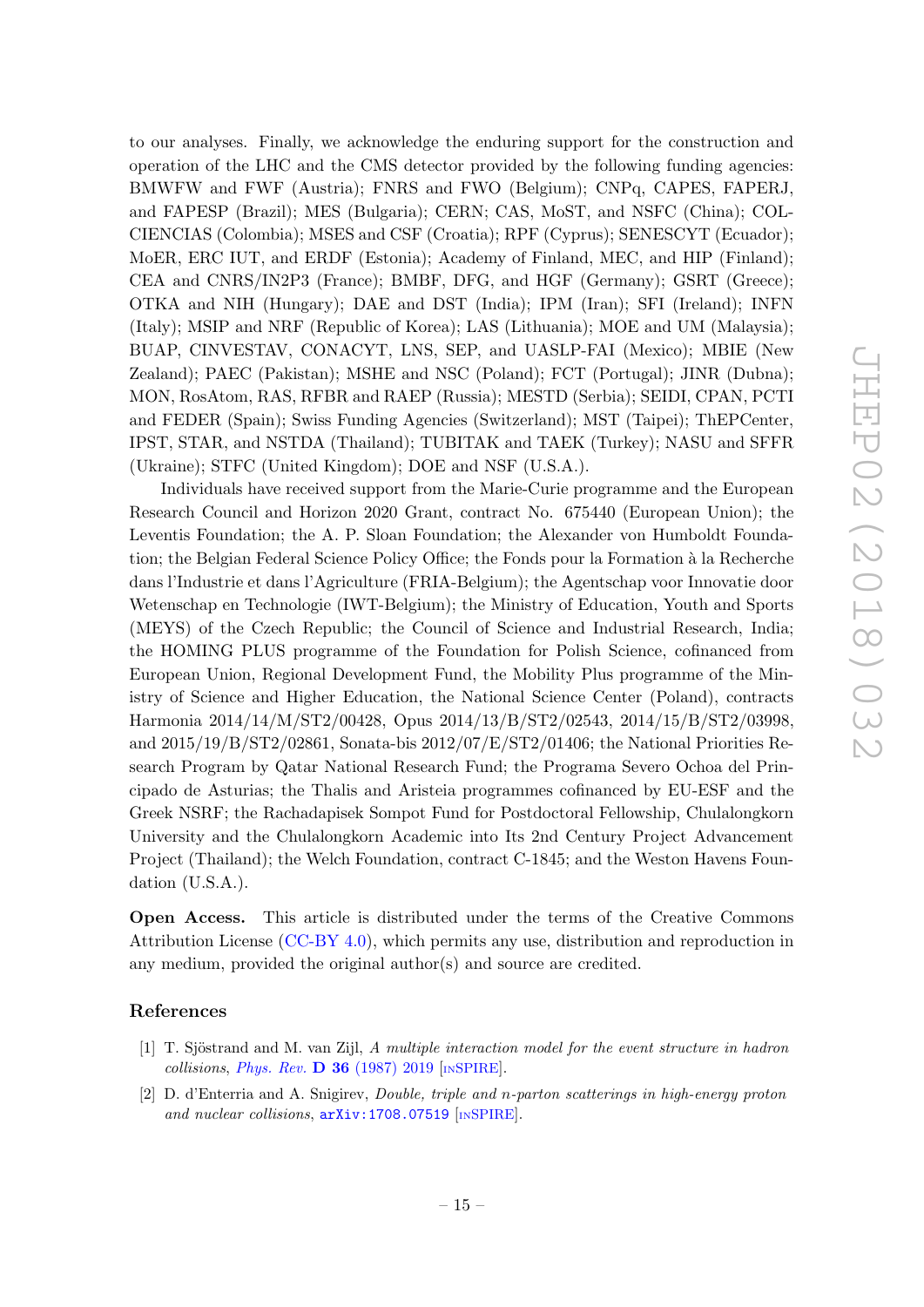to our analyses. Finally, we acknowledge the enduring support for the construction and operation of the LHC and the CMS detector provided by the following funding agencies: BMWFW and FWF (Austria); FNRS and FWO (Belgium); CNPq, CAPES, FAPERJ, and FAPESP (Brazil); MES (Bulgaria); CERN; CAS, MoST, and NSFC (China); COLCIENCIAS (Colombia); MSES and CSF (Croatia); RPF (Cyprus); SENESCYT (Ecuador); MoER, ERC IUT, and ERDF (Estonia); Academy of Finland, MEC, and HIP (Finland); CEA and CNRS/IN2P3 (France); BMBF, DFG, and HGF (Germany); GSRT (Greece); OTKA and NIH (Hungary); DAE and DST (India); IPM (Iran); SFI (Ireland); INFN (Italy); MSIP and NRF (Republic of Korea); LAS (Lithuania); MOE and UM (Malaysia); BUAP, CINVESTAV, CONACYT, LNS, SEP, and UASLP-FAI (Mexico); MBIE (New Zealand); PAEC (Pakistan); MSHE and NSC (Poland); FCT (Portugal); JINR (Dubna); MON, RosAtom, RAS, RFBR and RAEP (Russia); MESTD (Serbia); SEIDI, CPAN, PCTI and FEDER (Spain); Swiss Funding Agencies (Switzerland); MST (Taipei); ThEPCenter, IPST, STAR, and NSTDA (Thailand); TUBITAK and TAEK (Turkey); NASU and SFFR (Ukraine); STFC (United Kingdom); DOE and NSF (U.S.A.).

Individuals have received support from the Marie-Curie programme and the European Research Council and Horizon 2020 Grant, contract No. 675440 (European Union); the Leventis Foundation; the A. P. Sloan Foundation; the Alexander von Humboldt Foundation; the Belgian Federal Science Policy Office; the Fonds pour la Formation à la Recherche dans l'Industrie et dans l'Agriculture (FRIA-Belgium); the Agentschap voor Innovatie door Wetenschap en Technologie (IWT-Belgium); the Ministry of Education, Youth and Sports (MEYS) of the Czech Republic; the Council of Science and Industrial Research, India; the HOMING PLUS programme of the Foundation for Polish Science, cofinanced from European Union, Regional Development Fund, the Mobility Plus programme of the Ministry of Science and Higher Education, the National Science Center (Poland), contracts Harmonia 2014/14/M/ST2/00428, Opus 2014/13/B/ST2/02543, 2014/15/B/ST2/03998, and 2015/19/B/ST2/02861, Sonata-bis 2012/07/E/ST2/01406; the National Priorities Research Program by Qatar National Research Fund; the Programa Severo Ochoa del Principado de Asturias; the Thalis and Aristeia programmes cofinanced by EU-ESF and the Greek NSRF; the Rachadapisek Sompot Fund for Postdoctoral Fellowship, Chulalongkorn University and the Chulalongkorn Academic into Its 2nd Century Project Advancement Project (Thailand); the Welch Foundation, contract C-1845; and the Weston Havens Foundation (U.S.A.).

**Open Access.** This article is distributed under the terms of the Creative Commons Attribution License (CC-BY 4.0), which permits any use, distribution and reproduction in any medium, provided the original author(s) and source are credited.

## References

[1] T. Sjöstrand and M. van Zijl, *A multiple interaction model for the event structure in hadron collisions*, *Phys. Rev.* **D 36** (1987) 2019 [INSPIRE].

[2] D. d'Enterria and A. Snigirev, *Double, triple and n-parton scatterings in high-energy proton and nuclear collisions*, arXiv:1708.07519 [INSPIRE].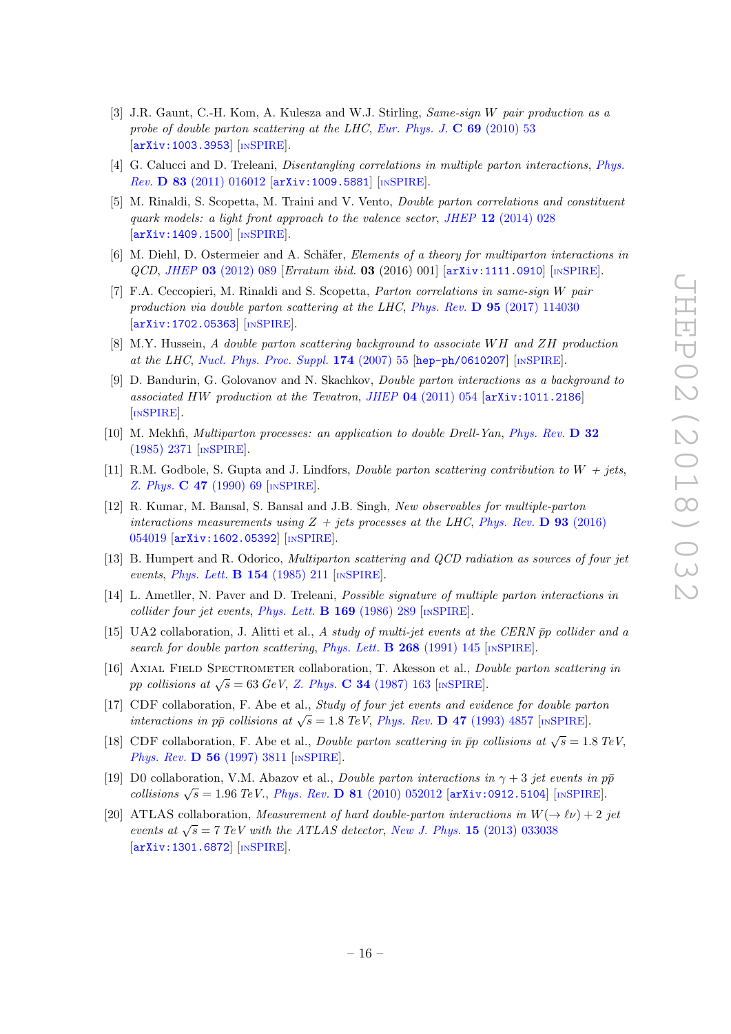- [3] J.R. Gaunt, C.-H. Kom, A. Kulesza and W.J. Stirling, *Same-sign W pair production as a probe of double parton scattering at the LHC*, *Eur. Phys. J.* **C 69** (2010) 53 [arXiv:1003.3953] [INSPIRE].
- [4] G. Calucci and D. Treleani, *Disentangling correlations in multiple parton interactions*, *Phys. Rev.* **D 83** (2011) 016012 [arXiv:1009.5881] [INSPIRE].
- [5] M. Rinaldi, S. Scopetta, M. Traini and V. Vento, *Double parton correlations and constituent quark models: a light front approach to the valence sector*, *JHEP* **12** (2014) 028 [arXiv:1409.1500] [INSPIRE].
- [6] M. Diehl, D. Ostermeier and A. Schäfer, *Elements of a theory for multiparton interactions in QCD*, *JHEP* **03** (2012) 089 [*Erratum ibid.* **03** (2016) 001] [arXiv:1111.0910] [INSPIRE].
- [7] F.A. Ceccopieri, M. Rinaldi and S. Scopetta, *Parton correlations in same-sign W pair production via double parton scattering at the LHC*, *Phys. Rev.* **D 95** (2017) 114030 [arXiv:1702.05363] [INSPIRE].
- [8] M.Y. Hussein, *A double parton scattering background to associate WH and ZH production at the LHC*, *Nucl. Phys. Proc. Suppl.* **174** (2007) 55 [hep-ph/0610207] [INSPIRE].
- [9] D. Bandurin, G. Golovanov and N. Skachkov, *Double parton interactions as a background to associated HW production at the Tevatron*, *JHEP* **04** (2011) 054 [arXiv:1011.2186] [INSPIRE].
- [10] M. Mekhfi, *Multiparton processes: an application to double Drell-Yan*, *Phys. Rev.* **D 32** (1985) 2371 [INSPIRE].
- [11] R.M. Godbole, S. Gupta and J. Lindfors, *Double parton scattering contribution to W + jets*, *Z. Phys.* **C 47** (1990) 69 [INSPIRE].
- [12] R. Kumar, M. Bansal, S. Bansal and J.B. Singh, *New observables for multiple-parton interactions measurements using Z + jets processes at the LHC*, *Phys. Rev.* **D 93** (2016) 054019 [arXiv:1602.05392] [INSPIRE].
- [13] B. Humpert and R. Odorico, *Multiparton scattering and QCD radiation as sources of four jet events*, *Phys. Lett.* **B 154** (1985) 211 [INSPIRE].
- [14] L. Ametller, N. Paver and D. Treleani, *Possible signature of multiple parton interactions in collider four jet events*, *Phys. Lett.* **B 169** (1986) 289 [INSPIRE].
- [15] UA2 collaboration, J. Alitti et al., *A study of multi-jet events at the CERN $\bar{p}p$ collider and a search for double parton scattering*, *Phys. Lett.* **B 268** (1991) 145 [INSPIRE].
- [16] Axial Field Spectrometer collaboration, T. Akesson et al., *Double parton scattering in pp collisions at $\sqrt{s} = 63$ GeV*, *Z. Phys.* **C 34** (1987) 163 [INSPIRE].
- [17] CDF collaboration, F. Abe et al., *Study of four jet events and evidence for double parton interactions in $p\bar{p}$ collisions at $\sqrt{s} = 1.8$ TeV*, *Phys. Rev.* **D 47** (1993) 4857 [INSPIRE].
- [18] CDF collaboration, F. Abe et al., *Double parton scattering in $\bar{p}p$ collisions at $\sqrt{s} = 1.8$ TeV*, *Phys. Rev.* **D 56** (1997) 3811 [INSPIRE].
- [19] D0 collaboration, V.M. Abazov et al., *Double parton interactions in $\gamma + 3$ jet events in $p\bar{p}$ collisions $\sqrt{s} = 1.96$ TeV.*, *Phys. Rev.* **D 81** (2010) 052012 [arXiv:0912.5104] [INSPIRE].
- [20] ATLAS collaboration, *Measurement of hard double-parton interactions in $W(\to \ell\nu) + 2$ jet events at $\sqrt{s} = 7$ TeV with the ATLAS detector*, *New J. Phys.* **15** (2013) 033038 [arXiv:1301.6872] [INSPIRE].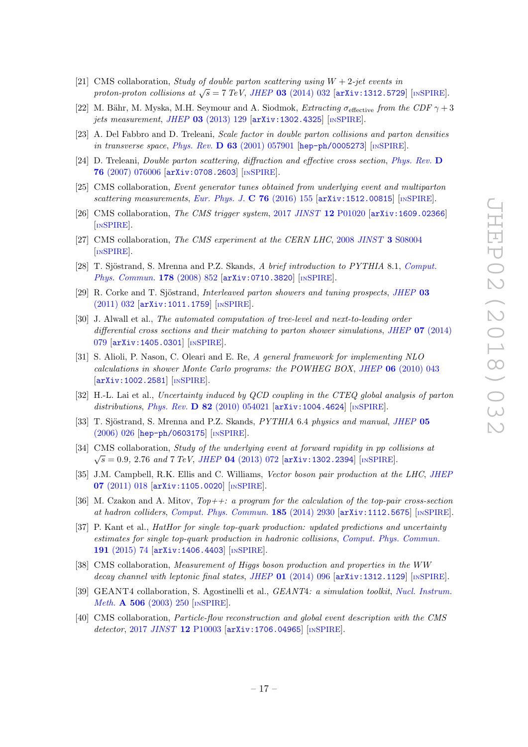[21] CMS collaboration, *Study of double parton scattering using $W + 2$-jet events in proton-proton collisions at $\sqrt{s} = 7$ TeV*, JHEP **03** (2014) 032 [arXiv:1312.5729] [INSPIRE].

[22] M. Bähr, M. Myska, M.H. Seymour and A. Siodmok, *Extracting $\sigma_{\text{effective}}$ from the CDF $\gamma + 3$ jets measurement*, JHEP **03** (2013) 129 [arXiv:1302.4325] [INSPIRE].

[23] A. Del Fabbro and D. Treleani, *Scale factor in double parton collisions and parton densities in transverse space*, Phys. Rev. **D 63** (2001) 057901 [hep-ph/0005273] [INSPIRE].

[24] D. Treleani, *Double parton scattering, diffraction and effective cross section*, Phys. Rev. **D 76** (2007) 076006 [arXiv:0708.2603] [INSPIRE].

[25] CMS collaboration, *Event generator tunes obtained from underlying event and multiparton scattering measurements*, Eur. Phys. J. **C 76** (2016) 155 [arXiv:1512.00815] [INSPIRE].

[26] CMS collaboration, *The CMS trigger system*, 2017 JINST **12** P01020 [arXiv:1609.02366] [INSPIRE].

[27] CMS collaboration, *The CMS experiment at the CERN LHC*, 2008 JINST **3** S08004 [INSPIRE].

[28] T. Sjöstrand, S. Mrenna and P.Z. Skands, *A brief introduction to PYTHIA 8.1*, Comput. Phys. Commun. **178** (2008) 852 [arXiv:0710.3820] [INSPIRE].

[29] R. Corke and T. Sjöstrand, *Interleaved parton showers and tuning prospects*, JHEP **03** (2011) 032 [arXiv:1011.1759] [INSPIRE].

[30] J. Alwall et al., *The automated computation of tree-level and next-to-leading order differential cross sections and their matching to parton shower simulations*, JHEP **07** (2014) 079 [arXiv:1405.0301] [INSPIRE].

[31] S. Alioli, P. Nason, C. Oleari and E. Re, *A general framework for implementing NLO calculations in shower Monte Carlo programs: the POWHEG BOX*, JHEP **06** (2010) 043 [arXiv:1002.2581] [INSPIRE].

[32] H.-L. Lai et al., *Uncertainty induced by QCD coupling in the CTEQ global analysis of parton distributions*, Phys. Rev. **D 82** (2010) 054021 [arXiv:1004.4624] [INSPIRE].

[33] T. Sjöstrand, S. Mrenna and P.Z. Skands, *PYTHIA 6.4 physics and manual*, JHEP **05** (2006) 026 [hep-ph/0603175] [INSPIRE].

[34] CMS collaboration, *Study of the underlying event at forward rapidity in pp collisions at $\sqrt{s} = 0.9$, 2.76 and 7 TeV*, JHEP **04** (2013) 072 [arXiv:1302.2394] [INSPIRE].

[35] J.M. Campbell, R.K. Ellis and C. Williams, *Vector boson pair production at the LHC*, JHEP **07** (2011) 018 [arXiv:1105.0020] [INSPIRE].

[36] M. Czakon and A. Mitov, *Top++: a program for the calculation of the top-pair cross-section at hadron colliders*, Comput. Phys. Commun. **185** (2014) 2930 [arXiv:1112.5675] [INSPIRE].

[37] P. Kant et al., *HatHor for single top-quark production: updated predictions and uncertainty estimates for single top-quark production in hadronic collisions*, Comput. Phys. Commun. **191** (2015) 74 [arXiv:1406.4403] [INSPIRE].

[38] CMS collaboration, *Measurement of Higgs boson production and properties in the WW decay channel with leptonic final states*, JHEP **01** (2014) 096 [arXiv:1312.1129] [INSPIRE].

[39] GEANT4 collaboration, S. Agostinelli et al., *GEANT4: a simulation toolkit*, Nucl. Instrum. Meth. **A 506** (2003) 250 [INSPIRE].

[40] CMS collaboration, *Particle-flow reconstruction and global event description with the CMS detector*, 2017 JINST **12** P10003 [arXiv:1706.04965] [INSPIRE].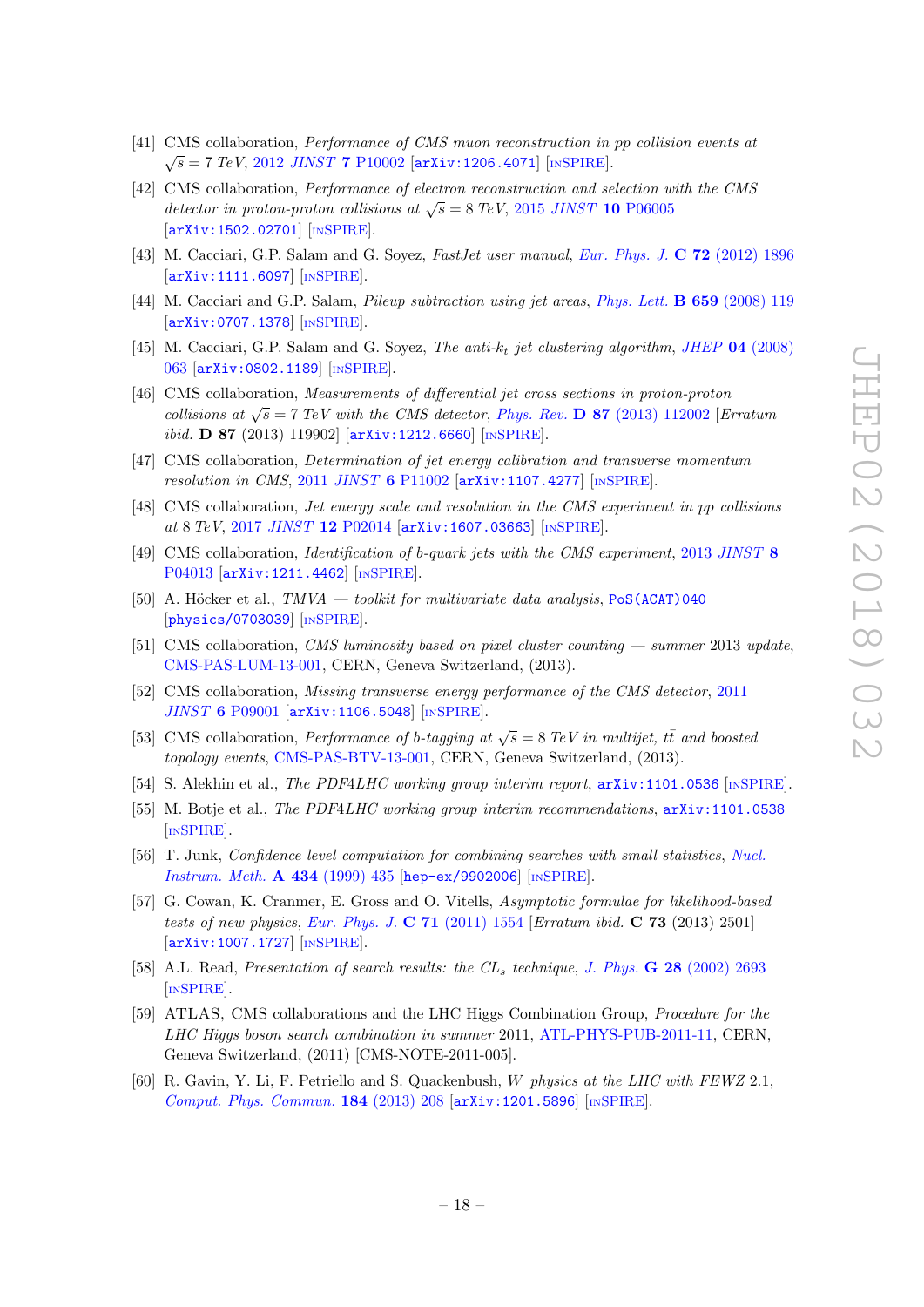[41] CMS collaboration, *Performance of CMS muon reconstruction in pp collision events at* $\sqrt{s} = 7$ *TeV*, 2012 *JINST* **7** P10002 [arXiv:1206.4071] [INSPIRE].

[42] CMS collaboration, *Performance of electron reconstruction and selection with the CMS detector in proton-proton collisions at* $\sqrt{s} = 8$ *TeV*, 2015 *JINST* **10** P06005 [arXiv:1502.02701] [INSPIRE].

[43] M. Cacciari, G.P. Salam and G. Soyez, *FastJet user manual*, *Eur. Phys. J.* **C 72** (2012) 1896 [arXiv:1111.6097] [INSPIRE].

[44] M. Cacciari and G.P. Salam, *Pileup subtraction using jet areas*, *Phys. Lett.* **B 659** (2008) 119 [arXiv:0707.1378] [INSPIRE].

[45] M. Cacciari, G.P. Salam and G. Soyez, *The anti-*$k_t$ *jet clustering algorithm*, *JHEP* **04** (2008) 063 [arXiv:0802.1189] [INSPIRE].

[46] CMS collaboration, *Measurements of differential jet cross sections in proton-proton collisions at* $\sqrt{s} = 7$ *TeV with the CMS detector*, *Phys. Rev.* **D 87** (2013) 112002 [*Erratum ibid.* **D 87** (2013) 119902] [arXiv:1212.6660] [INSPIRE].

[47] CMS collaboration, *Determination of jet energy calibration and transverse momentum resolution in CMS*, 2011 *JINST* **6** P11002 [arXiv:1107.4277] [INSPIRE].

[48] CMS collaboration, *Jet energy scale and resolution in the CMS experiment in pp collisions at* 8 *TeV*, 2017 *JINST* **12** P02014 [arXiv:1607.03663] [INSPIRE].

[49] CMS collaboration, *Identification of b-quark jets with the CMS experiment*, 2013 *JINST* **8** P04013 [arXiv:1211.4462] [INSPIRE].

[50] A. Höcker et al., *TMVA — toolkit for multivariate data analysis*, PoS(ACAT)040 [physics/0703039] [INSPIRE].

[51] CMS collaboration, *CMS luminosity based on pixel cluster counting — summer* 2013 *update*, CMS-PAS-LUM-13-001, CERN, Geneva Switzerland, (2013).

[52] CMS collaboration, *Missing transverse energy performance of the CMS detector*, 2011 *JINST* **6** P09001 [arXiv:1106.5048] [INSPIRE].

[53] CMS collaboration, *Performance of b-tagging at* $\sqrt{s} = 8$ *TeV in multijet,* $t\bar{t}$ *and boosted topology events*, CMS-PAS-BTV-13-001, CERN, Geneva Switzerland, (2013).

[54] S. Alekhin et al., *The PDF4LHC working group interim report*, arXiv:1101.0536 [INSPIRE].

[55] M. Botje et al., *The PDF4LHC working group interim recommendations*, arXiv:1101.0538 [INSPIRE].

[56] T. Junk, *Confidence level computation for combining searches with small statistics*, *Nucl. Instrum. Meth.* **A 434** (1999) 435 [hep-ex/9902006] [INSPIRE].

[57] G. Cowan, K. Cranmer, E. Gross and O. Vitells, *Asymptotic formulae for likelihood-based tests of new physics*, *Eur. Phys. J.* **C 71** (2011) 1554 [*Erratum ibid.* **C 73** (2013) 2501] [arXiv:1007.1727] [INSPIRE].

[58] A.L. Read, *Presentation of search results: the* $CL_s$ *technique*, *J. Phys.* **G 28** (2002) 2693 [INSPIRE].

[59] ATLAS, CMS collaborations and the LHC Higgs Combination Group, *Procedure for the LHC Higgs boson search combination in summer* 2011, ATL-PHYS-PUB-2011-11, CERN, Geneva Switzerland, (2011) [CMS-NOTE-2011-005].

[60] R. Gavin, Y. Li, F. Petriello and S. Quackenbush, *W physics at the LHC with FEWZ* 2.1, *Comput. Phys. Commun.* **184** (2013) 208 [arXiv:1201.5896] [INSPIRE].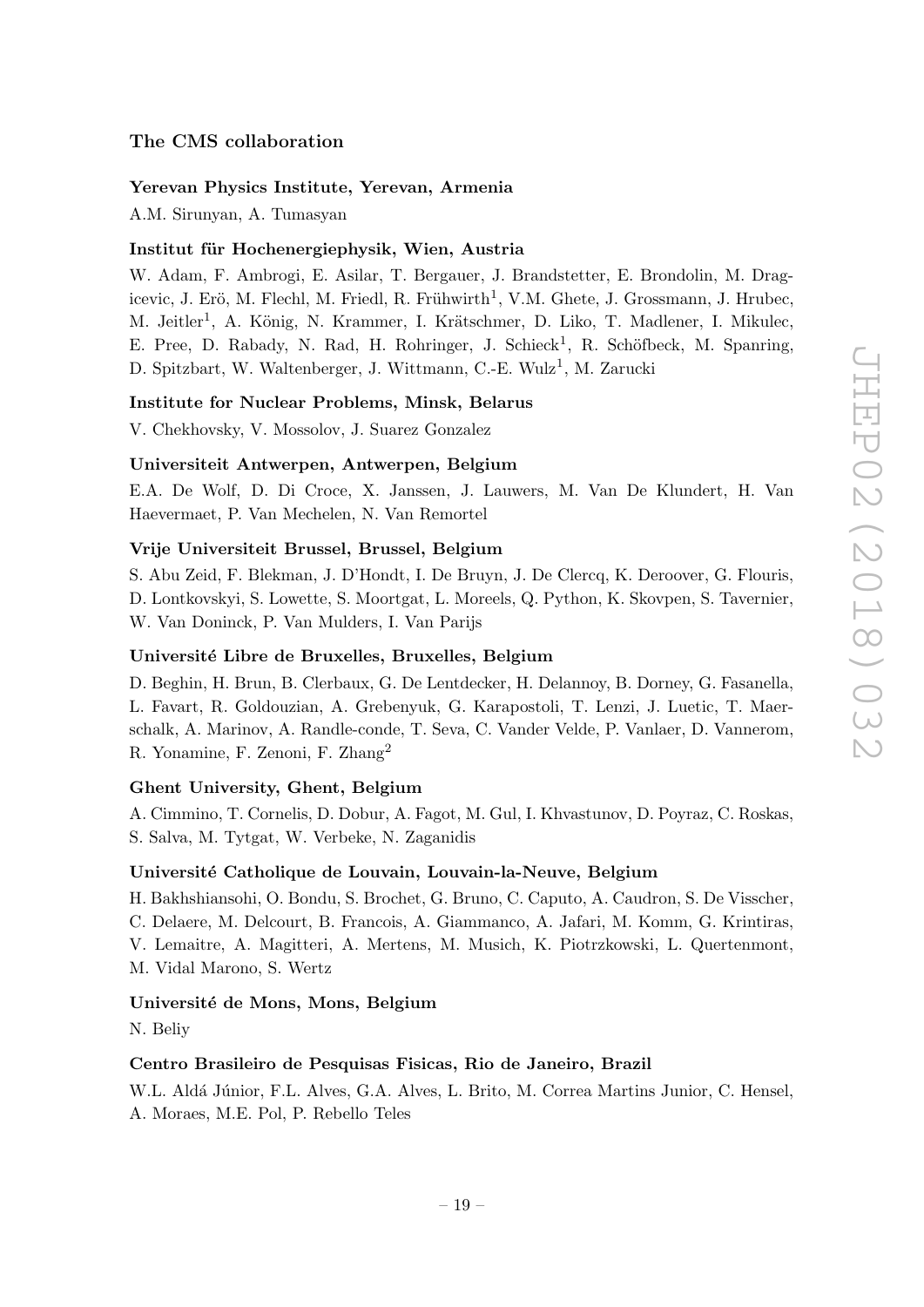### The CMS collaboration

**Yerevan Physics Institute, Yerevan, Armenia**

A.M. Sirunyan, A. Tumasyan

**Institut für Hochenergiephysik, Wien, Austria**

W. Adam, F. Ambrogi, E. Asilar, T. Bergauer, J. Brandstetter, E. Brondolin, M. Dragicevic, J. Erö, M. Flechl, M. Friedl, R. Frühwirth[1], V.M. Ghete, J. Grossmann, J. Hrubec, M. Jeitler[1], A. König, N. Krammer, I. Krätschmer, D. Liko, T. Madlener, I. Mikulec, E. Pree, D. Rabady, N. Rad, H. Rohringer, J. Schieck[1], R. Schöfbeck, M. Spanring, D. Spitzbart, W. Waltenberger, J. Wittmann, C.-E. Wulz[1], M. Zarucki

**Institute for Nuclear Problems, Minsk, Belarus**

V. Chekhovsky, V. Mossolov, J. Suarez Gonzalez

**Universiteit Antwerpen, Antwerpen, Belgium**

E.A. De Wolf, D. Di Croce, X. Janssen, J. Lauwers, M. Van De Klundert, H. Van Haevermaet, P. Van Mechelen, N. Van Remortel

**Vrije Universiteit Brussel, Brussel, Belgium**

S. Abu Zeid, F. Blekman, J. D'Hondt, I. De Bruyn, J. De Clercq, K. Deroover, G. Flouris, D. Lontkovskyi, S. Lowette, S. Moortgat, L. Moreels, Q. Python, K. Skovpen, S. Tavernier, W. Van Doninck, P. Van Mulders, I. Van Parijs

**Université Libre de Bruxelles, Bruxelles, Belgium**

D. Beghin, H. Brun, B. Clerbaux, G. De Lentdecker, H. Delannoy, B. Dorney, G. Fasanella, L. Favart, R. Goldouzian, A. Grebenyuk, G. Karapostoli, T. Lenzi, J. Luetic, T. Maerschalk, A. Marinov, A. Randle-conde, T. Seva, C. Vander Velde, P. Vanlaer, D. Vannerom, R. Yonamine, F. Zenoni, F. Zhang[2]

**Ghent University, Ghent, Belgium**

A. Cimmino, T. Cornelis, D. Dobur, A. Fagot, M. Gul, I. Khvastunov, D. Poyraz, C. Roskas, S. Salva, M. Tytgat, W. Verbeke, N. Zaganidis

**Université Catholique de Louvain, Louvain-la-Neuve, Belgium**

H. Bakhshiansohi, O. Bondu, S. Brochet, G. Bruno, C. Caputo, A. Caudron, S. De Visscher, C. Delaere, M. Delcourt, B. Francois, A. Giammanco, A. Jafari, M. Komm, G. Krintiras, V. Lemaitre, A. Magitteri, A. Mertens, M. Musich, K. Piotrzkowski, L. Quertenmont, M. Vidal Marono, S. Wertz

**Université de Mons, Mons, Belgium**

N. Beliy

**Centro Brasileiro de Pesquisas Fisicas, Rio de Janeiro, Brazil**

W.L. Aldá Júnior, F.L. Alves, G.A. Alves, L. Brito, M. Correa Martins Junior, C. Hensel, A. Moraes, M.E. Pol, P. Rebello Teles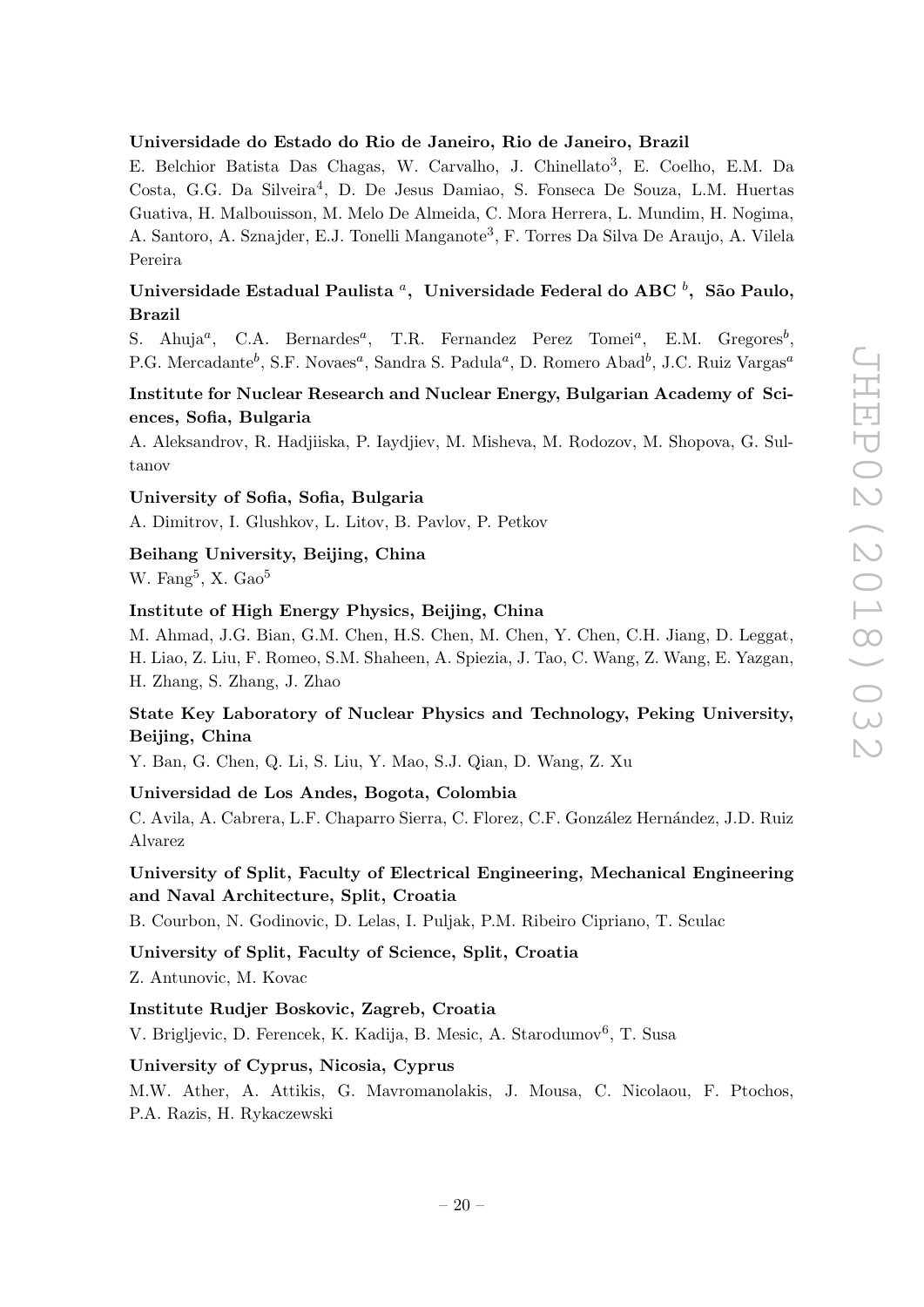**Universidade do Estado do Rio de Janeiro, Rio de Janeiro, Brazil**

E. Belchior Batista Das Chagas, W. Carvalho, J. Chinellato[3], E. Coelho, E.M. Da Costa, G.G. Da Silveira[4], D. De Jesus Damiao, S. Fonseca De Souza, L.M. Huertas Guativa, H. Malbouisson, M. Melo De Almeida, C. Mora Herrera, L. Mundim, H. Nogima, A. Santoro, A. Sznajder, E.J. Tonelli Manganote[3], F. Torres Da Silva De Araujo, A. Vilela Pereira

**Universidade Estadual Paulista [a], Universidade Federal do ABC [b], São Paulo, Brazil**

S. Ahuja[a], C.A. Bernardes[a], T.R. Fernandez Perez Tomei[a], E.M. Gregores[b], P.G. Mercadante[b], S.F. Novaes[a], Sandra S. Padula[a], D. Romero Abad[b], J.C. Ruiz Vargas[a]

**Institute for Nuclear Research and Nuclear Energy, Bulgarian Academy of Sciences, Sofia, Bulgaria**

A. Aleksandrov, R. Hadjiiska, P. Iaydjiev, M. Misheva, M. Rodozov, M. Shopova, G. Sultanov

**University of Sofia, Sofia, Bulgaria**

A. Dimitrov, I. Glushkov, L. Litov, B. Pavlov, P. Petkov

**Beihang University, Beijing, China**

W. Fang[5], X. Gao[5]

**Institute of High Energy Physics, Beijing, China**

M. Ahmad, J.G. Bian, G.M. Chen, H.S. Chen, M. Chen, Y. Chen, C.H. Jiang, D. Leggat, H. Liao, Z. Liu, F. Romeo, S.M. Shaheen, A. Spiezia, J. Tao, C. Wang, Z. Wang, E. Yazgan, H. Zhang, S. Zhang, J. Zhao

**State Key Laboratory of Nuclear Physics and Technology, Peking University, Beijing, China**

Y. Ban, G. Chen, Q. Li, S. Liu, Y. Mao, S.J. Qian, D. Wang, Z. Xu

**Universidad de Los Andes, Bogota, Colombia**

C. Avila, A. Cabrera, L.F. Chaparro Sierra, C. Florez, C.F. González Hernández, J.D. Ruiz Alvarez

**University of Split, Faculty of Electrical Engineering, Mechanical Engineering and Naval Architecture, Split, Croatia**

B. Courbon, N. Godinovic, D. Lelas, I. Puljak, P.M. Ribeiro Cipriano, T. Sculac

**University of Split, Faculty of Science, Split, Croatia**

Z. Antunovic, M. Kovac

**Institute Rudjer Boskovic, Zagreb, Croatia**

V. Brigljevic, D. Ferencek, K. Kadija, B. Mesic, A. Starodumov[6], T. Susa

**University of Cyprus, Nicosia, Cyprus**

M.W. Ather, A. Attikis, G. Mavromanolakis, J. Mousa, C. Nicolaou, F. Ptochos, P.A. Razis, H. Rykaczewski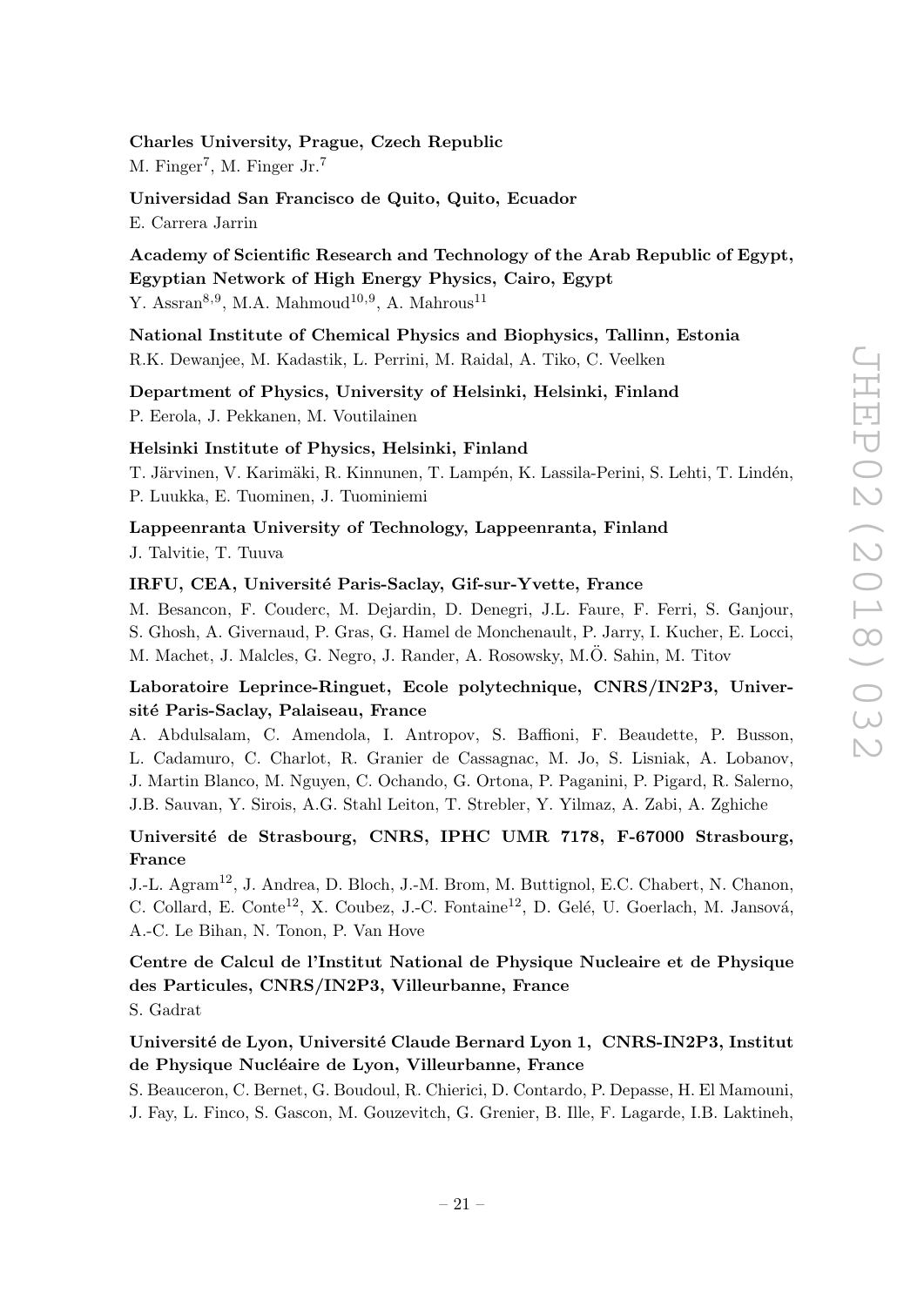**Charles University, Prague, Czech Republic**
M. Finger[7], M. Finger Jr.[7]

**Universidad San Francisco de Quito, Quito, Ecuador**
E. Carrera Jarrin

**Academy of Scientific Research and Technology of the Arab Republic of Egypt, Egyptian Network of High Energy Physics, Cairo, Egypt**
Y. Assran[8,9], M.A. Mahmoud[10,9], A. Mahrous[11]

**National Institute of Chemical Physics and Biophysics, Tallinn, Estonia**
R.K. Dewanjee, M. Kadastik, L. Perrini, M. Raidal, A. Tiko, C. Veelken

**Department of Physics, University of Helsinki, Helsinki, Finland**
P. Eerola, J. Pekkanen, M. Voutilainen

**Helsinki Institute of Physics, Helsinki, Finland**
T. Järvinen, V. Karimäki, R. Kinnunen, T. Lampén, K. Lassila-Perini, S. Lehti, T. Lindén, P. Luukka, E. Tuominen, J. Tuominiemi

**Lappeenranta University of Technology, Lappeenranta, Finland**
J. Talvitie, T. Tuuva

**IRFU, CEA, Université Paris-Saclay, Gif-sur-Yvette, France**
M. Besancon, F. Couderc, M. Dejardin, D. Denegri, J.L. Faure, F. Ferri, S. Ganjour, S. Ghosh, A. Givernaud, P. Gras, G. Hamel de Monchenault, P. Jarry, I. Kucher, E. Locci, M. Machet, J. Malcles, G. Negro, J. Rander, A. Rosowsky, M.Ö. Sahin, M. Titov

**Laboratoire Leprince-Ringuet, Ecole polytechnique, CNRS/IN2P3, Université Paris-Saclay, Palaiseau, France**
A. Abdulsalam, C. Amendola, I. Antropov, S. Baffioni, F. Beaudette, P. Busson, L. Cadamuro, C. Charlot, R. Granier de Cassagnac, M. Jo, S. Lisniak, A. Lobanov, J. Martin Blanco, M. Nguyen, C. Ochando, G. Ortona, P. Paganini, P. Pigard, R. Salerno, J.B. Sauvan, Y. Sirois, A.G. Stahl Leiton, T. Strebler, Y. Yilmaz, A. Zabi, A. Zghiche

**Université de Strasbourg, CNRS, IPHC UMR 7178, F-67000 Strasbourg, France**
J.-L. Agram[12], J. Andrea, D. Bloch, J.-M. Brom, M. Buttignol, E.C. Chabert, N. Chanon, C. Collard, E. Conte[12], X. Coubez, J.-C. Fontaine[12], D. Gelé, U. Goerlach, M. Jansová, A.-C. Le Bihan, N. Tonon, P. Van Hove

**Centre de Calcul de l'Institut National de Physique Nucleaire et de Physique des Particules, CNRS/IN2P3, Villeurbanne, France**
S. Gadrat

**Université de Lyon, Université Claude Bernard Lyon 1, CNRS-IN2P3, Institut de Physique Nucléaire de Lyon, Villeurbanne, France**
S. Beauceron, C. Bernet, G. Boudoul, R. Chierici, D. Contardo, P. Depasse, H. El Mamouni, J. Fay, L. Finco, S. Gascon, M. Gouzevitch, G. Grenier, B. Ille, F. Lagarde, I.B. Laktineh,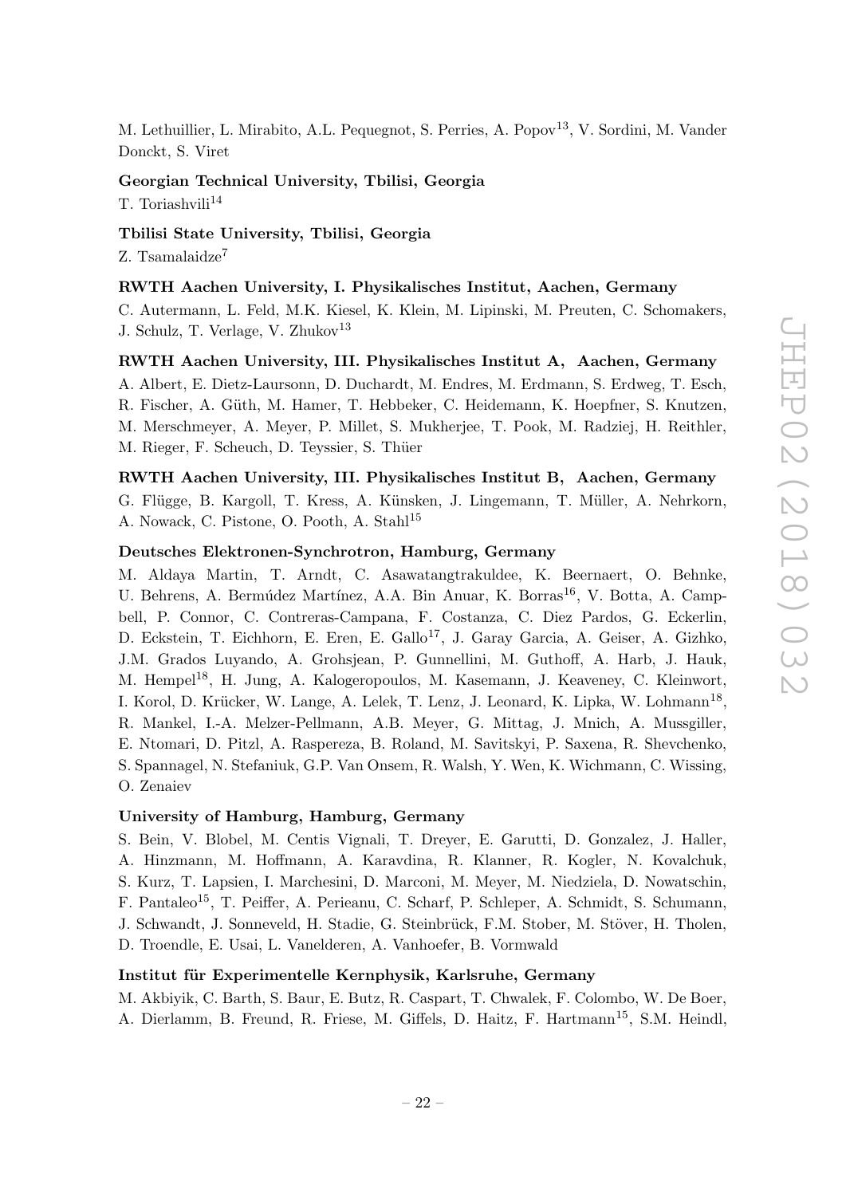M. Lethuillier, L. Mirabito, A.L. Pequegnot, S. Perries, A. Popov[13], V. Sordini, M. Vander Donckt, S. Viret

**Georgian Technical University, Tbilisi, Georgia**

T. Toriashvili[14]

**Tbilisi State University, Tbilisi, Georgia**

Z. Tsamalaidze[7]

**RWTH Aachen University, I. Physikalisches Institut, Aachen, Germany**

C. Autermann, L. Feld, M.K. Kiesel, K. Klein, M. Lipinski, M. Preuten, C. Schomakers, J. Schulz, T. Verlage, V. Zhukov[13]

**RWTH Aachen University, III. Physikalisches Institut A, Aachen, Germany**

A. Albert, E. Dietz-Laursonn, D. Duchardt, M. Endres, M. Erdmann, S. Erdweg, T. Esch, R. Fischer, A. Güth, M. Hamer, T. Hebbeker, C. Heidemann, K. Hoepfner, S. Knutzen, M. Merschmeyer, A. Meyer, P. Millet, S. Mukherjee, T. Pook, M. Radziej, H. Reithler, M. Rieger, F. Scheuch, D. Teyssier, S. Thüer

**RWTH Aachen University, III. Physikalisches Institut B, Aachen, Germany**

G. Flügge, B. Kargoll, T. Kress, A. Künsken, J. Lingemann, T. Müller, A. Nehrkorn, A. Nowack, C. Pistone, O. Pooth, A. Stahl[15]

**Deutsches Elektronen-Synchrotron, Hamburg, Germany**

M. Aldaya Martin, T. Arndt, C. Asawatangtrakuldee, K. Beernaert, O. Behnke, U. Behrens, A. Bermúdez Martínez, A.A. Bin Anuar, K. Borras[16], V. Botta, A. Campbell, P. Connor, C. Contreras-Campana, F. Costanza, C. Diez Pardos, G. Eckerlin, D. Eckstein, T. Eichhorn, E. Eren, E. Gallo[17], J. Garay Garcia, A. Geiser, A. Gizhko, J.M. Grados Luyando, A. Grohsjean, P. Gunnellini, M. Guthoff, A. Harb, J. Hauk, M. Hempel[18], H. Jung, A. Kalogeropoulos, M. Kasemann, J. Keaveney, C. Kleinwort, I. Korol, D. Krücker, W. Lange, A. Lelek, T. Lenz, J. Leonard, K. Lipka, W. Lohmann[18], R. Mankel, I.-A. Melzer-Pellmann, A.B. Meyer, G. Mittag, J. Mnich, A. Mussgiller, E. Ntomari, D. Pitzl, A. Raspereza, B. Roland, M. Savitskyi, P. Saxena, R. Shevchenko, S. Spannagel, N. Stefaniuk, G.P. Van Onsem, R. Walsh, Y. Wen, K. Wichmann, C. Wissing, O. Zenaiev

**University of Hamburg, Hamburg, Germany**

S. Bein, V. Blobel, M. Centis Vignali, T. Dreyer, E. Garutti, D. Gonzalez, J. Haller, A. Hinzmann, M. Hoffmann, A. Karavdina, R. Klanner, R. Kogler, N. Kovalchuk, S. Kurz, T. Lapsien, I. Marchesini, D. Marconi, M. Meyer, M. Niedziela, D. Nowatschin, F. Pantaleo[15], T. Peiffer, A. Perieanu, C. Scharf, P. Schleper, A. Schmidt, S. Schumann, J. Schwandt, J. Sonneveld, H. Stadie, G. Steinbrück, F.M. Stober, M. Stöver, H. Tholen, D. Troendle, E. Usai, L. Vanelderen, A. Vanhoefer, B. Vormwald

**Institut für Experimentelle Kernphysik, Karlsruhe, Germany**

M. Akbiyik, C. Barth, S. Baur, E. Butz, R. Caspart, T. Chwalek, F. Colombo, W. De Boer, A. Dierlamm, B. Freund, R. Friese, M. Giffels, D. Haitz, F. Hartmann[15], S.M. Heindl,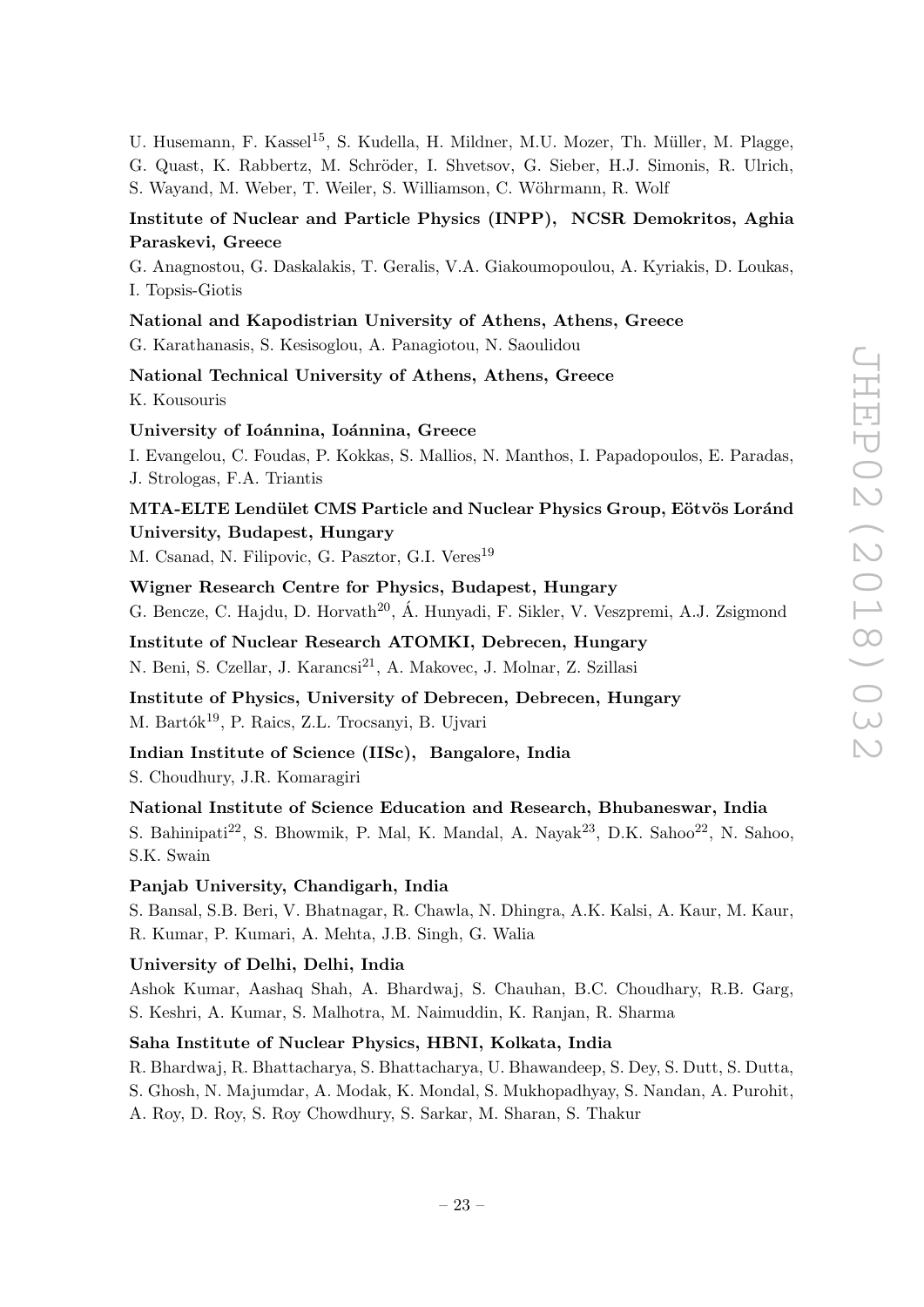U. Husemann, F. Kassel[15], S. Kudella, H. Mildner, M.U. Mozer, Th. Müller, M. Plagge, G. Quast, K. Rabbertz, M. Schröder, I. Shvetsov, G. Sieber, H.J. Simonis, R. Ulrich, S. Wayand, M. Weber, T. Weiler, S. Williamson, C. Wöhrmann, R. Wolf

**Institute of Nuclear and Particle Physics (INPP), NCSR Demokritos, Aghia Paraskevi, Greece**

G. Anagnostou, G. Daskalakis, T. Geralis, V.A. Giakoumopoulou, A. Kyriakis, D. Loukas, I. Topsis-Giotis

**National and Kapodistrian University of Athens, Athens, Greece**

G. Karathanasis, S. Kesisoglou, A. Panagiotou, N. Saoulidou

**National Technical University of Athens, Athens, Greece**

K. Kousouris

**University of Ioánnina, Ioánnina, Greece**

I. Evangelou, C. Foudas, P. Kokkas, S. Mallios, N. Manthos, I. Papadopoulos, E. Paradas, J. Strologas, F.A. Triantis

**MTA-ELTE Lendület CMS Particle and Nuclear Physics Group, Eötvös Loránd University, Budapest, Hungary**

M. Csanad, N. Filipovic, G. Pasztor, G.I. Veres[19]

**Wigner Research Centre for Physics, Budapest, Hungary**

G. Bencze, C. Hajdu, D. Horvath[20], Á. Hunyadi, F. Sikler, V. Veszpremi, A.J. Zsigmond

**Institute of Nuclear Research ATOMKI, Debrecen, Hungary**

N. Beni, S. Czellar, J. Karancsi[21], A. Makovec, J. Molnar, Z. Szillasi

**Institute of Physics, University of Debrecen, Debrecen, Hungary**

M. Bartók[19], P. Raics, Z.L. Trocsanyi, B. Ujvari

**Indian Institute of Science (IISc), Bangalore, India**

S. Choudhury, J.R. Komaragiri

**National Institute of Science Education and Research, Bhubaneswar, India**

S. Bahinipati[22], S. Bhowmik, P. Mal, K. Mandal, A. Nayak[23], D.K. Sahoo[22], N. Sahoo, S.K. Swain

**Panjab University, Chandigarh, India**

S. Bansal, S.B. Beri, V. Bhatnagar, R. Chawla, N. Dhingra, A.K. Kalsi, A. Kaur, M. Kaur, R. Kumar, P. Kumari, A. Mehta, J.B. Singh, G. Walia

**University of Delhi, Delhi, India**

Ashok Kumar, Aashaq Shah, A. Bhardwaj, S. Chauhan, B.C. Choudhary, R.B. Garg, S. Keshri, A. Kumar, S. Malhotra, M. Naimuddin, K. Ranjan, R. Sharma

**Saha Institute of Nuclear Physics, HBNI, Kolkata, India**

R. Bhardwaj, R. Bhattacharya, S. Bhattacharya, U. Bhawandeep, S. Dey, S. Dutt, S. Dutta, S. Ghosh, N. Majumdar, A. Modak, K. Mondal, S. Mukhopadhyay, S. Nandan, A. Purohit, A. Roy, D. Roy, S. Roy Chowdhury, S. Sarkar, M. Sharan, S. Thakur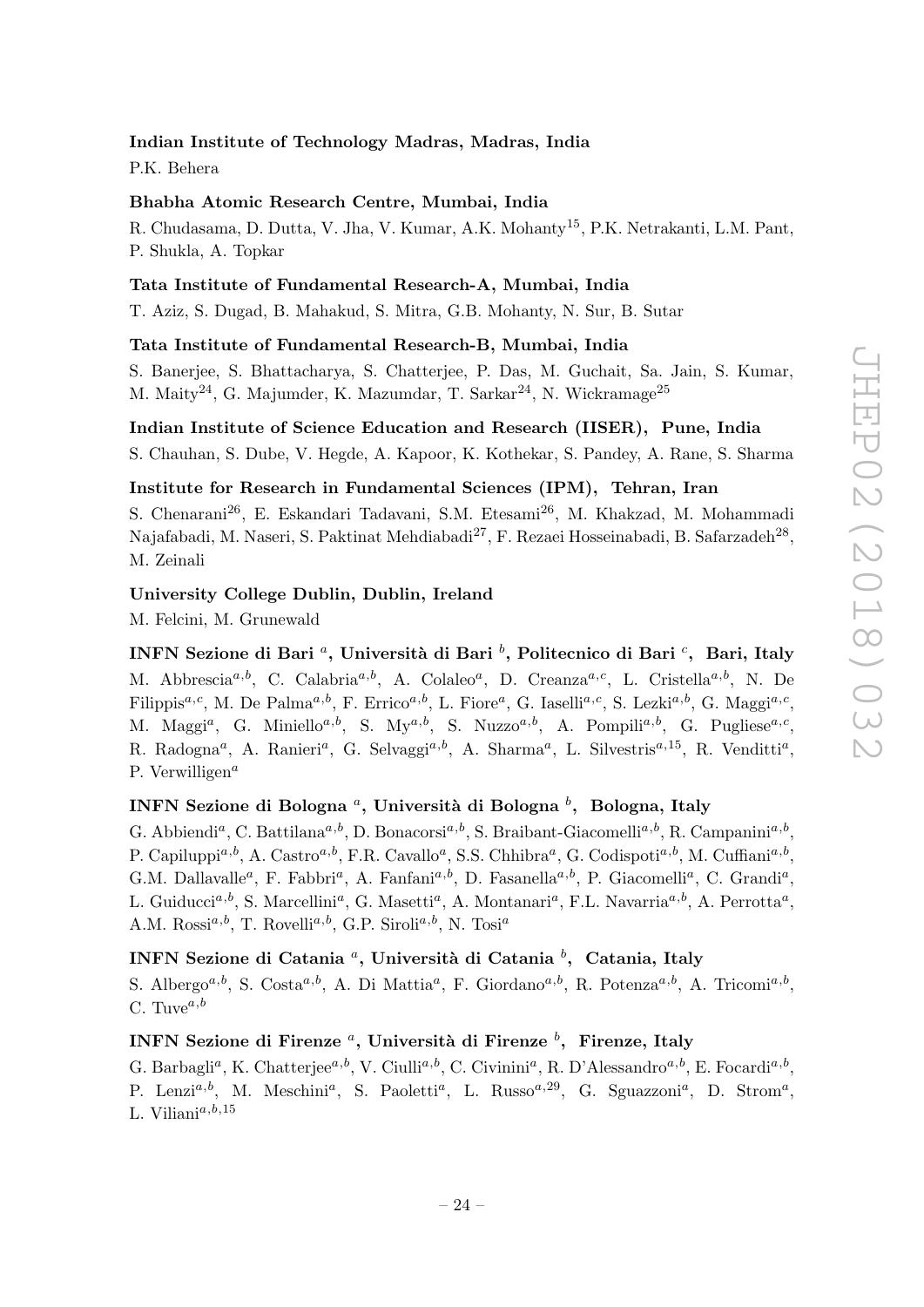**Indian Institute of Technology Madras, Madras, India**

P.K. Behera

**Bhabha Atomic Research Centre, Mumbai, India**

R. Chudasama, D. Dutta, V. Jha, V. Kumar, A.K. Mohanty[15], P.K. Netrakanti, L.M. Pant, P. Shukla, A. Topkar

**Tata Institute of Fundamental Research-A, Mumbai, India**

T. Aziz, S. Dugad, B. Mahakud, S. Mitra, G.B. Mohanty, N. Sur, B. Sutar

**Tata Institute of Fundamental Research-B, Mumbai, India**

S. Banerjee, S. Bhattacharya, S. Chatterjee, P. Das, M. Guchait, Sa. Jain, S. Kumar, M. Maity[24], G. Majumder, K. Mazumdar, T. Sarkar[24], N. Wickramage[25]

**Indian Institute of Science Education and Research (IISER), Pune, India**

S. Chauhan, S. Dube, V. Hegde, A. Kapoor, K. Kothekar, S. Pandey, A. Rane, S. Sharma

**Institute for Research in Fundamental Sciences (IPM), Tehran, Iran**

S. Chenarani[26], E. Eskandari Tadavani, S.M. Etesami[26], M. Khakzad, M. Mohammadi Najafabadi, M. Naseri, S. Paktinat Mehdiabadi[27], F. Rezaei Hosseinabadi, B. Safarzadeh[28], M. Zeinali

**University College Dublin, Dublin, Ireland**

M. Felcini, M. Grunewald

**INFN Sezione di Bari [a], Università di Bari [b], Politecnico di Bari [c], Bari, Italy**

M. Abbrescia[a,b], C. Calabria[a,b], A. Colaleo[a], D. Creanza[a,c], L. Cristella[a,b], N. De Filippis[a,c], M. De Palma[a,b], F. Errico[a,b], L. Fiore[a], G. Iaselli[a,c], S. Lezki[a,b], G. Maggi[a,c], M. Maggi[a], G. Miniello[a,b], S. My[a,b], S. Nuzzo[a,b], A. Pompili[a,b], G. Pugliese[a,c], R. Radogna[a], A. Ranieri[a], G. Selvaggi[a,b], A. Sharma[a], L. Silvestris[a,15], R. Venditti[a], P. Verwilligen[a]

**INFN Sezione di Bologna [a], Università di Bologna [b], Bologna, Italy**

G. Abbiendi[a], C. Battilana[a,b], D. Bonacorsi[a,b], S. Braibant-Giacomelli[a,b], R. Campanini[a,b], P. Capiluppi[a,b], A. Castro[a,b], F.R. Cavallo[a], S.S. Chhibra[a], G. Codispoti[a,b], M. Cuffiani[a,b], G.M. Dallavalle[a], F. Fabbri[a], A. Fanfani[a,b], D. Fasanella[a,b], P. Giacomelli[a], C. Grandi[a], L. Guiducci[a,b], S. Marcellini[a], G. Masetti[a], A. Montanari[a], F.L. Navarria[a,b], A. Perrotta[a], A.M. Rossi[a,b], T. Rovelli[a,b], G.P. Siroli[a,b], N. Tosi[a]

**INFN Sezione di Catania [a], Università di Catania [b], Catania, Italy**

S. Albergo[a,b], S. Costa[a,b], A. Di Mattia[a], F. Giordano[a,b], R. Potenza[a,b], A. Tricomi[a,b], C. Tuve[a,b]

**INFN Sezione di Firenze [a], Università di Firenze [b], Firenze, Italy**

G. Barbagli[a], K. Chatterjee[a,b], V. Ciulli[a,b], C. Civinini[a], R. D'Alessandro[a,b], E. Focardi[a,b], P. Lenzi[a,b], M. Meschini[a], S. Paoletti[a], L. Russo[a,29], G. Sguazzoni[a], D. Strom[a], L. Viliani[a,b,15]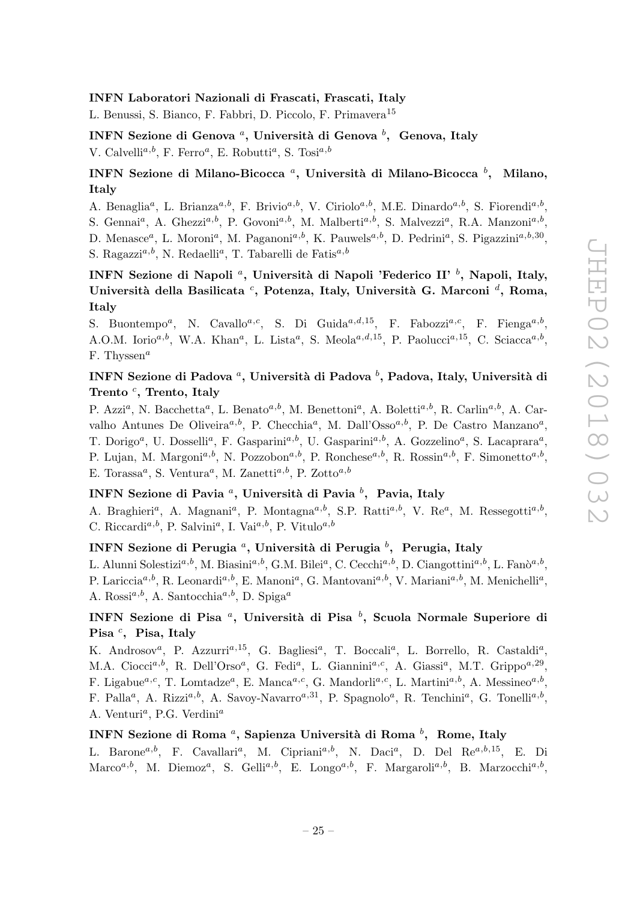**INFN Laboratori Nazionali di Frascati, Frascati, Italy**

L. Benussi, S. Bianco, F. Fabbri, D. Piccolo, F. Primavera[15]

**INFN Sezione di Genova [a], Università di Genova [b], Genova, Italy**

V. Calvelli[a,b], F. Ferro[a], E. Robutti[a], S. Tosi[a,b]

**INFN Sezione di Milano-Bicocca [a], Università di Milano-Bicocca [b], Milano, Italy**

A. Benaglia[a], L. Brianza[a,b], F. Brivio[a,b], V. Ciriolo[a,b], M.E. Dinardo[a,b], S. Fiorendi[a,b], S. Gennai[a], A. Ghezzi[a,b], P. Govoni[a,b], M. Malberti[a,b], S. Malvezzi[a], R.A. Manzoni[a,b], D. Menasce[a], L. Moroni[a], M. Paganoni[a,b], K. Pauwels[a,b], D. Pedrini[a], S. Pigazzini[a,b,30], S. Ragazzi[a,b], N. Redaelli[a], T. Tabarelli de Fatis[a,b]

**INFN Sezione di Napoli [a], Università di Napoli 'Federico II' [b], Napoli, Italy, Università della Basilicata [c], Potenza, Italy, Università G. Marconi [d], Roma, Italy**

S. Buontempo[a], N. Cavallo[a,c], S. Di Guida[a,d,15], F. Fabozzi[a,c], F. Fienga[a,b], A.O.M. Iorio[a,b], W.A. Khan[a], L. Lista[a], S. Meola[a,d,15], P. Paolucci[a,15], C. Sciacca[a,b], F. Thyssen[a]

**INFN Sezione di Padova [a], Università di Padova [b], Padova, Italy, Università di Trento [c], Trento, Italy**

P. Azzi[a], N. Bacchetta[a], L. Benato[a,b], M. Benettoni[a], A. Boletti[a,b], R. Carlin[a,b], A. Carvalho Antunes De Oliveira[a,b], P. Checchia[a], M. Dall'Osso[a,b], P. De Castro Manzano[a], T. Dorigo[a], U. Dosselli[a], F. Gasparini[a,b], U. Gasparini[a,b], A. Gozzelino[a], S. Lacaprara[a], P. Lujan, M. Margoni[a,b], N. Pozzobon[a,b], P. Ronchese[a,b], R. Rossin[a,b], F. Simonetto[a,b], E. Torassa[a], S. Ventura[a], M. Zanetti[a,b], P. Zotto[a,b]

**INFN Sezione di Pavia [a], Università di Pavia [b], Pavia, Italy**

A. Braghieri[a], A. Magnani[a], P. Montagna[a,b], S.P. Ratti[a,b], V. Re[a], M. Ressegotti[a,b], C. Riccardi[a,b], P. Salvini[a], I. Vai[a,b], P. Vitulo[a,b]

**INFN Sezione di Perugia [a], Università di Perugia [b], Perugia, Italy**

L. Alunni Solestizi[a,b], M. Biasini[a,b], G.M. Bilei[a], C. Cecchi[a,b], D. Ciangottini[a,b], L. Fanò[a,b], P. Lariccia[a,b], R. Leonardi[a,b], E. Manoni[a], G. Mantovani[a,b], V. Mariani[a,b], M. Menichelli[a], A. Rossi[a,b], A. Santocchia[a,b], D. Spiga[a]

**INFN Sezione di Pisa [a], Università di Pisa [b], Scuola Normale Superiore di Pisa [c], Pisa, Italy**

K. Androsov[a], P. Azzurri[a,15], G. Bagliesi[a], T. Boccali[a], L. Borrello, R. Castaldi[a], M.A. Ciocci[a,b], R. Dell'Orso[a], G. Fedi[a], L. Giannini[a,c], A. Giassi[a], M.T. Grippo[a,29], F. Ligabue[a,c], T. Lomtadze[a], E. Manca[a,c], G. Mandorli[a,c], L. Martini[a,b], A. Messineo[a,b], F. Palla[a], A. Rizzi[a,b], A. Savoy-Navarro[a,31], P. Spagnolo[a], R. Tenchini[a], G. Tonelli[a,b], A. Venturi[a], P.G. Verdini[a]

**INFN Sezione di Roma [a], Sapienza Università di Roma [b], Rome, Italy**

L. Barone[a,b], F. Cavallari[a], M. Cipriani[a,b], N. Daci[a], D. Del Re[a,b,15], E. Di Marco[a,b], M. Diemoz[a], S. Gelli[a,b], E. Longo[a,b], F. Margaroli[a,b], B. Marzocchi[a,b],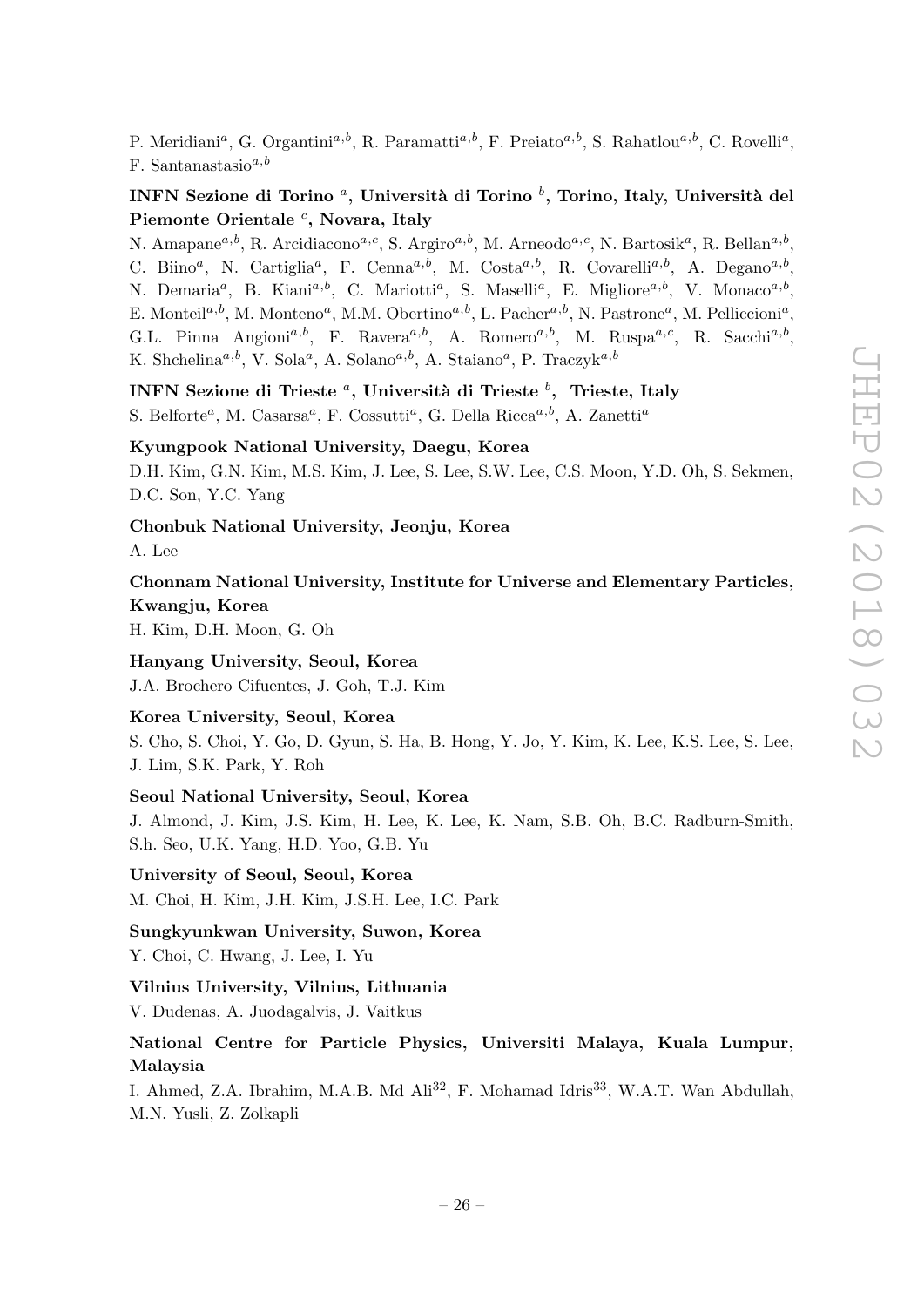P. Meridiani[a], G. Organtini[a,b], R. Paramatti[a,b], F. Preiato[a,b], S. Rahatlou[a,b], C. Rovelli[a], F. Santanastasio[a,b]

**INFN Sezione di Torino [a], Università di Torino [b], Torino, Italy, Università del Piemonte Orientale [c], Novara, Italy**

N. Amapane[a,b], R. Arcidiacono[a,c], S. Argiro[a,b], M. Arneodo[a,c], N. Bartosik[a], R. Bellan[a,b], C. Biino[a], N. Cartiglia[a], F. Cenna[a,b], M. Costa[a,b], R. Covarelli[a,b], A. Degano[a,b], N. Demaria[a], B. Kiani[a,b], C. Mariotti[a], S. Maselli[a], E. Migliore[a,b], V. Monaco[a,b], E. Monteil[a,b], M. Monteno[a], M.M. Obertino[a,b], L. Pacher[a,b], N. Pastrone[a], M. Pelliccioni[a], G.L. Pinna Angioni[a,b], F. Ravera[a,b], A. Romero[a,b], M. Ruspa[a,c], R. Sacchi[a,b], K. Shchelina[a,b], V. Sola[a], A. Solano[a,b], A. Staiano[a], P. Traczyk[a,b]

**INFN Sezione di Trieste [a], Università di Trieste [b], Trieste, Italy**

S. Belforte[a], M. Casarsa[a], F. Cossutti[a], G. Della Ricca[a,b], A. Zanetti[a]

**Kyungpook National University, Daegu, Korea**

D.H. Kim, G.N. Kim, M.S. Kim, J. Lee, S. Lee, S.W. Lee, C.S. Moon, Y.D. Oh, S. Sekmen, D.C. Son, Y.C. Yang

**Chonbuk National University, Jeonju, Korea**

A. Lee

**Chonnam National University, Institute for Universe and Elementary Particles, Kwangju, Korea**

H. Kim, D.H. Moon, G. Oh

**Hanyang University, Seoul, Korea**

J.A. Brochero Cifuentes, J. Goh, T.J. Kim

**Korea University, Seoul, Korea**

S. Cho, S. Choi, Y. Go, D. Gyun, S. Ha, B. Hong, Y. Jo, Y. Kim, K. Lee, K.S. Lee, S. Lee, J. Lim, S.K. Park, Y. Roh

**Seoul National University, Seoul, Korea**

J. Almond, J. Kim, J.S. Kim, H. Lee, K. Lee, K. Nam, S.B. Oh, B.C. Radburn-Smith, S.h. Seo, U.K. Yang, H.D. Yoo, G.B. Yu

**University of Seoul, Seoul, Korea**

M. Choi, H. Kim, J.H. Kim, J.S.H. Lee, I.C. Park

**Sungkyunkwan University, Suwon, Korea**

Y. Choi, C. Hwang, J. Lee, I. Yu

**Vilnius University, Vilnius, Lithuania**

V. Dudenas, A. Juodagalvis, J. Vaitkus

**National Centre for Particle Physics, Universiti Malaya, Kuala Lumpur, Malaysia**

I. Ahmed, Z.A. Ibrahim, M.A.B. Md Ali[32], F. Mohamad Idris[33], W.A.T. Wan Abdullah, M.N. Yusli, Z. Zolkapli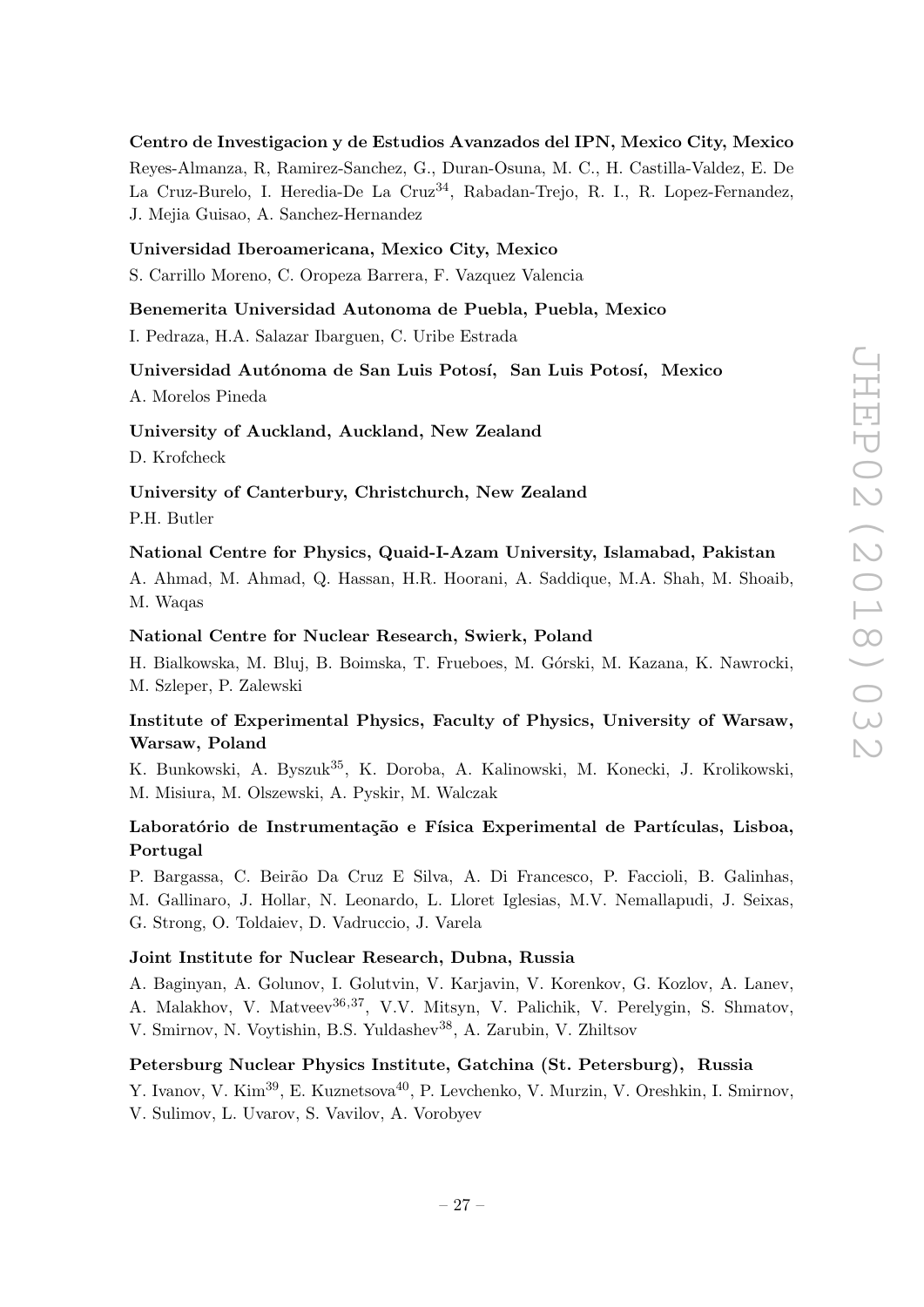**Centro de Investigacion y de Estudios Avanzados del IPN, Mexico City, Mexico**

Reyes-Almanza, R, Ramirez-Sanchez, G., Duran-Osuna, M. C., H. Castilla-Valdez, E. De La Cruz-Burelo, I. Heredia-De La Cruz[34], Rabadan-Trejo, R. I., R. Lopez-Fernandez, J. Mejia Guisao, A. Sanchez-Hernandez

**Universidad Iberoamericana, Mexico City, Mexico**

S. Carrillo Moreno, C. Oropeza Barrera, F. Vazquez Valencia

**Benemerita Universidad Autonoma de Puebla, Puebla, Mexico**

I. Pedraza, H.A. Salazar Ibarguen, C. Uribe Estrada

**Universidad Autónoma de San Luis Potosí, San Luis Potosí, Mexico**

A. Morelos Pineda

**University of Auckland, Auckland, New Zealand**

D. Krofcheck

**University of Canterbury, Christchurch, New Zealand**

P.H. Butler

**National Centre for Physics, Quaid-I-Azam University, Islamabad, Pakistan**

A. Ahmad, M. Ahmad, Q. Hassan, H.R. Hoorani, A. Saddique, M.A. Shah, M. Shoaib, M. Waqas

**National Centre for Nuclear Research, Swierk, Poland**

H. Bialkowska, M. Bluj, B. Boimska, T. Frueboes, M. Górski, M. Kazana, K. Nawrocki, M. Szleper, P. Zalewski

**Institute of Experimental Physics, Faculty of Physics, University of Warsaw, Warsaw, Poland**

K. Bunkowski, A. Byszuk[35], K. Doroba, A. Kalinowski, M. Konecki, J. Krolikowski, M. Misiura, M. Olszewski, A. Pyskir, M. Walczak

**Laboratório de Instrumentação e Física Experimental de Partículas, Lisboa, Portugal**

P. Bargassa, C. Beirão Da Cruz E Silva, A. Di Francesco, P. Faccioli, B. Galinhas, M. Gallinaro, J. Hollar, N. Leonardo, L. Lloret Iglesias, M.V. Nemallapudi, J. Seixas, G. Strong, O. Toldaiev, D. Vadruccio, J. Varela

**Joint Institute for Nuclear Research, Dubna, Russia**

A. Baginyan, A. Golunov, I. Golutvin, V. Karjavin, V. Korenkov, G. Kozlov, A. Lanev, A. Malakhov, V. Matveev[36,37], V.V. Mitsyn, V. Palichik, V. Perelygin, S. Shmatov, V. Smirnov, N. Voytishin, B.S. Yuldashev[38], A. Zarubin, V. Zhiltsov

**Petersburg Nuclear Physics Institute, Gatchina (St. Petersburg), Russia**

Y. Ivanov, V. Kim[39], E. Kuznetsova[40], P. Levchenko, V. Murzin, V. Oreshkin, I. Smirnov, V. Sulimov, L. Uvarov, S. Vavilov, A. Vorobyev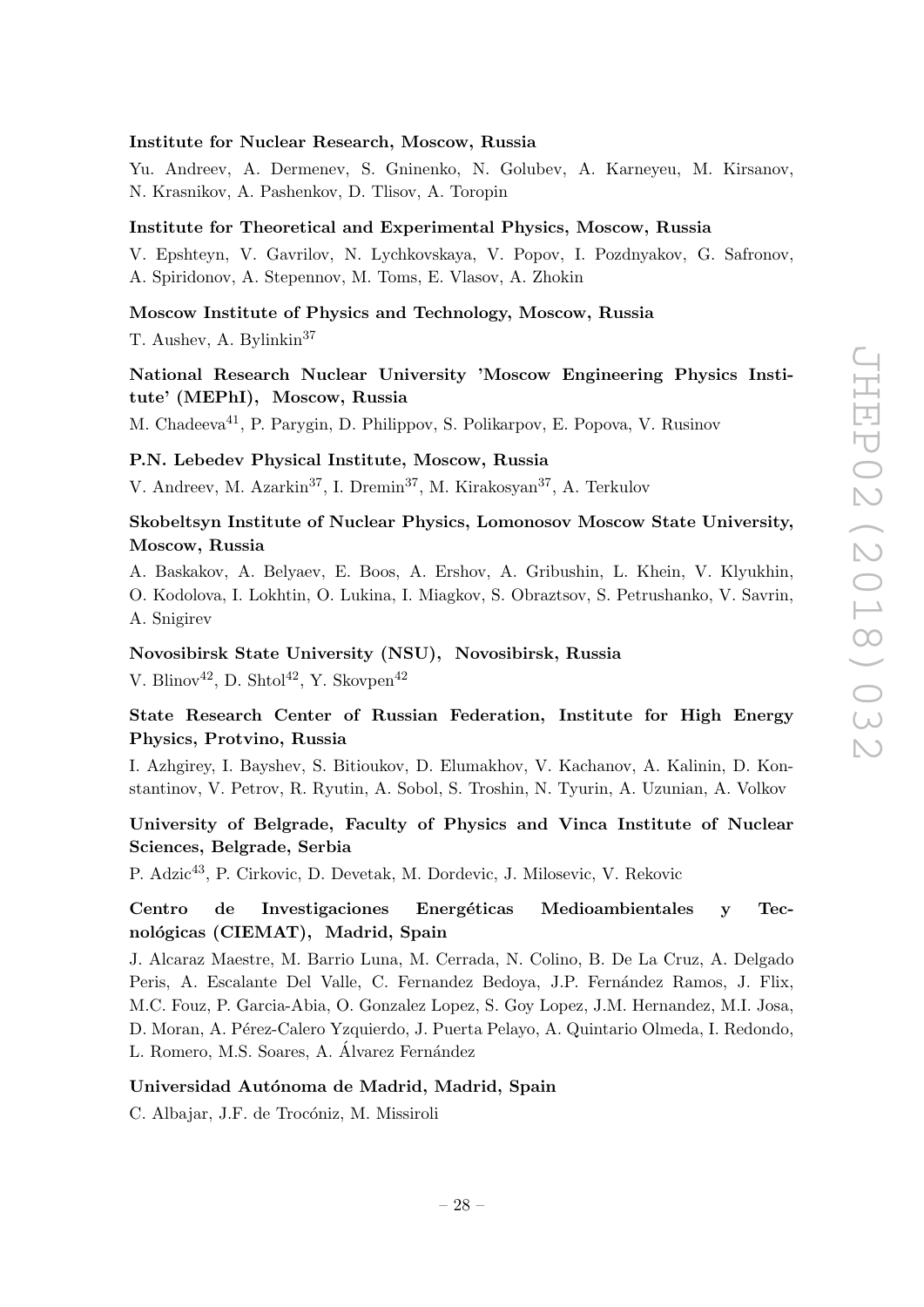**Institute for Nuclear Research, Moscow, Russia**

Yu. Andreev, A. Dermenev, S. Gninenko, N. Golubev, A. Karneyeu, M. Kirsanov, N. Krasnikov, A. Pashenkov, D. Tlisov, A. Toropin

**Institute for Theoretical and Experimental Physics, Moscow, Russia**

V. Epshteyn, V. Gavrilov, N. Lychkovskaya, V. Popov, I. Pozdnyakov, G. Safronov, A. Spiridonov, A. Stepennov, M. Toms, E. Vlasov, A. Zhokin

**Moscow Institute of Physics and Technology, Moscow, Russia**

T. Aushev, A. Bylinkin[37]

**National Research Nuclear University 'Moscow Engineering Physics Institute' (MEPhI), Moscow, Russia**

M. Chadeeva[41], P. Parygin, D. Philippov, S. Polikarpov, E. Popova, V. Rusinov

**P.N. Lebedev Physical Institute, Moscow, Russia**

V. Andreev, M. Azarkin[37], I. Dremin[37], M. Kirakosyan[37], A. Terkulov

**Skobeltsyn Institute of Nuclear Physics, Lomonosov Moscow State University, Moscow, Russia**

A. Baskakov, A. Belyaev, E. Boos, A. Ershov, A. Gribushin, L. Khein, V. Klyukhin, O. Kodolova, I. Lokhtin, O. Lukina, I. Miagkov, S. Obraztsov, S. Petrushanko, V. Savrin, A. Snigirev

**Novosibirsk State University (NSU), Novosibirsk, Russia**

V. Blinov[42], D. Shtol[42], Y. Skovpen[42]

**State Research Center of Russian Federation, Institute for High Energy Physics, Protvino, Russia**

I. Azhgirey, I. Bayshev, S. Bitioukov, D. Elumakhov, V. Kachanov, A. Kalinin, D. Konstantinov, V. Petrov, R. Ryutin, A. Sobol, S. Troshin, N. Tyurin, A. Uzunian, A. Volkov

**University of Belgrade, Faculty of Physics and Vinca Institute of Nuclear Sciences, Belgrade, Serbia**

P. Adzic[43], P. Cirkovic, D. Devetak, M. Dordevic, J. Milosevic, V. Rekovic

**Centro de Investigaciones Energéticas Medioambientales y Tecnológicas (CIEMAT), Madrid, Spain**

J. Alcaraz Maestre, M. Barrio Luna, M. Cerrada, N. Colino, B. De La Cruz, A. Delgado Peris, A. Escalante Del Valle, C. Fernandez Bedoya, J.P. Fernández Ramos, J. Flix, M.C. Fouz, P. Garcia-Abia, O. Gonzalez Lopez, S. Goy Lopez, J.M. Hernandez, M.I. Josa, D. Moran, A. Pérez-Calero Yzquierdo, J. Puerta Pelayo, A. Quintario Olmeda, I. Redondo, L. Romero, M.S. Soares, A. Álvarez Fernández

**Universidad Autónoma de Madrid, Madrid, Spain**

C. Albajar, J.F. de Trocóniz, M. Missiroli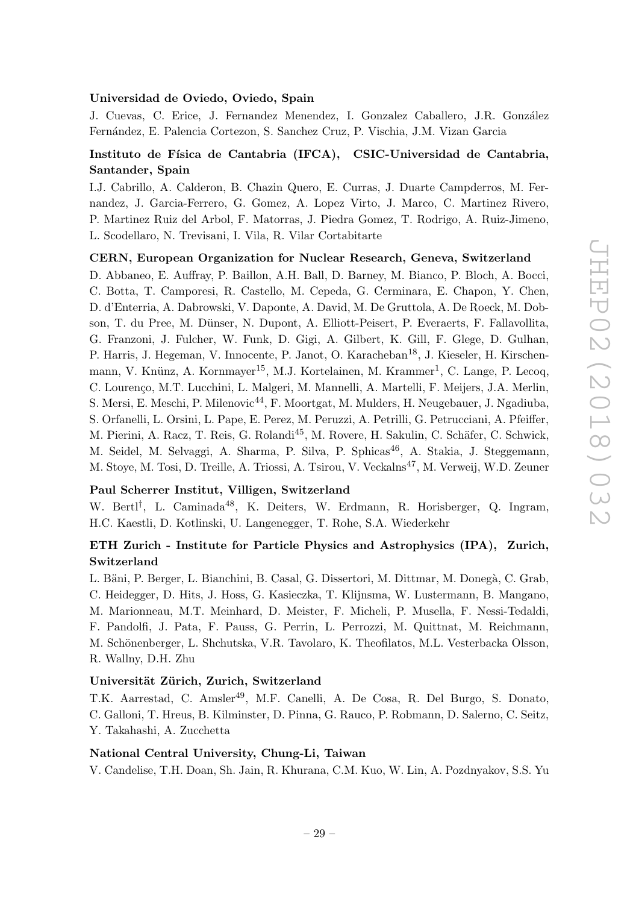**Universidad de Oviedo, Oviedo, Spain**

J. Cuevas, C. Erice, J. Fernandez Menendez, I. Gonzalez Caballero, J.R. González Fernández, E. Palencia Cortezon, S. Sanchez Cruz, P. Vischia, J.M. Vizan Garcia

**Instituto de Física de Cantabria (IFCA), CSIC-Universidad de Cantabria, Santander, Spain**

I.J. Cabrillo, A. Calderon, B. Chazin Quero, E. Curras, J. Duarte Campderros, M. Fernandez, J. Garcia-Ferrero, G. Gomez, A. Lopez Virto, J. Marco, C. Martinez Rivero, P. Martinez Ruiz del Arbol, F. Matorras, J. Piedra Gomez, T. Rodrigo, A. Ruiz-Jimeno, L. Scodellaro, N. Trevisani, I. Vila, R. Vilar Cortabitarte

**CERN, European Organization for Nuclear Research, Geneva, Switzerland**

D. Abbaneo, E. Auffray, P. Baillon, A.H. Ball, D. Barney, M. Bianco, P. Bloch, A. Bocci, C. Botta, T. Camporesi, R. Castello, M. Cepeda, G. Cerminara, E. Chapon, Y. Chen, D. d'Enterria, A. Dabrowski, V. Daponte, A. David, M. De Gruttola, A. De Roeck, M. Dobson, T. du Pree, M. Dünser, N. Dupont, A. Elliott-Peisert, P. Everaerts, F. Fallavollita, G. Franzoni, J. Fulcher, W. Funk, D. Gigi, A. Gilbert, K. Gill, F. Glege, D. Gulhan, P. Harris, J. Hegeman, V. Innocente, P. Janot, O. Karacheban[18], J. Kieseler, H. Kirschenmann, V. Knünz, A. Kornmayer[15], M.J. Kortelainen, M. Krammer[1], C. Lange, P. Lecoq, C. Lourenço, M.T. Lucchini, L. Malgeri, M. Mannelli, A. Martelli, F. Meijers, J.A. Merlin, S. Mersi, E. Meschi, P. Milenovic[44], F. Moortgat, M. Mulders, H. Neugebauer, J. Ngadiuba, S. Orfanelli, L. Orsini, L. Pape, E. Perez, M. Peruzzi, A. Petrilli, G. Petrucciani, A. Pfeiffer, M. Pierini, A. Racz, T. Reis, G. Rolandi[45], M. Rovere, H. Sakulin, C. Schäfer, C. Schwick, M. Seidel, M. Selvaggi, A. Sharma, P. Silva, P. Sphicas[46], A. Stakia, J. Steggemann, M. Stoye, M. Tosi, D. Treille, A. Triossi, A. Tsirou, V. Veckalns[47], M. Verweij, W.D. Zeuner

**Paul Scherrer Institut, Villigen, Switzerland**

W. Bertl[†], L. Caminada[48], K. Deiters, W. Erdmann, R. Horisberger, Q. Ingram, H.C. Kaestli, D. Kotlinski, U. Langenegger, T. Rohe, S.A. Wiederkehr

**ETH Zurich - Institute for Particle Physics and Astrophysics (IPA), Zurich, Switzerland**

L. Bäni, P. Berger, L. Bianchini, B. Casal, G. Dissertori, M. Dittmar, M. Donegà, C. Grab, C. Heidegger, D. Hits, J. Hoss, G. Kasieczka, T. Klijnsma, W. Lustermann, B. Mangano, M. Marionneau, M.T. Meinhard, D. Meister, F. Micheli, P. Musella, F. Nessi-Tedaldi, F. Pandolfi, J. Pata, F. Pauss, G. Perrin, L. Perrozzi, M. Quittnat, M. Reichmann, M. Schönenberger, L. Shchutska, V.R. Tavolaro, K. Theofilatos, M.L. Vesterbacka Olsson, R. Wallny, D.H. Zhu

**Universität Zürich, Zurich, Switzerland**

T.K. Aarrestad, C. Amsler[49], M.F. Canelli, A. De Cosa, R. Del Burgo, S. Donato, C. Galloni, T. Hreus, B. Kilminster, D. Pinna, G. Rauco, P. Robmann, D. Salerno, C. Seitz, Y. Takahashi, A. Zucchetta

**National Central University, Chung-Li, Taiwan**

V. Candelise, T.H. Doan, Sh. Jain, R. Khurana, C.M. Kuo, W. Lin, A. Pozdnyakov, S.S. Yu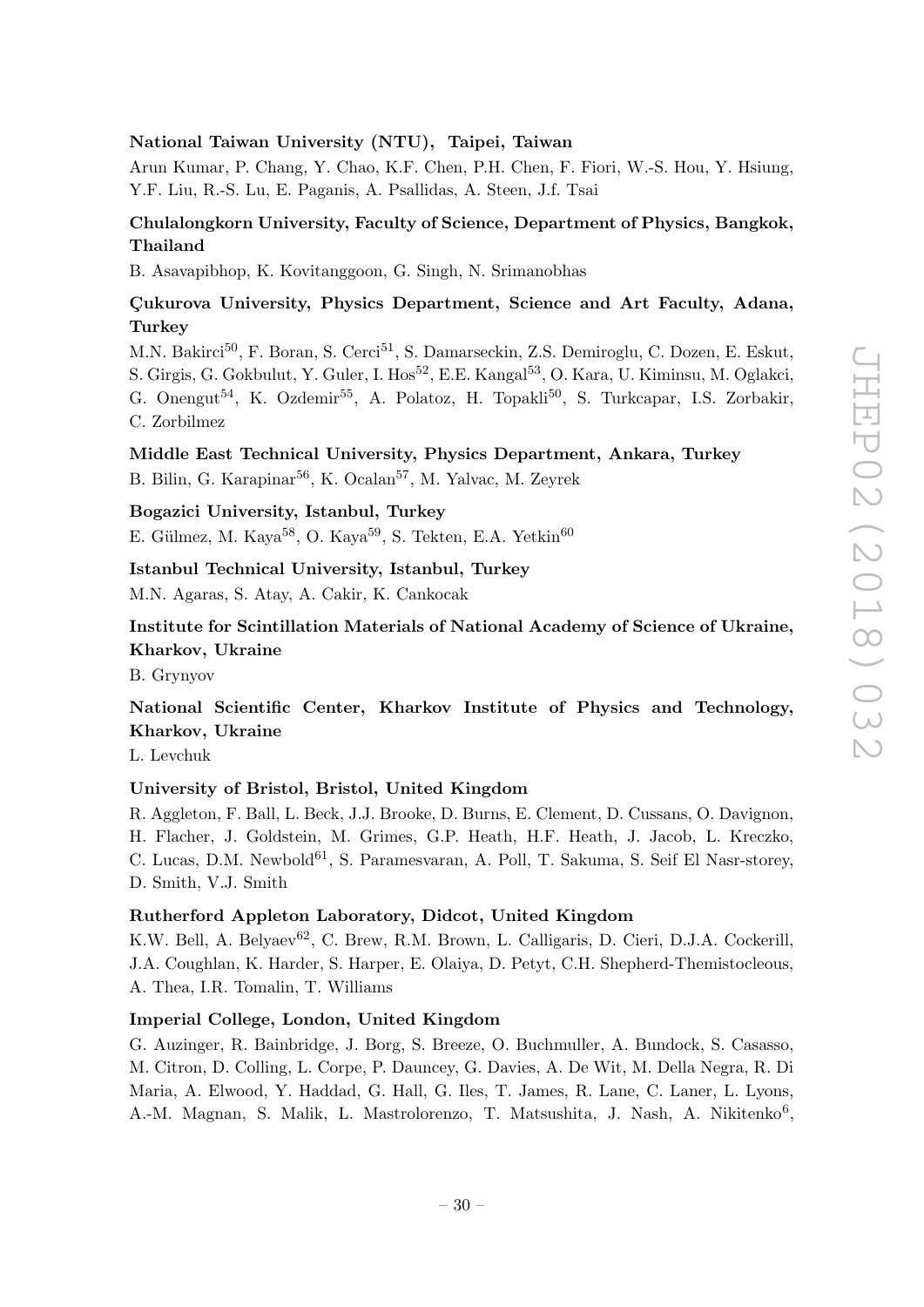**National Taiwan University (NTU), Taipei, Taiwan**

Arun Kumar, P. Chang, Y. Chao, K.F. Chen, P.H. Chen, F. Fiori, W.-S. Hou, Y. Hsiung, Y.F. Liu, R.-S. Lu, E. Paganis, A. Psallidas, A. Steen, J.f. Tsai

**Chulalongkorn University, Faculty of Science, Department of Physics, Bangkok, Thailand**

B. Asavapibhop, K. Kovitanggoon, G. Singh, N. Srimanobhas

**Çukurova University, Physics Department, Science and Art Faculty, Adana, Turkey**

M.N. Bakirci[50], F. Boran, S. Cerci[51], S. Damarseckin, Z.S. Demiroglu, C. Dozen, E. Eskut, S. Girgis, G. Gokbulut, Y. Guler, I. Hos[52], E.E. Kangal[53], O. Kara, U. Kiminsu, M. Oglakci, G. Onengut[54], K. Ozdemir[55], A. Polatoz, H. Topakli[50], S. Turkcapar, I.S. Zorbakir, C. Zorbilmez

**Middle East Technical University, Physics Department, Ankara, Turkey**

B. Bilin, G. Karapinar[56], K. Ocalan[57], M. Yalvac, M. Zeyrek

**Bogazici University, Istanbul, Turkey**

E. Gülmez, M. Kaya[58], O. Kaya[59], S. Tekten, E.A. Yetkin[60]

**Istanbul Technical University, Istanbul, Turkey**

M.N. Agaras, S. Atay, A. Cakir, K. Cankocak

**Institute for Scintillation Materials of National Academy of Science of Ukraine, Kharkov, Ukraine**

B. Grynyov

**National Scientific Center, Kharkov Institute of Physics and Technology, Kharkov, Ukraine**

L. Levchuk

**University of Bristol, Bristol, United Kingdom**

R. Aggleton, F. Ball, L. Beck, J.J. Brooke, D. Burns, E. Clement, D. Cussans, O. Davignon, H. Flacher, J. Goldstein, M. Grimes, G.P. Heath, H.F. Heath, J. Jacob, L. Kreczko, C. Lucas, D.M. Newbold[61], S. Paramesvaran, A. Poll, T. Sakuma, S. Seif El Nasr-storey, D. Smith, V.J. Smith

**Rutherford Appleton Laboratory, Didcot, United Kingdom**

K.W. Bell, A. Belyaev[62], C. Brew, R.M. Brown, L. Calligaris, D. Cieri, D.J.A. Cockerill, J.A. Coughlan, K. Harder, S. Harper, E. Olaiya, D. Petyt, C.H. Shepherd-Themistocleous, A. Thea, I.R. Tomalin, T. Williams

**Imperial College, London, United Kingdom**

G. Auzinger, R. Bainbridge, J. Borg, S. Breeze, O. Buchmuller, A. Bundock, S. Casasso, M. Citron, D. Colling, L. Corpe, P. Dauncey, G. Davies, A. De Wit, M. Della Negra, R. Di Maria, A. Elwood, Y. Haddad, G. Hall, G. Iles, T. James, R. Lane, C. Laner, L. Lyons, A.-M. Magnan, S. Malik, L. Mastrolorenzo, T. Matsushita, J. Nash, A. Nikitenko[6],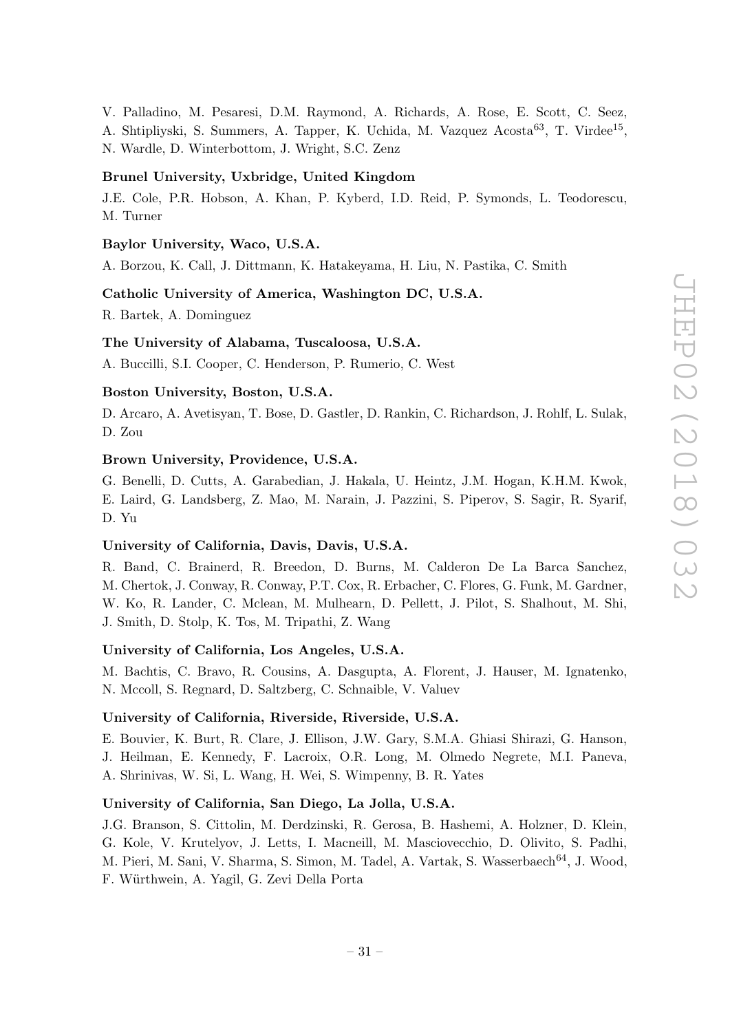V. Palladino, M. Pesaresi, D.M. Raymond, A. Richards, A. Rose, E. Scott, C. Seez, A. Shtipliyski, S. Summers, A. Tapper, K. Uchida, M. Vazquez Acosta[63], T. Virdee[15], N. Wardle, D. Winterbottom, J. Wright, S.C. Zenz

**Brunel University, Uxbridge, United Kingdom**

J.E. Cole, P.R. Hobson, A. Khan, P. Kyberd, I.D. Reid, P. Symonds, L. Teodorescu, M. Turner

**Baylor University, Waco, U.S.A.**

A. Borzou, K. Call, J. Dittmann, K. Hatakeyama, H. Liu, N. Pastika, C. Smith

**Catholic University of America, Washington DC, U.S.A.**

R. Bartek, A. Dominguez

**The University of Alabama, Tuscaloosa, U.S.A.**

A. Buccilli, S.I. Cooper, C. Henderson, P. Rumerio, C. West

**Boston University, Boston, U.S.A.**

D. Arcaro, A. Avetisyan, T. Bose, D. Gastler, D. Rankin, C. Richardson, J. Rohlf, L. Sulak, D. Zou

**Brown University, Providence, U.S.A.**

G. Benelli, D. Cutts, A. Garabedian, J. Hakala, U. Heintz, J.M. Hogan, K.H.M. Kwok, E. Laird, G. Landsberg, Z. Mao, M. Narain, J. Pazzini, S. Piperov, S. Sagir, R. Syarif, D. Yu

**University of California, Davis, Davis, U.S.A.**

R. Band, C. Brainerd, R. Breedon, D. Burns, M. Calderon De La Barca Sanchez, M. Chertok, J. Conway, R. Conway, P.T. Cox, R. Erbacher, C. Flores, G. Funk, M. Gardner, W. Ko, R. Lander, C. Mclean, M. Mulhearn, D. Pellett, J. Pilot, S. Shalhout, M. Shi, J. Smith, D. Stolp, K. Tos, M. Tripathi, Z. Wang

**University of California, Los Angeles, U.S.A.**

M. Bachtis, C. Bravo, R. Cousins, A. Dasgupta, A. Florent, J. Hauser, M. Ignatenko, N. Mccoll, S. Regnard, D. Saltzberg, C. Schnaible, V. Valuev

**University of California, Riverside, Riverside, U.S.A.**

E. Bouvier, K. Burt, R. Clare, J. Ellison, J.W. Gary, S.M.A. Ghiasi Shirazi, G. Hanson, J. Heilman, E. Kennedy, F. Lacroix, O.R. Long, M. Olmedo Negrete, M.I. Paneva, A. Shrinivas, W. Si, L. Wang, H. Wei, S. Wimpenny, B. R. Yates

**University of California, San Diego, La Jolla, U.S.A.**

J.G. Branson, S. Cittolin, M. Derdzinski, R. Gerosa, B. Hashemi, A. Holzner, D. Klein, G. Kole, V. Krutelyov, J. Letts, I. Macneill, M. Masciovecchio, D. Olivito, S. Padhi, M. Pieri, M. Sani, V. Sharma, S. Simon, M. Tadel, A. Vartak, S. Wasserbaech[64], J. Wood, F. Würthwein, A. Yagil, G. Zevi Della Porta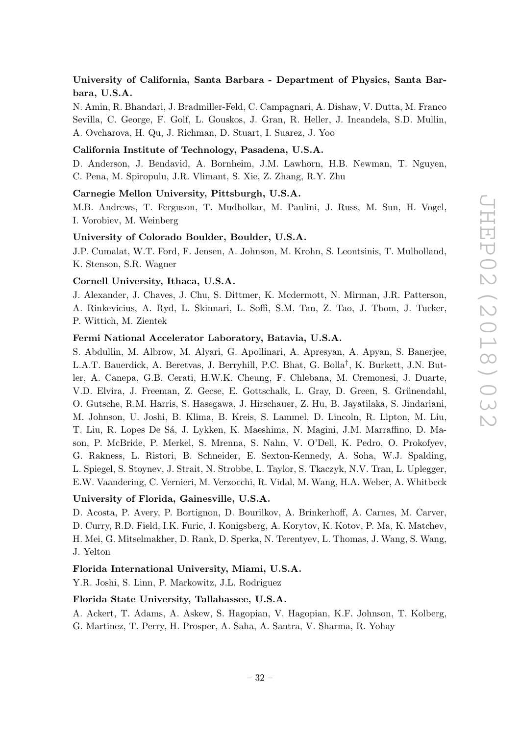**University of California, Santa Barbara - Department of Physics, Santa Barbara, U.S.A.**

N. Amin, R. Bhandari, J. Bradmiller-Feld, C. Campagnari, A. Dishaw, V. Dutta, M. Franco Sevilla, C. George, F. Golf, L. Gouskos, J. Gran, R. Heller, J. Incandela, S.D. Mullin, A. Ovcharova, H. Qu, J. Richman, D. Stuart, I. Suarez, J. Yoo

**California Institute of Technology, Pasadena, U.S.A.**

D. Anderson, J. Bendavid, A. Bornheim, J.M. Lawhorn, H.B. Newman, T. Nguyen, C. Pena, M. Spiropulu, J.R. Vlimant, S. Xie, Z. Zhang, R.Y. Zhu

**Carnegie Mellon University, Pittsburgh, U.S.A.**

M.B. Andrews, T. Ferguson, T. Mudholkar, M. Paulini, J. Russ, M. Sun, H. Vogel, I. Vorobiev, M. Weinberg

**University of Colorado Boulder, Boulder, U.S.A.**

J.P. Cumalat, W.T. Ford, F. Jensen, A. Johnson, M. Krohn, S. Leontsinis, T. Mulholland, K. Stenson, S.R. Wagner

**Cornell University, Ithaca, U.S.A.**

J. Alexander, J. Chaves, J. Chu, S. Dittmer, K. Mcdermott, N. Mirman, J.R. Patterson, A. Rinkevicius, A. Ryd, L. Skinnari, L. Soffi, S.M. Tan, Z. Tao, J. Thom, J. Tucker, P. Wittich, M. Zientek

**Fermi National Accelerator Laboratory, Batavia, U.S.A.**

S. Abdullin, M. Albrow, M. Alyari, G. Apollinari, A. Apresyan, A. Apyan, S. Banerjee, L.A.T. Bauerdick, A. Beretvas, J. Berryhill, P.C. Bhat, G. Bolla[†], K. Burkett, J.N. Butler, A. Canepa, G.B. Cerati, H.W.K. Cheung, F. Chlebana, M. Cremonesi, J. Duarte, V.D. Elvira, J. Freeman, Z. Gecse, E. Gottschalk, L. Gray, D. Green, S. Grünendahl, O. Gutsche, R.M. Harris, S. Hasegawa, J. Hirschauer, Z. Hu, B. Jayatilaka, S. Jindariani, M. Johnson, U. Joshi, B. Klima, B. Kreis, S. Lammel, D. Lincoln, R. Lipton, M. Liu, T. Liu, R. Lopes De Sá, J. Lykken, K. Maeshima, N. Magini, J.M. Marraffino, D. Mason, P. McBride, P. Merkel, S. Mrenna, S. Nahn, V. O'Dell, K. Pedro, O. Prokofyev, G. Rakness, L. Ristori, B. Schneider, E. Sexton-Kennedy, A. Soha, W.J. Spalding, L. Spiegel, S. Stoynev, J. Strait, N. Strobbe, L. Taylor, S. Tkaczyk, N.V. Tran, L. Uplegger, E.W. Vaandering, C. Vernieri, M. Verzocchi, R. Vidal, M. Wang, H.A. Weber, A. Whitbeck

**University of Florida, Gainesville, U.S.A.**

D. Acosta, P. Avery, P. Bortignon, D. Bourilkov, A. Brinkerhoff, A. Carnes, M. Carver, D. Curry, R.D. Field, I.K. Furic, J. Konigsberg, A. Korytov, K. Kotov, P. Ma, K. Matchev, H. Mei, G. Mitselmakher, D. Rank, D. Sperka, N. Terentyev, L. Thomas, J. Wang, S. Wang, J. Yelton

**Florida International University, Miami, U.S.A.**

Y.R. Joshi, S. Linn, P. Markowitz, J.L. Rodriguez

**Florida State University, Tallahassee, U.S.A.**

A. Ackert, T. Adams, A. Askew, S. Hagopian, V. Hagopian, K.F. Johnson, T. Kolberg, G. Martinez, T. Perry, H. Prosper, A. Saha, A. Santra, V. Sharma, R. Yohay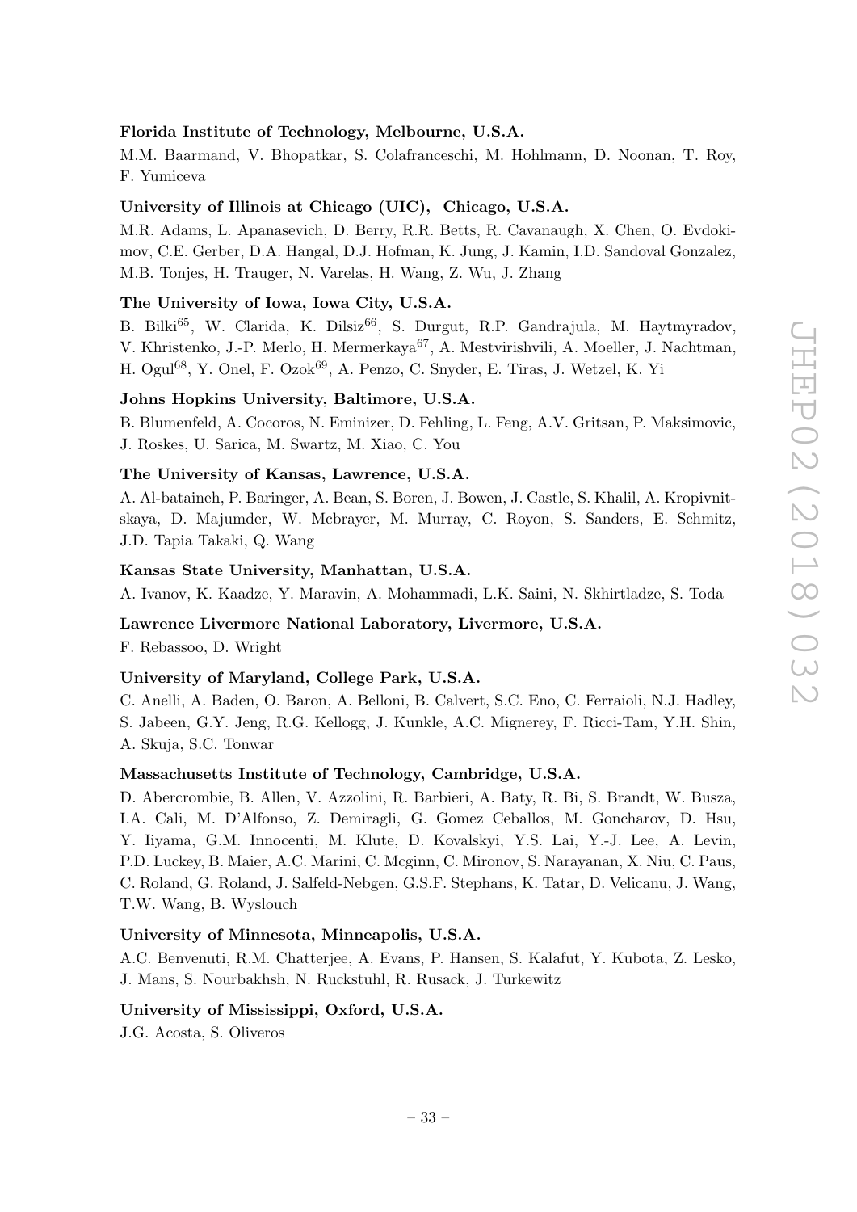**Florida Institute of Technology, Melbourne, U.S.A.**

M.M. Baarmand, V. Bhopatkar, S. Colafranceschi, M. Hohlmann, D. Noonan, T. Roy, F. Yumiceva

**University of Illinois at Chicago (UIC), Chicago, U.S.A.**

M.R. Adams, L. Apanasevich, D. Berry, R.R. Betts, R. Cavanaugh, X. Chen, O. Evdokimov, C.E. Gerber, D.A. Hangal, D.J. Hofman, K. Jung, J. Kamin, I.D. Sandoval Gonzalez, M.B. Tonjes, H. Trauger, N. Varelas, H. Wang, Z. Wu, J. Zhang

**The University of Iowa, Iowa City, U.S.A.**

B. Bilki[65], W. Clarida, K. Dilsiz[66], S. Durgut, R.P. Gandrajula, M. Haytmyradov, V. Khristenko, J.-P. Merlo, H. Mermerkaya[67], A. Mestvirishvili, A. Moeller, J. Nachtman, H. Ogul[68], Y. Onel, F. Ozok[69], A. Penzo, C. Snyder, E. Tiras, J. Wetzel, K. Yi

**Johns Hopkins University, Baltimore, U.S.A.**

B. Blumenfeld, A. Cocoros, N. Eminizer, D. Fehling, L. Feng, A.V. Gritsan, P. Maksimovic, J. Roskes, U. Sarica, M. Swartz, M. Xiao, C. You

**The University of Kansas, Lawrence, U.S.A.**

A. Al-bataineh, P. Baringer, A. Bean, S. Boren, J. Bowen, J. Castle, S. Khalil, A. Kropivnitskaya, D. Majumder, W. Mcbrayer, M. Murray, C. Royon, S. Sanders, E. Schmitz, J.D. Tapia Takaki, Q. Wang

**Kansas State University, Manhattan, U.S.A.**

A. Ivanov, K. Kaadze, Y. Maravin, A. Mohammadi, L.K. Saini, N. Skhirtladze, S. Toda

**Lawrence Livermore National Laboratory, Livermore, U.S.A.**

F. Rebassoo, D. Wright

**University of Maryland, College Park, U.S.A.**

C. Anelli, A. Baden, O. Baron, A. Belloni, B. Calvert, S.C. Eno, C. Ferraioli, N.J. Hadley, S. Jabeen, G.Y. Jeng, R.G. Kellogg, J. Kunkle, A.C. Mignerey, F. Ricci-Tam, Y.H. Shin, A. Skuja, S.C. Tonwar

**Massachusetts Institute of Technology, Cambridge, U.S.A.**

D. Abercrombie, B. Allen, V. Azzolini, R. Barbieri, A. Baty, R. Bi, S. Brandt, W. Busza, I.A. Cali, M. D'Alfonso, Z. Demiragli, G. Gomez Ceballos, M. Goncharov, D. Hsu, Y. Iiyama, G.M. Innocenti, M. Klute, D. Kovalskyi, Y.S. Lai, Y.-J. Lee, A. Levin, P.D. Luckey, B. Maier, A.C. Marini, C. Mcginn, C. Mironov, S. Narayanan, X. Niu, C. Paus, C. Roland, G. Roland, J. Salfeld-Nebgen, G.S.F. Stephans, K. Tatar, D. Velicanu, J. Wang, T.W. Wang, B. Wyslouch

**University of Minnesota, Minneapolis, U.S.A.**

A.C. Benvenuti, R.M. Chatterjee, A. Evans, P. Hansen, S. Kalafut, Y. Kubota, Z. Lesko, J. Mans, S. Nourbakhsh, N. Ruckstuhl, R. Rusack, J. Turkewitz

**University of Mississippi, Oxford, U.S.A.**

J.G. Acosta, S. Oliveros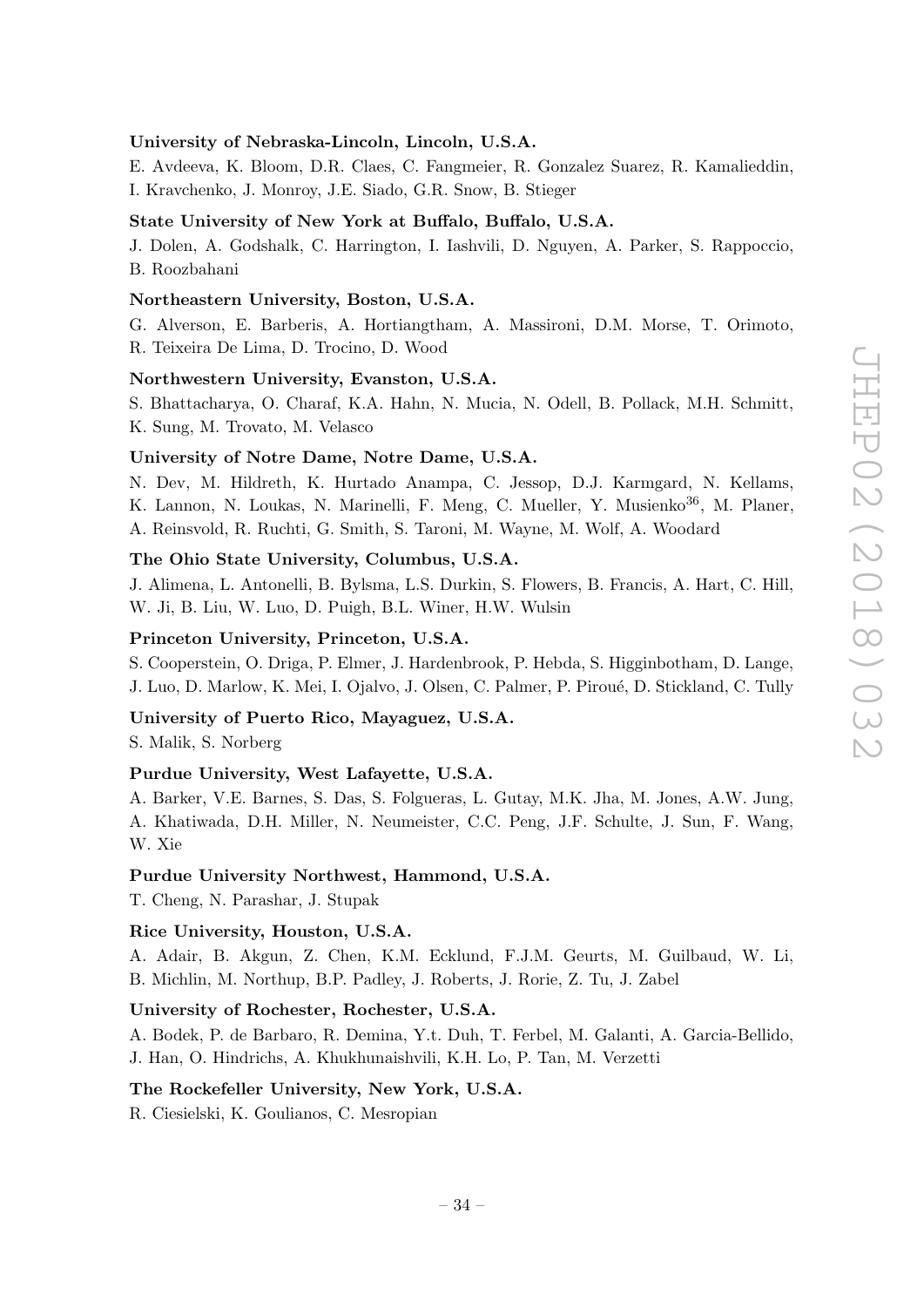**University of Nebraska-Lincoln, Lincoln, U.S.A.**

E. Avdeeva, K. Bloom, D.R. Claes, C. Fangmeier, R. Gonzalez Suarez, R. Kamalieddin, I. Kravchenko, J. Monroy, J.E. Siado, G.R. Snow, B. Stieger

**State University of New York at Buffalo, Buffalo, U.S.A.**

J. Dolen, A. Godshalk, C. Harrington, I. Iashvili, D. Nguyen, A. Parker, S. Rappoccio, B. Roozbahani

**Northeastern University, Boston, U.S.A.**

G. Alverson, E. Barberis, A. Hortiangtham, A. Massironi, D.M. Morse, T. Orimoto, R. Teixeira De Lima, D. Trocino, D. Wood

**Northwestern University, Evanston, U.S.A.**

S. Bhattacharya, O. Charaf, K.A. Hahn, N. Mucia, N. Odell, B. Pollack, M.H. Schmitt, K. Sung, M. Trovato, M. Velasco

**University of Notre Dame, Notre Dame, U.S.A.**

N. Dev, M. Hildreth, K. Hurtado Anampa, C. Jessop, D.J. Karmgard, N. Kellams, K. Lannon, N. Loukas, N. Marinelli, F. Meng, C. Mueller, Y. Musienko[36], M. Planer, A. Reinsvold, R. Ruchti, G. Smith, S. Taroni, M. Wayne, M. Wolf, A. Woodard

**The Ohio State University, Columbus, U.S.A.**

J. Alimena, L. Antonelli, B. Bylsma, L.S. Durkin, S. Flowers, B. Francis, A. Hart, C. Hill, W. Ji, B. Liu, W. Luo, D. Puigh, B.L. Winer, H.W. Wulsin

**Princeton University, Princeton, U.S.A.**

S. Cooperstein, O. Driga, P. Elmer, J. Hardenbrook, P. Hebda, S. Higginbotham, D. Lange, J. Luo, D. Marlow, K. Mei, I. Ojalvo, J. Olsen, C. Palmer, P. Piroué, D. Stickland, C. Tully

**University of Puerto Rico, Mayaguez, U.S.A.**

S. Malik, S. Norberg

**Purdue University, West Lafayette, U.S.A.**

A. Barker, V.E. Barnes, S. Das, S. Folgueras, L. Gutay, M.K. Jha, M. Jones, A.W. Jung, A. Khatiwada, D.H. Miller, N. Neumeister, C.C. Peng, J.F. Schulte, J. Sun, F. Wang, W. Xie

**Purdue University Northwest, Hammond, U.S.A.**

T. Cheng, N. Parashar, J. Stupak

**Rice University, Houston, U.S.A.**

A. Adair, B. Akgun, Z. Chen, K.M. Ecklund, F.J.M. Geurts, M. Guilbaud, W. Li, B. Michlin, M. Northup, B.P. Padley, J. Roberts, J. Rorie, Z. Tu, J. Zabel

**University of Rochester, Rochester, U.S.A.**

A. Bodek, P. de Barbaro, R. Demina, Y.t. Duh, T. Ferbel, M. Galanti, A. Garcia-Bellido, J. Han, O. Hindrichs, A. Khukhunaishvili, K.H. Lo, P. Tan, M. Verzetti

**The Rockefeller University, New York, U.S.A.**

R. Ciesielski, K. Goulianos, C. Mesropian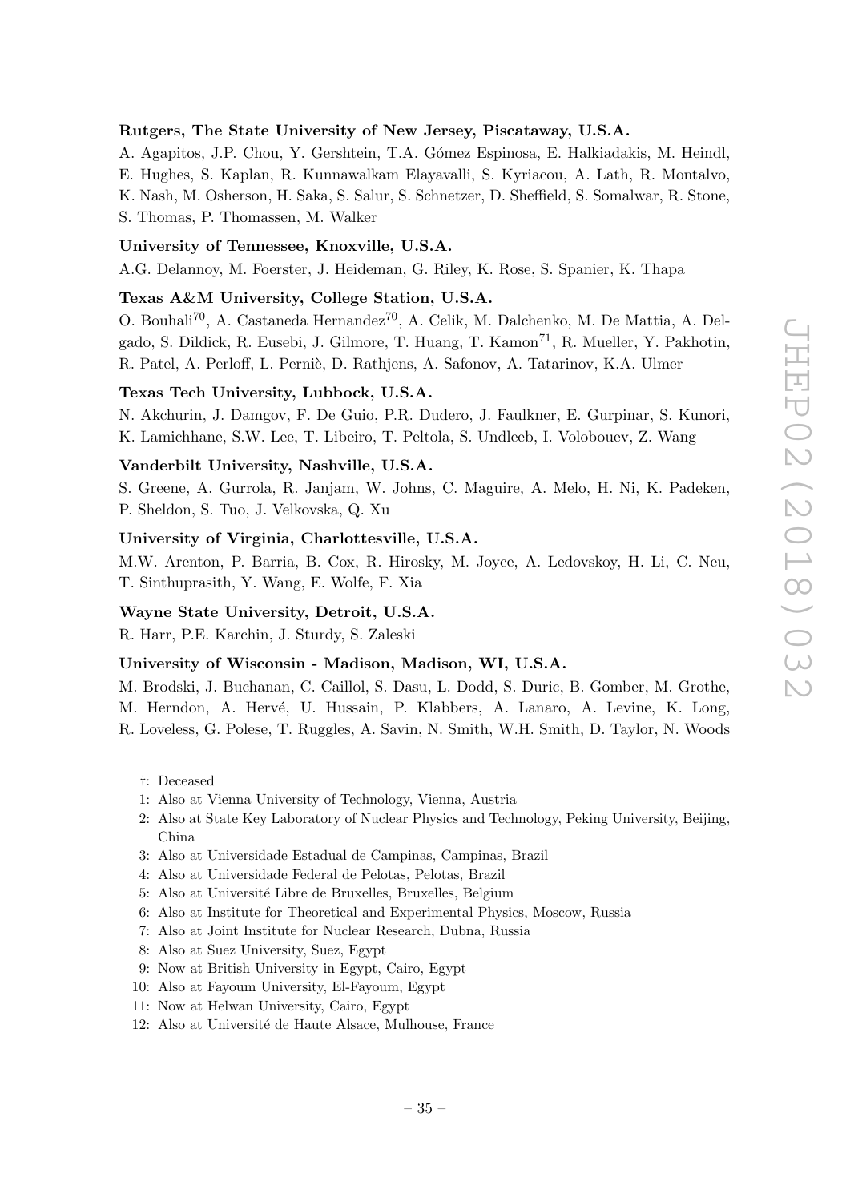**Rutgers, The State University of New Jersey, Piscataway, U.S.A.**

A. Agapitos, J.P. Chou, Y. Gershtein, T.A. Gómez Espinosa, E. Halkiadakis, M. Heindl, E. Hughes, S. Kaplan, R. Kunnawalkam Elayavalli, S. Kyriacou, A. Lath, R. Montalvo, K. Nash, M. Osherson, H. Saka, S. Salur, S. Schnetzer, D. Sheffield, S. Somalwar, R. Stone, S. Thomas, P. Thomassen, M. Walker

**University of Tennessee, Knoxville, U.S.A.**

A.G. Delannoy, M. Foerster, J. Heideman, G. Riley, K. Rose, S. Spanier, K. Thapa

**Texas A&M University, College Station, U.S.A.**

O. Bouhali[70], A. Castaneda Hernandez[70], A. Celik, M. Dalchenko, M. De Mattia, A. Delgado, S. Dildick, R. Eusebi, J. Gilmore, T. Huang, T. Kamon[71], R. Mueller, Y. Pakhotin, R. Patel, A. Perloff, L. Perniè, D. Rathjens, A. Safonov, A. Tatarinov, K.A. Ulmer

**Texas Tech University, Lubbock, U.S.A.**

N. Akchurin, J. Damgov, F. De Guio, P.R. Dudero, J. Faulkner, E. Gurpinar, S. Kunori, K. Lamichhane, S.W. Lee, T. Libeiro, T. Peltola, S. Undleeb, I. Volobouev, Z. Wang

**Vanderbilt University, Nashville, U.S.A.**

S. Greene, A. Gurrola, R. Janjam, W. Johns, C. Maguire, A. Melo, H. Ni, K. Padeken, P. Sheldon, S. Tuo, J. Velkovska, Q. Xu

**University of Virginia, Charlottesville, U.S.A.**

M.W. Arenton, P. Barria, B. Cox, R. Hirosky, M. Joyce, A. Ledovskoy, H. Li, C. Neu, T. Sinthuprasith, Y. Wang, E. Wolfe, F. Xia

**Wayne State University, Detroit, U.S.A.**

R. Harr, P.E. Karchin, J. Sturdy, S. Zaleski

**University of Wisconsin - Madison, Madison, WI, U.S.A.**

M. Brodski, J. Buchanan, C. Caillol, S. Dasu, L. Dodd, S. Duric, B. Gomber, M. Grothe, M. Herndon, A. Hervé, U. Hussain, P. Klabbers, A. Lanaro, A. Levine, K. Long, R. Loveless, G. Polese, T. Ruggles, A. Savin, N. Smith, W.H. Smith, D. Taylor, N. Woods

†: Deceased
1: Also at Vienna University of Technology, Vienna, Austria
2: Also at State Key Laboratory of Nuclear Physics and Technology, Peking University, Beijing, China
3: Also at Universidade Estadual de Campinas, Campinas, Brazil
4: Also at Universidade Federal de Pelotas, Pelotas, Brazil
5: Also at Université Libre de Bruxelles, Bruxelles, Belgium
6: Also at Institute for Theoretical and Experimental Physics, Moscow, Russia
7: Also at Joint Institute for Nuclear Research, Dubna, Russia
8: Also at Suez University, Suez, Egypt
9: Now at British University in Egypt, Cairo, Egypt
10: Also at Fayoum University, El-Fayoum, Egypt
11: Now at Helwan University, Cairo, Egypt
12: Also at Université de Haute Alsace, Mulhouse, France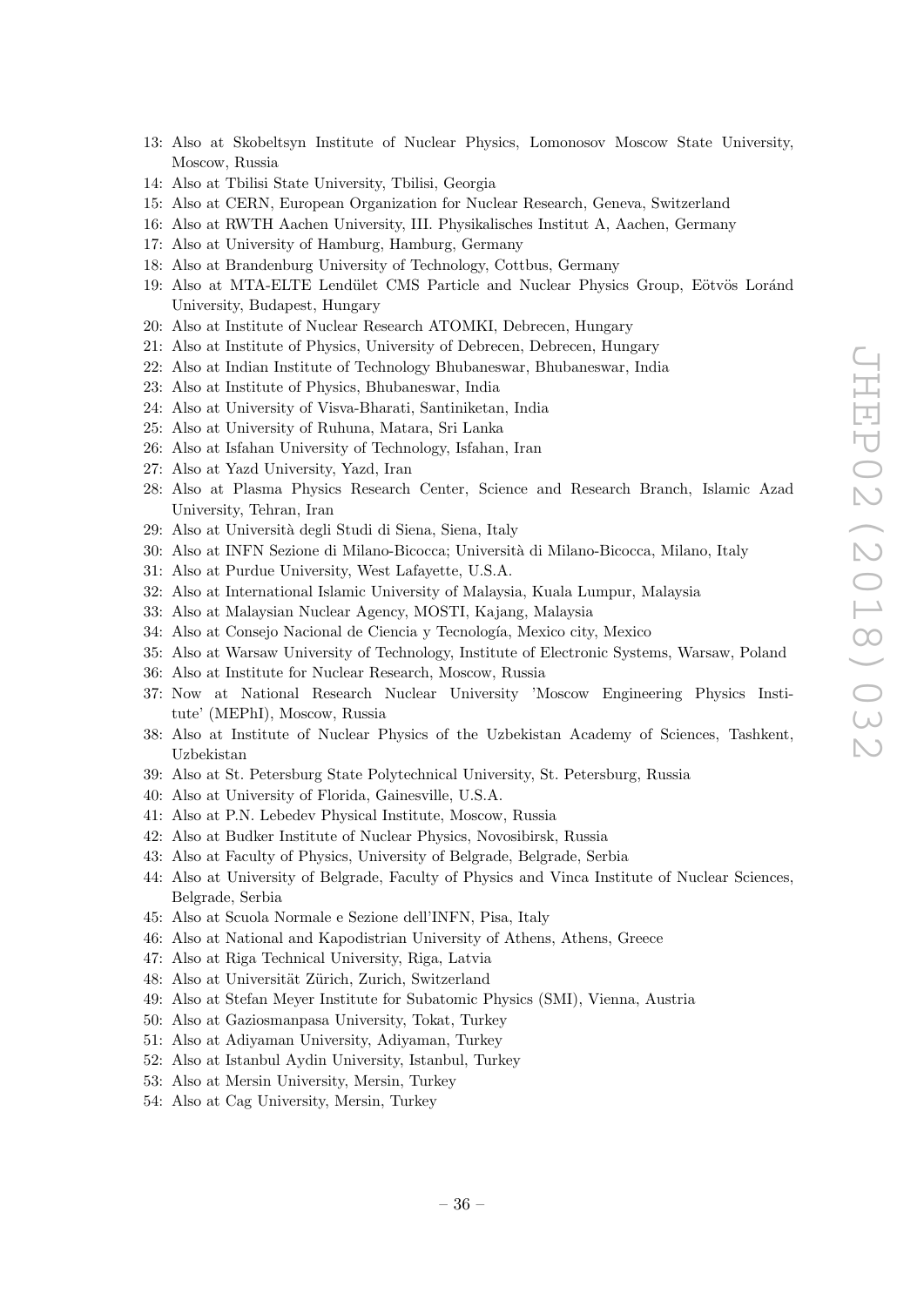13: Also at Skobeltsyn Institute of Nuclear Physics, Lomonosov Moscow State University, Moscow, Russia
14: Also at Tbilisi State University, Tbilisi, Georgia
15: Also at CERN, European Organization for Nuclear Research, Geneva, Switzerland
16: Also at RWTH Aachen University, III. Physikalisches Institut A, Aachen, Germany
17: Also at University of Hamburg, Hamburg, Germany
18: Also at Brandenburg University of Technology, Cottbus, Germany
19: Also at MTA-ELTE Lendület CMS Particle and Nuclear Physics Group, Eötvös Loránd University, Budapest, Hungary
20: Also at Institute of Nuclear Research ATOMKI, Debrecen, Hungary
21: Also at Institute of Physics, University of Debrecen, Debrecen, Hungary
22: Also at Indian Institute of Technology Bhubaneswar, Bhubaneswar, India
23: Also at Institute of Physics, Bhubaneswar, India
24: Also at University of Visva-Bharati, Santiniketan, India
25: Also at University of Ruhuna, Matara, Sri Lanka
26: Also at Isfahan University of Technology, Isfahan, Iran
27: Also at Yazd University, Yazd, Iran
28: Also at Plasma Physics Research Center, Science and Research Branch, Islamic Azad University, Tehran, Iran
29: Also at Università degli Studi di Siena, Siena, Italy
30: Also at INFN Sezione di Milano-Bicocca; Università di Milano-Bicocca, Milano, Italy
31: Also at Purdue University, West Lafayette, U.S.A.
32: Also at International Islamic University of Malaysia, Kuala Lumpur, Malaysia
33: Also at Malaysian Nuclear Agency, MOSTI, Kajang, Malaysia
34: Also at Consejo Nacional de Ciencia y Tecnología, Mexico city, Mexico
35: Also at Warsaw University of Technology, Institute of Electronic Systems, Warsaw, Poland
36: Also at Institute for Nuclear Research, Moscow, Russia
37: Now at National Research Nuclear University 'Moscow Engineering Physics Institute' (MEPhI), Moscow, Russia
38: Also at Institute of Nuclear Physics of the Uzbekistan Academy of Sciences, Tashkent, Uzbekistan
39: Also at St. Petersburg State Polytechnical University, St. Petersburg, Russia
40: Also at University of Florida, Gainesville, U.S.A.
41: Also at P.N. Lebedev Physical Institute, Moscow, Russia
42: Also at Budker Institute of Nuclear Physics, Novosibirsk, Russia
43: Also at Faculty of Physics, University of Belgrade, Belgrade, Serbia
44: Also at University of Belgrade, Faculty of Physics and Vinca Institute of Nuclear Sciences, Belgrade, Serbia
45: Also at Scuola Normale e Sezione dell'INFN, Pisa, Italy
46: Also at National and Kapodistrian University of Athens, Athens, Greece
47: Also at Riga Technical University, Riga, Latvia
48: Also at Universität Zürich, Zurich, Switzerland
49: Also at Stefan Meyer Institute for Subatomic Physics (SMI), Vienna, Austria
50: Also at Gaziosmanpasa University, Tokat, Turkey
51: Also at Adiyaman University, Adiyaman, Turkey
52: Also at Istanbul Aydin University, Istanbul, Turkey
53: Also at Mersin University, Mersin, Turkey
54: Also at Cag University, Mersin, Turkey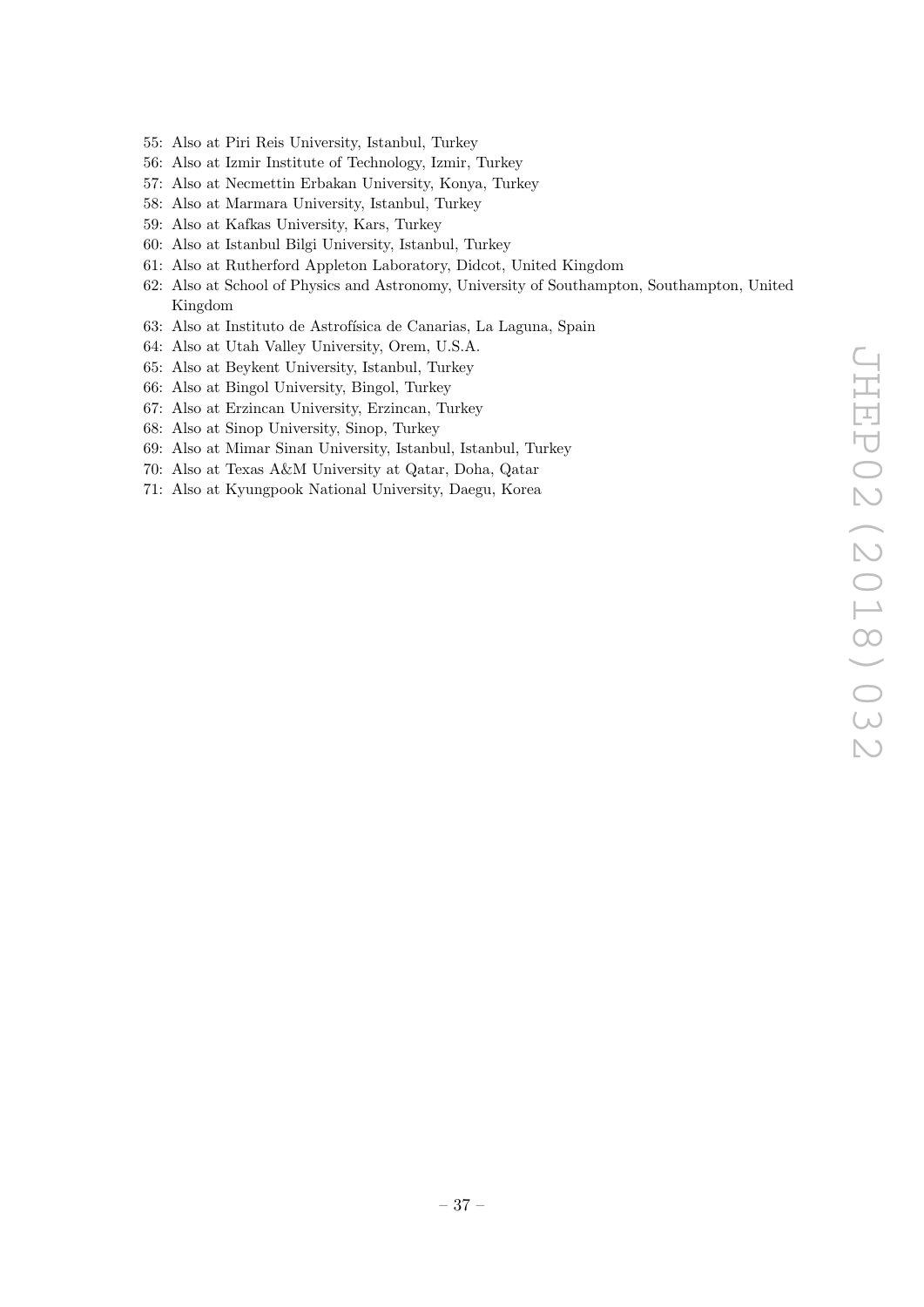55: Also at Piri Reis University, Istanbul, Turkey
56: Also at Izmir Institute of Technology, Izmir, Turkey
57: Also at Necmettin Erbakan University, Konya, Turkey
58: Also at Marmara University, Istanbul, Turkey
59: Also at Kafkas University, Kars, Turkey
60: Also at Istanbul Bilgi University, Istanbul, Turkey
61: Also at Rutherford Appleton Laboratory, Didcot, United Kingdom
62: Also at School of Physics and Astronomy, University of Southampton, Southampton, United Kingdom
63: Also at Instituto de Astrofísica de Canarias, La Laguna, Spain
64: Also at Utah Valley University, Orem, U.S.A.
65: Also at Beykent University, Istanbul, Turkey
66: Also at Bingol University, Bingol, Turkey
67: Also at Erzincan University, Erzincan, Turkey
68: Also at Sinop University, Sinop, Turkey
69: Also at Mimar Sinan University, Istanbul, Istanbul, Turkey
70: Also at Texas A&M University at Qatar, Doha, Qatar
71: Also at Kyungpook National University, Daegu, Korea